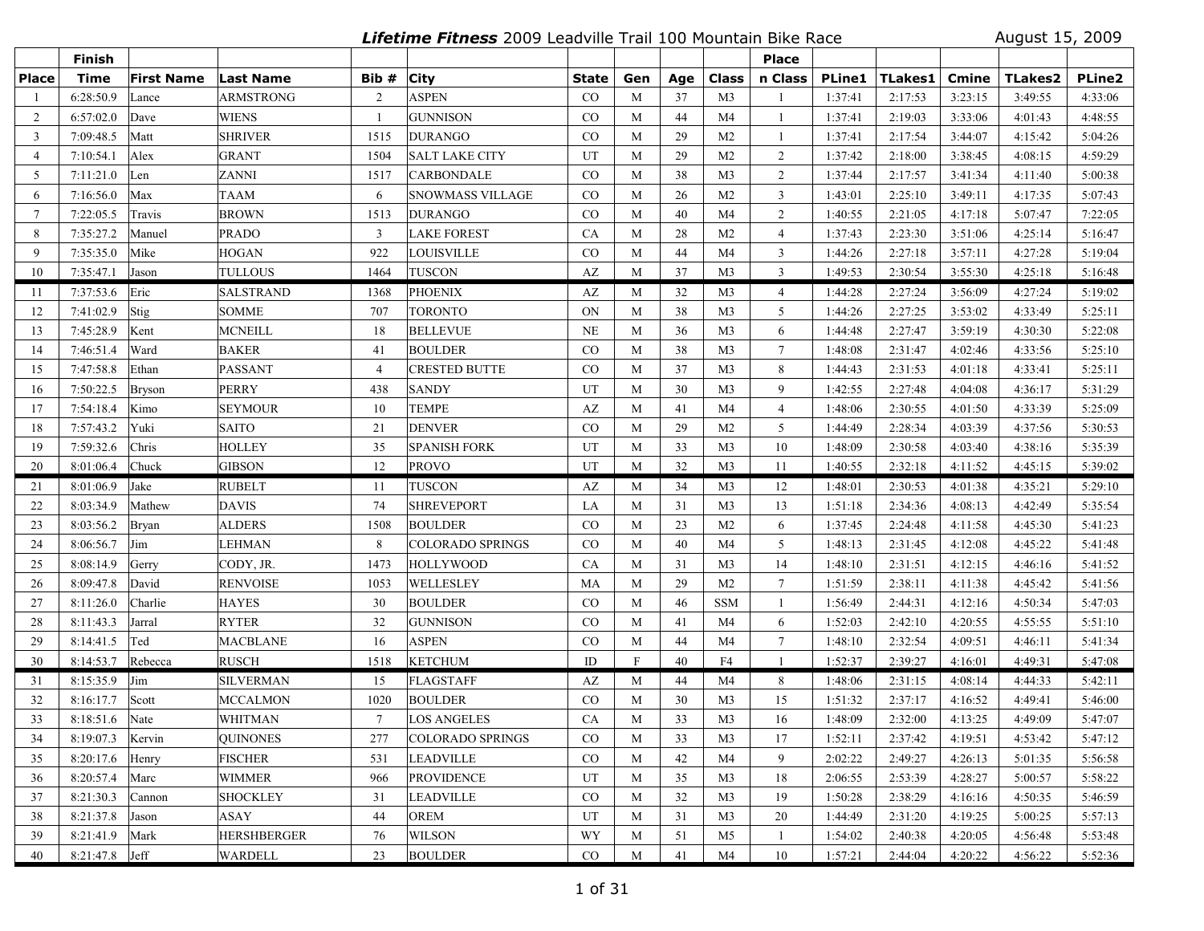# *Lifetime Fitness* 2009 Leadville Trail 100 Mountain Bike Race

August 15, 2009

| Place | Finish Time | First Name | Last Name | Bib # | City | State | Gen | Age | Class | Place n Class | PLine1 | TLakes1 | Cmine | TLakes2 | PLine2 |
|---|---|---|---|---|---|---|---|---|---|---|---|---|---|---|---|
| 1 | 6:28:50.9 | Lance | ARMSTRONG | 2 | ASPEN | CO | M | 37 | M3 | 1 | 1:37:41 | 2:17:53 | 3:23:15 | 3:49:55 | 4:33:06 |
| 2 | 6:57:02.0 | Dave | WIENS | 1 | GUNNISON | CO | M | 44 | M4 | 1 | 1:37:41 | 2:19:03 | 3:33:06 | 4:01:43 | 4:48:55 |
| 3 | 7:09:48.5 | Matt | SHRIVER | 1515 | DURANGO | CO | M | 29 | M2 | 1 | 1:37:41 | 2:17:54 | 3:44:07 | 4:15:42 | 5:04:26 |
| 4 | 7:10:54.1 | Alex | GRANT | 1504 | SALT LAKE CITY | UT | M | 29 | M2 | 2 | 1:37:42 | 2:18:00 | 3:38:45 | 4:08:15 | 4:59:29 |
| 5 | 7:11:21.0 | Len | ZANNI | 1517 | CARBONDALE | CO | M | 38 | M3 | 2 | 1:37:44 | 2:17:57 | 3:41:34 | 4:11:40 | 5:00:38 |
| 6 | 7:16:56.0 | Max | TAAM | 6 | SNOWMASS VILLAGE | CO | M | 26 | M2 | 3 | 1:43:01 | 2:25:10 | 3:49:11 | 4:17:35 | 5:07:43 |
| 7 | 7:22:05.5 | Travis | BROWN | 1513 | DURANGO | CO | M | 40 | M4 | 2 | 1:40:55 | 2:21:05 | 4:17:18 | 5:07:47 | 7:22:05 |
| 8 | 7:35:27.2 | Manuel | PRADO | 3 | LAKE FOREST | CA | M | 28 | M2 | 4 | 1:37:43 | 2:23:30 | 3:51:06 | 4:25:14 | 5:16:47 |
| 9 | 7:35:35.0 | Mike | HOGAN | 922 | LOUISVILLE | CO | M | 44 | M4 | 3 | 1:44:26 | 2:27:18 | 3:57:11 | 4:27:28 | 5:19:04 |
| 10 | 7:35:47.1 | Jason | TULLOUS | 1464 | TUSCON | AZ | M | 37 | M3 | 3 | 1:49:53 | 2:30:54 | 3:55:30 | 4:25:18 | 5:16:48 |
| 11 | 7:37:53.6 | Eric | SALSTRAND | 1368 | PHOENIX | AZ | M | 32 | M3 | 4 | 1:44:28 | 2:27:24 | 3:56:09 | 4:27:24 | 5:19:02 |
| 12 | 7:41:02.9 | Stig | SOMME | 707 | TORONTO | ON | M | 38 | M3 | 5 | 1:44:26 | 2:27:25 | 3:53:02 | 4:33:49 | 5:25:11 |
| 13 | 7:45:28.9 | Kent | MCNEILL | 18 | BELLEVUE | NE | M | 36 | M3 | 6 | 1:44:48 | 2:27:47 | 3:59:19 | 4:30:30 | 5:22:08 |
| 14 | 7:46:51.4 | Ward | BAKER | 41 | BOULDER | CO | M | 38 | M3 | 7 | 1:48:08 | 2:31:47 | 4:02:46 | 4:33:56 | 5:25:10 |
| 15 | 7:47:58.8 | Ethan | PASSANT | 4 | CRESTED BUTTE | CO | M | 37 | M3 | 8 | 1:44:43 | 2:31:53 | 4:01:18 | 4:33:41 | 5:25:11 |
| 16 | 7:50:22.5 | Bryson | PERRY | 438 | SANDY | UT | M | 30 | M3 | 9 | 1:42:55 | 2:27:48 | 4:04:08 | 4:36:17 | 5:31:29 |
| 17 | 7:54:18.4 | Kimo | SEYMOUR | 10 | TEMPE | AZ | M | 41 | M4 | 4 | 1:48:06 | 2:30:55 | 4:01:50 | 4:33:39 | 5:25:09 |
| 18 | 7:57:43.2 | Yuki | SAITO | 21 | DENVER | CO | M | 29 | M2 | 5 | 1:44:49 | 2:28:34 | 4:03:39 | 4:37:56 | 5:30:53 |
| 19 | 7:59:32.6 | Chris | HOLLEY | 35 | SPANISH FORK | UT | M | 33 | M3 | 10 | 1:48:09 | 2:30:58 | 4:03:40 | 4:38:16 | 5:35:39 |
| 20 | 8:01:06.4 | Chuck | GIBSON | 12 | PROVO | UT | M | 32 | M3 | 11 | 1:40:55 | 2:32:18 | 4:11:52 | 4:45:15 | 5:39:02 |
| 21 | 8:01:06.9 | Jake | RUBELT | 11 | TUSCON | AZ | M | 34 | M3 | 12 | 1:48:01 | 2:30:53 | 4:01:38 | 4:35:21 | 5:29:10 |
| 22 | 8:03:34.9 | Mathew | DAVIS | 74 | SHREVEPORT | LA | M | 31 | M3 | 13 | 1:51:18 | 2:34:36 | 4:08:13 | 4:42:49 | 5:35:54 |
| 23 | 8:03:56.2 | Bryan | ALDERS | 1508 | BOULDER | CO | M | 23 | M2 | 6 | 1:37:45 | 2:24:48 | 4:11:58 | 4:45:30 | 5:41:23 |
| 24 | 8:06:56.7 | Jim | LEHMAN | 8 | COLORADO SPRINGS | CO | M | 40 | M4 | 5 | 1:48:13 | 2:31:45 | 4:12:08 | 4:45:22 | 5:41:48 |
| 25 | 8:08:14.9 | Gerry | CODY, JR. | 1473 | HOLLYWOOD | CA | M | 31 | M3 | 14 | 1:48:10 | 2:31:51 | 4:12:15 | 4:46:16 | 5:41:52 |
| 26 | 8:09:47.8 | David | RENVOISE | 1053 | WELLESLEY | MA | M | 29 | M2 | 7 | 1:51:59 | 2:38:11 | 4:11:38 | 4:45:42 | 5:41:56 |
| 27 | 8:11:26.0 | Charlie | HAYES | 30 | BOULDER | CO | M | 46 | SSM | 1 | 1:56:49 | 2:44:31 | 4:12:16 | 4:50:34 | 5:47:03 |
| 28 | 8:11:43.3 | Jarral | RYTER | 32 | GUNNISON | CO | M | 41 | M4 | 6 | 1:52:03 | 2:42:10 | 4:20:55 | 4:55:55 | 5:51:10 |
| 29 | 8:14:41.5 | Ted | MACBLANE | 16 | ASPEN | CO | M | 44 | M4 | 7 | 1:48:10 | 2:32:54 | 4:09:51 | 4:46:11 | 5:41:34 |
| 30 | 8:14:53.7 | Rebecca | RUSCH | 1518 | KETCHUM | ID | F | 40 | F4 | 1 | 1:52:37 | 2:39:27 | 4:16:01 | 4:49:31 | 5:47:08 |
| 31 | 8:15:35.9 | Jim | SILVERMAN | 15 | FLAGSTAFF | AZ | M | 44 | M4 | 8 | 1:48:06 | 2:31:15 | 4:08:14 | 4:44:33 | 5:42:11 |
| 32 | 8:16:17.7 | Scott | MCCALMON | 1020 | BOULDER | CO | M | 30 | M3 | 15 | 1:51:32 | 2:37:17 | 4:16:52 | 4:49:41 | 5:46:00 |
| 33 | 8:18:51.6 | Nate | WHITMAN | 7 | LOS ANGELES | CA | M | 33 | M3 | 16 | 1:48:09 | 2:32:00 | 4:13:25 | 4:49:09 | 5:47:07 |
| 34 | 8:19:07.3 | Kervin | QUINONES | 277 | COLORADO SPRINGS | CO | M | 33 | M3 | 17 | 1:52:11 | 2:37:42 | 4:19:51 | 4:53:42 | 5:47:12 |
| 35 | 8:20:17.6 | Henry | FISCHER | 531 | LEADVILLE | CO | M | 42 | M4 | 9 | 2:02:22 | 2:49:27 | 4:26:13 | 5:01:35 | 5:56:58 |
| 36 | 8:20:57.4 | Marc | WIMMER | 966 | PROVIDENCE | UT | M | 35 | M3 | 18 | 2:06:55 | 2:53:39 | 4:28:27 | 5:00:57 | 5:58:22 |
| 37 | 8:21:30.3 | Cannon | SHOCKLEY | 31 | LEADVILLE | CO | M | 32 | M3 | 19 | 1:50:28 | 2:38:29 | 4:16:16 | 4:50:35 | 5:46:59 |
| 38 | 8:21:37.8 | Jason | ASAY | 44 | OREM | UT | M | 31 | M3 | 20 | 1:44:49 | 2:31:20 | 4:19:25 | 5:00:25 | 5:57:13 |
| 39 | 8:21:41.9 | Mark | HERSHBERGER | 76 | WILSON | WY | M | 51 | M5 | 1 | 1:54:02 | 2:40:38 | 4:20:05 | 4:56:48 | 5:53:48 |
| 40 | 8:21:47.8 | Jeff | WARDELL | 23 | BOULDER | CO | M | 41 | M4 | 10 | 1:57:21 | 2:44:04 | 4:20:22 | 4:56:22 | 5:52:36 |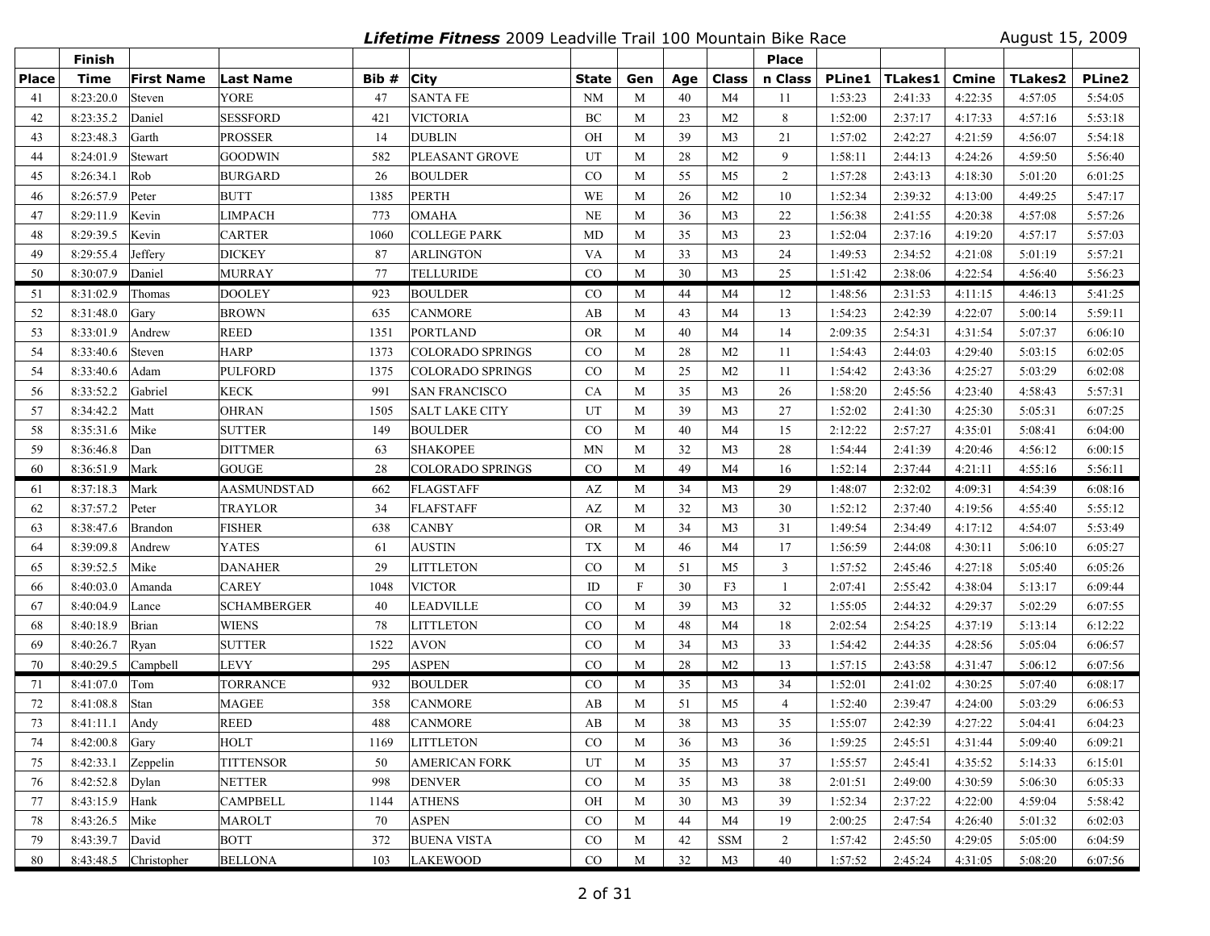# *Lifetime Fitness* 2009 Leadville Trail 100 Mountain Bike Race

August 15, 2009

| Place | Finish Time | First Name | Last Name | Bib # | City | State | Gen | Age | Class | Place n Class | PLine1 | TLakes1 | Cmine | TLakes2 | PLine2 |
|---|---|---|---|---|---|---|---|---|---|---|---|---|---|---|---|
| 41 | 8:23:20.0 | Steven | YORE | 47 | SANTA FE | NM | M | 40 | M4 | 11 | 1:53:23 | 2:41:33 | 4:22:35 | 4:57:05 | 5:54:05 |
| 42 | 8:23:35.2 | Daniel | SESSFORD | 421 | VICTORIA | BC | M | 23 | M2 | 8 | 1:52:00 | 2:37:17 | 4:17:33 | 4:57:16 | 5:53:18 |
| 43 | 8:23:48.3 | Garth | PROSSER | 14 | DUBLIN | OH | M | 39 | M3 | 21 | 1:57:02 | 2:42:27 | 4:21:59 | 4:56:07 | 5:54:18 |
| 44 | 8:24:01.9 | Stewart | GOODWIN | 582 | PLEASANT GROVE | UT | M | 28 | M2 | 9 | 1:58:11 | 2:44:13 | 4:24:26 | 4:59:50 | 5:56:40 |
| 45 | 8:26:34.1 | Rob | BURGARD | 26 | BOULDER | CO | M | 55 | M5 | 2 | 1:57:28 | 2:43:13 | 4:18:30 | 5:01:20 | 6:01:25 |
| 46 | 8:26:57.9 | Peter | BUTT | 1385 | PERTH | WE | M | 26 | M2 | 10 | 1:52:34 | 2:39:32 | 4:13:00 | 4:49:25 | 5:47:17 |
| 47 | 8:29:11.9 | Kevin | LIMPACH | 773 | OMAHA | NE | M | 36 | M3 | 22 | 1:56:38 | 2:41:55 | 4:20:38 | 4:57:08 | 5:57:26 |
| 48 | 8:29:39.5 | Kevin | CARTER | 1060 | COLLEGE PARK | MD | M | 35 | M3 | 23 | 1:52:04 | 2:37:16 | 4:19:20 | 4:57:17 | 5:57:03 |
| 49 | 8:29:55.4 | Jeffery | DICKEY | 87 | ARLINGTON | VA | M | 33 | M3 | 24 | 1:49:53 | 2:34:52 | 4:21:08 | 5:01:19 | 5:57:21 |
| 50 | 8:30:07.9 | Daniel | MURRAY | 77 | TELLURIDE | CO | M | 30 | M3 | 25 | 1:51:42 | 2:38:06 | 4:22:54 | 4:56:40 | 5:56:23 |
| 51 | 8:31:02.9 | Thomas | DOOLEY | 923 | BOULDER | CO | M | 44 | M4 | 12 | 1:48:56 | 2:31:53 | 4:11:15 | 4:46:13 | 5:41:25 |
| 52 | 8:31:48.0 | Gary | BROWN | 635 | CANMORE | AB | M | 43 | M4 | 13 | 1:54:23 | 2:42:39 | 4:22:07 | 5:00:14 | 5:59:11 |
| 53 | 8:33:01.9 | Andrew | REED | 1351 | PORTLAND | OR | M | 40 | M4 | 14 | 2:09:35 | 2:54:31 | 4:31:54 | 5:07:37 | 6:06:10 |
| 54 | 8:33:40.6 | Steven | HARP | 1373 | COLORADO SPRINGS | CO | M | 28 | M2 | 11 | 1:54:43 | 2:44:03 | 4:29:40 | 5:03:15 | 6:02:05 |
| 54 | 8:33:40.6 | Adam | PULFORD | 1375 | COLORADO SPRINGS | CO | M | 25 | M2 | 11 | 1:54:42 | 2:43:36 | 4:25:27 | 5:03:29 | 6:02:08 |
| 56 | 8:33:52.2 | Gabriel | KECK | 991 | SAN FRANCISCO | CA | M | 35 | M3 | 26 | 1:58:20 | 2:45:56 | 4:23:40 | 4:58:43 | 5:57:31 |
| 57 | 8:34:42.2 | Matt | OHRAN | 1505 | SALT LAKE CITY | UT | M | 39 | M3 | 27 | 1:52:02 | 2:41:30 | 4:25:30 | 5:05:31 | 6:07:25 |
| 58 | 8:35:31.6 | Mike | SUTTER | 149 | BOULDER | CO | M | 40 | M4 | 15 | 2:12:22 | 2:57:27 | 4:35:01 | 5:08:41 | 6:04:00 |
| 59 | 8:36:46.8 | Dan | DITTMER | 63 | SHAKOPEE | MN | M | 32 | M3 | 28 | 1:54:44 | 2:41:39 | 4:20:46 | 4:56:12 | 6:00:15 |
| 60 | 8:36:51.9 | Mark | GOUGE | 28 | COLORADO SPRINGS | CO | M | 49 | M4 | 16 | 1:52:14 | 2:37:44 | 4:21:11 | 4:55:16 | 5:56:11 |
| 61 | 8:37:18.3 | Mark | AASMUNDSTAD | 662 | FLAGSTAFF | AZ | M | 34 | M3 | 29 | 1:48:07 | 2:32:02 | 4:09:31 | 4:54:39 | 6:08:16 |
| 62 | 8:37:57.2 | Peter | TRAYLOR | 34 | FLAFSTAFF | AZ | M | 32 | M3 | 30 | 1:52:12 | 2:37:40 | 4:19:56 | 4:55:40 | 5:55:12 |
| 63 | 8:38:47.6 | Brandon | FISHER | 638 | CANBY | OR | M | 34 | M3 | 31 | 1:49:54 | 2:34:49 | 4:17:12 | 4:54:07 | 5:53:49 |
| 64 | 8:39:09.8 | Andrew | YATES | 61 | AUSTIN | TX | M | 46 | M4 | 17 | 1:56:59 | 2:44:08 | 4:30:11 | 5:06:10 | 6:05:27 |
| 65 | 8:39:52.5 | Mike | DANAHER | 29 | LITTLETON | CO | M | 51 | M5 | 3 | 1:57:52 | 2:45:46 | 4:27:18 | 5:05:40 | 6:05:26 |
| 66 | 8:40:03.0 | Amanda | CAREY | 1048 | VICTOR | ID | F | 30 | F3 | 1 | 2:07:41 | 2:55:42 | 4:38:04 | 5:13:17 | 6:09:44 |
| 67 | 8:40:04.9 | Lance | SCHAMBERGER | 40 | LEADVILLE | CO | M | 39 | M3 | 32 | 1:55:05 | 2:44:32 | 4:29:37 | 5:02:29 | 6:07:55 |
| 68 | 8:40:18.9 | Brian | WIENS | 78 | LITTLETON | CO | M | 48 | M4 | 18 | 2:02:54 | 2:54:25 | 4:37:19 | 5:13:14 | 6:12:22 |
| 69 | 8:40:26.7 | Ryan | SUTTER | 1522 | AVON | CO | M | 34 | M3 | 33 | 1:54:42 | 2:44:35 | 4:28:56 | 5:05:04 | 6:06:57 |
| 70 | 8:40:29.5 | Campbell | LEVY | 295 | ASPEN | CO | M | 28 | M2 | 13 | 1:57:15 | 2:43:58 | 4:31:47 | 5:06:12 | 6:07:56 |
| 71 | 8:41:07.0 | Tom | TORRANCE | 932 | BOULDER | CO | M | 35 | M3 | 34 | 1:52:01 | 2:41:02 | 4:30:25 | 5:07:40 | 6:08:17 |
| 72 | 8:41:08.8 | Stan | MAGEE | 358 | CANMORE | AB | M | 51 | M5 | 4 | 1:52:40 | 2:39:47 | 4:24:00 | 5:03:29 | 6:06:53 |
| 73 | 8:41:11.1 | Andy | REED | 488 | CANMORE | AB | M | 38 | M3 | 35 | 1:55:07 | 2:42:39 | 4:27:22 | 5:04:41 | 6:04:23 |
| 74 | 8:42:00.8 | Gary | HOLT | 1169 | LITTLETON | CO | M | 36 | M3 | 36 | 1:59:25 | 2:45:51 | 4:31:44 | 5:09:40 | 6:09:21 |
| 75 | 8:42:33.1 | Zeppelin | TITTENSOR | 50 | AMERICAN FORK | UT | M | 35 | M3 | 37 | 1:55:57 | 2:45:41 | 4:35:52 | 5:14:33 | 6:15:01 |
| 76 | 8:42:52.8 | Dylan | NETTER | 998 | DENVER | CO | M | 35 | M3 | 38 | 2:01:51 | 2:49:00 | 4:30:59 | 5:06:30 | 6:05:33 |
| 77 | 8:43:15.9 | Hank | CAMPBELL | 1144 | ATHENS | OH | M | 30 | M3 | 39 | 1:52:34 | 2:37:22 | 4:22:00 | 4:59:04 | 5:58:42 |
| 78 | 8:43:26.5 | Mike | MAROLT | 70 | ASPEN | CO | M | 44 | M4 | 19 | 2:00:25 | 2:47:54 | 4:26:40 | 5:01:32 | 6:02:03 |
| 79 | 8:43:39.7 | David | BOTT | 372 | BUENA VISTA | CO | M | 42 | SSM | 2 | 1:57:42 | 2:45:50 | 4:29:05 | 5:05:00 | 6:04:59 |
| 80 | 8:43:48.5 | Christopher | BELLONA | 103 | LAKEWOOD | CO | M | 32 | M3 | 40 | 1:57:52 | 2:45:24 | 4:31:05 | 5:08:20 | 6:07:56 |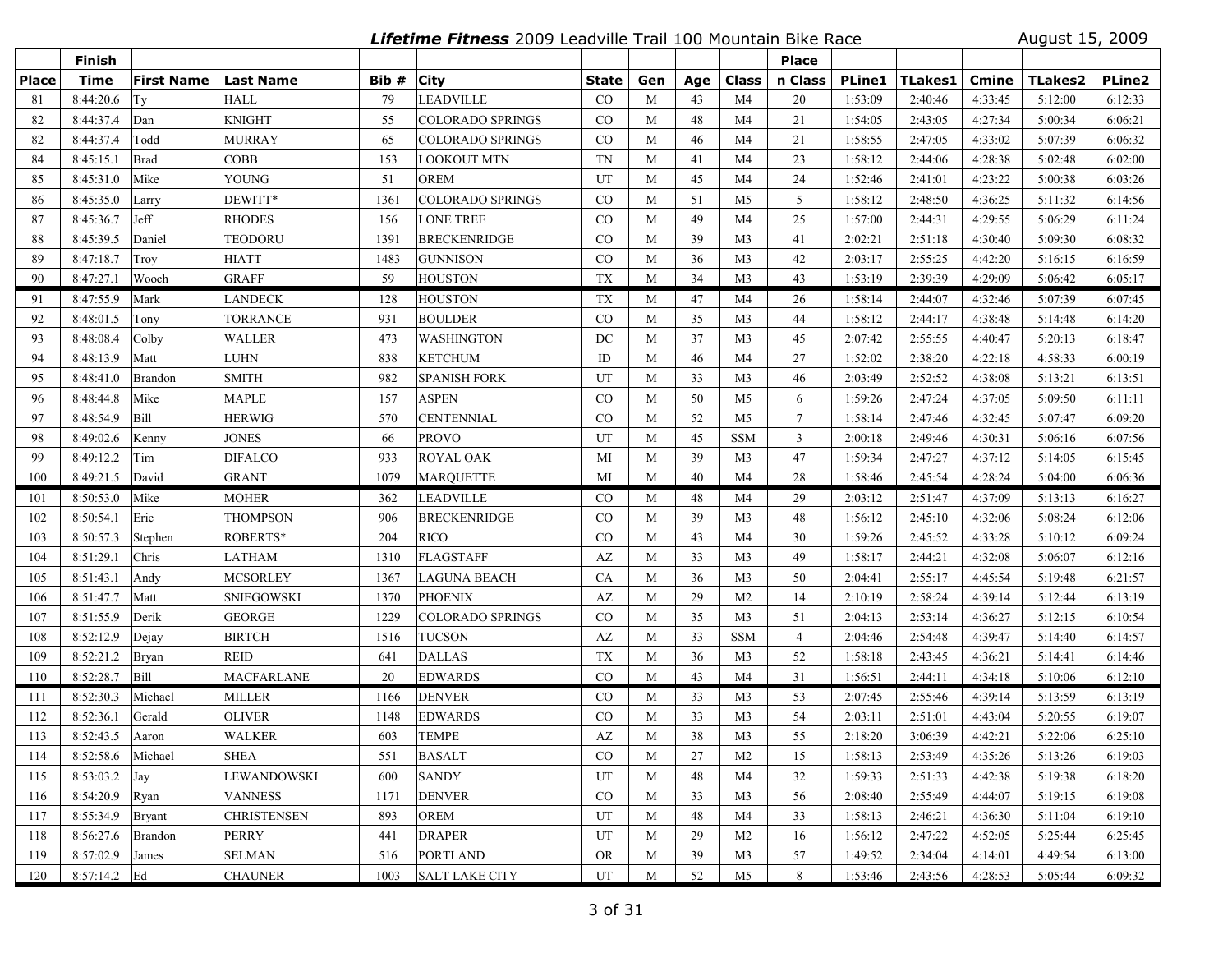# *Lifetime Fitness* 2009 Leadville Trail 100 Mountain Bike Race

August 15, 2009

| Place | Finish Time | First Name | Last Name | Bib # | City | State | Gen | Age | Class | Place n Class | PLine1 | TLakes1 | Cmine | TLakes2 | PLine2 |
|---|---|---|---|---|---|---|---|---|---|---|---|---|---|---|---|
| 81 | 8:44:20.6 | Ty | HALL | 79 | LEADVILLE | CO | M | 43 | M4 | 20 | 1:53:09 | 2:40:46 | 4:33:45 | 5:12:00 | 6:12:33 |
| 82 | 8:44:37.4 | Dan | KNIGHT | 55 | COLORADO SPRINGS | CO | M | 48 | M4 | 21 | 1:54:05 | 2:43:05 | 4:27:34 | 5:00:34 | 6:06:21 |
| 82 | 8:44:37.4 | Todd | MURRAY | 65 | COLORADO SPRINGS | CO | M | 46 | M4 | 21 | 1:58:55 | 2:47:05 | 4:33:02 | 5:07:39 | 6:06:32 |
| 84 | 8:45:15.1 | Brad | COBB | 153 | LOOKOUT MTN | TN | M | 41 | M4 | 23 | 1:58:12 | 2:44:06 | 4:28:38 | 5:02:48 | 6:02:00 |
| 85 | 8:45:31.0 | Mike | YOUNG | 51 | OREM | UT | M | 45 | M4 | 24 | 1:52:46 | 2:41:01 | 4:23:22 | 5:00:38 | 6:03:26 |
| 86 | 8:45:35.0 | Larry | DEWITT* | 1361 | COLORADO SPRINGS | CO | M | 51 | M5 | 5 | 1:58:12 | 2:48:50 | 4:36:25 | 5:11:32 | 6:14:56 |
| 87 | 8:45:36.7 | Jeff | RHODES | 156 | LONE TREE | CO | M | 49 | M4 | 25 | 1:57:00 | 2:44:31 | 4:29:55 | 5:06:29 | 6:11:24 |
| 88 | 8:45:39.5 | Daniel | TEODORU | 1391 | BRECKENRIDGE | CO | M | 39 | M3 | 41 | 2:02:21 | 2:51:18 | 4:30:40 | 5:09:30 | 6:08:32 |
| 89 | 8:47:18.7 | Troy | HIATT | 1483 | GUNNISON | CO | M | 36 | M3 | 42 | 2:03:17 | 2:55:25 | 4:42:20 | 5:16:15 | 6:16:59 |
| 90 | 8:47:27.1 | Wooch | GRAFF | 59 | HOUSTON | TX | M | 34 | M3 | 43 | 1:53:19 | 2:39:39 | 4:29:09 | 5:06:42 | 6:05:17 |
| 91 | 8:47:55.9 | Mark | LANDECK | 128 | HOUSTON | TX | M | 47 | M4 | 26 | 1:58:14 | 2:44:07 | 4:32:46 | 5:07:39 | 6:07:45 |
| 92 | 8:48:01.5 | Tony | TORRANCE | 931 | BOULDER | CO | M | 35 | M3 | 44 | 1:58:12 | 2:44:17 | 4:38:48 | 5:14:48 | 6:14:20 |
| 93 | 8:48:08.4 | Colby | WALLER | 473 | WASHINGTON | DC | M | 37 | M3 | 45 | 2:07:42 | 2:55:55 | 4:40:47 | 5:20:13 | 6:18:47 |
| 94 | 8:48:13.9 | Matt | LUHN | 838 | KETCHUM | ID | M | 46 | M4 | 27 | 1:52:02 | 2:38:20 | 4:22:18 | 4:58:33 | 6:00:19 |
| 95 | 8:48:41.0 | Brandon | SMITH | 982 | SPANISH FORK | UT | M | 33 | M3 | 46 | 2:03:49 | 2:52:52 | 4:38:08 | 5:13:21 | 6:13:51 |
| 96 | 8:48:44.8 | Mike | MAPLE | 157 | ASPEN | CO | M | 50 | M5 | 6 | 1:59:26 | 2:47:24 | 4:37:05 | 5:09:50 | 6:11:11 |
| 97 | 8:48:54.9 | Bill | HERWIG | 570 | CENTENNIAL | CO | M | 52 | M5 | 7 | 1:58:14 | 2:47:46 | 4:32:45 | 5:07:47 | 6:09:20 |
| 98 | 8:49:02.6 | Kenny | JONES | 66 | PROVO | UT | M | 45 | SSM | 3 | 2:00:18 | 2:49:46 | 4:30:31 | 5:06:16 | 6:07:56 |
| 99 | 8:49:12.2 | Tim | DIFALCO | 933 | ROYAL OAK | MI | M | 39 | M3 | 47 | 1:59:34 | 2:47:27 | 4:37:12 | 5:14:05 | 6:15:45 |
| 100 | 8:49:21.5 | David | GRANT | 1079 | MARQUETTE | MI | M | 40 | M4 | 28 | 1:58:46 | 2:45:54 | 4:28:24 | 5:04:00 | 6:06:36 |
| 101 | 8:50:53.0 | Mike | MOHER | 362 | LEADVILLE | CO | M | 48 | M4 | 29 | 2:03:12 | 2:51:47 | 4:37:09 | 5:13:13 | 6:16:27 |
| 102 | 8:50:54.1 | Eric | THOMPSON | 906 | BRECKENRIDGE | CO | M | 39 | M3 | 48 | 1:56:12 | 2:45:10 | 4:32:06 | 5:08:24 | 6:12:06 |
| 103 | 8:50:57.3 | Stephen | ROBERTS* | 204 | RICO | CO | M | 43 | M4 | 30 | 1:59:26 | 2:45:52 | 4:33:28 | 5:10:12 | 6:09:24 |
| 104 | 8:51:29.1 | Chris | LATHAM | 1310 | FLAGSTAFF | AZ | M | 33 | M3 | 49 | 1:58:17 | 2:44:21 | 4:32:08 | 5:06:07 | 6:12:16 |
| 105 | 8:51:43.1 | Andy | MCSORLEY | 1367 | LAGUNA BEACH | CA | M | 36 | M3 | 50 | 2:04:41 | 2:55:17 | 4:45:54 | 5:19:48 | 6:21:57 |
| 106 | 8:51:47.7 | Matt | SNIEGOWSKI | 1370 | PHOENIX | AZ | M | 29 | M2 | 14 | 2:10:19 | 2:58:24 | 4:39:14 | 5:12:44 | 6:13:19 |
| 107 | 8:51:55.9 | Derik | GEORGE | 1229 | COLORADO SPRINGS | CO | M | 35 | M3 | 51 | 2:04:13 | 2:53:14 | 4:36:27 | 5:12:15 | 6:10:54 |
| 108 | 8:52:12.9 | Dejay | BIRTCH | 1516 | TUCSON | AZ | M | 33 | SSM | 4 | 2:04:46 | 2:54:48 | 4:39:47 | 5:14:40 | 6:14:57 |
| 109 | 8:52:21.2 | Bryan | REID | 641 | DALLAS | TX | M | 36 | M3 | 52 | 1:58:18 | 2:43:45 | 4:36:21 | 5:14:41 | 6:14:46 |
| 110 | 8:52:28.7 | Bill | MACFARLANE | 20 | EDWARDS | CO | M | 43 | M4 | 31 | 1:56:51 | 2:44:11 | 4:34:18 | 5:10:06 | 6:12:10 |
| 111 | 8:52:30.3 | Michael | MILLER | 1166 | DENVER | CO | M | 33 | M3 | 53 | 2:07:45 | 2:55:46 | 4:39:14 | 5:13:59 | 6:13:19 |
| 112 | 8:52:36.1 | Gerald | OLIVER | 1148 | EDWARDS | CO | M | 33 | M3 | 54 | 2:03:11 | 2:51:01 | 4:43:04 | 5:20:55 | 6:19:07 |
| 113 | 8:52:43.5 | Aaron | WALKER | 603 | TEMPE | AZ | M | 38 | M3 | 55 | 2:18:20 | 3:06:39 | 4:42:21 | 5:22:06 | 6:25:10 |
| 114 | 8:52:58.6 | Michael | SHEA | 551 | BASALT | CO | M | 27 | M2 | 15 | 1:58:13 | 2:53:49 | 4:35:26 | 5:13:26 | 6:19:03 |
| 115 | 8:53:03.2 | Jay | LEWANDOWSKI | 600 | SANDY | UT | M | 48 | M4 | 32 | 1:59:33 | 2:51:33 | 4:42:38 | 5:19:38 | 6:18:20 |
| 116 | 8:54:20.9 | Ryan | VANNESS | 1171 | DENVER | CO | M | 33 | M3 | 56 | 2:08:40 | 2:55:49 | 4:44:07 | 5:19:15 | 6:19:08 |
| 117 | 8:55:34.9 | Bryant | CHRISTENSEN | 893 | OREM | UT | M | 48 | M4 | 33 | 1:58:13 | 2:46:21 | 4:36:30 | 5:11:04 | 6:19:10 |
| 118 | 8:56:27.6 | Brandon | PERRY | 441 | DRAPER | UT | M | 29 | M2 | 16 | 1:56:12 | 2:47:22 | 4:52:05 | 5:25:44 | 6:25:45 |
| 119 | 8:57:02.9 | James | SELMAN | 516 | PORTLAND | OR | M | 39 | M3 | 57 | 1:49:52 | 2:34:04 | 4:14:01 | 4:49:54 | 6:13:00 |
| 120 | 8:57:14.2 | Ed | CHAUNER | 1003 | SALT LAKE CITY | UT | M | 52 | M5 | 8 | 1:53:46 | 2:43:56 | 4:28:53 | 5:05:44 | 6:09:32 |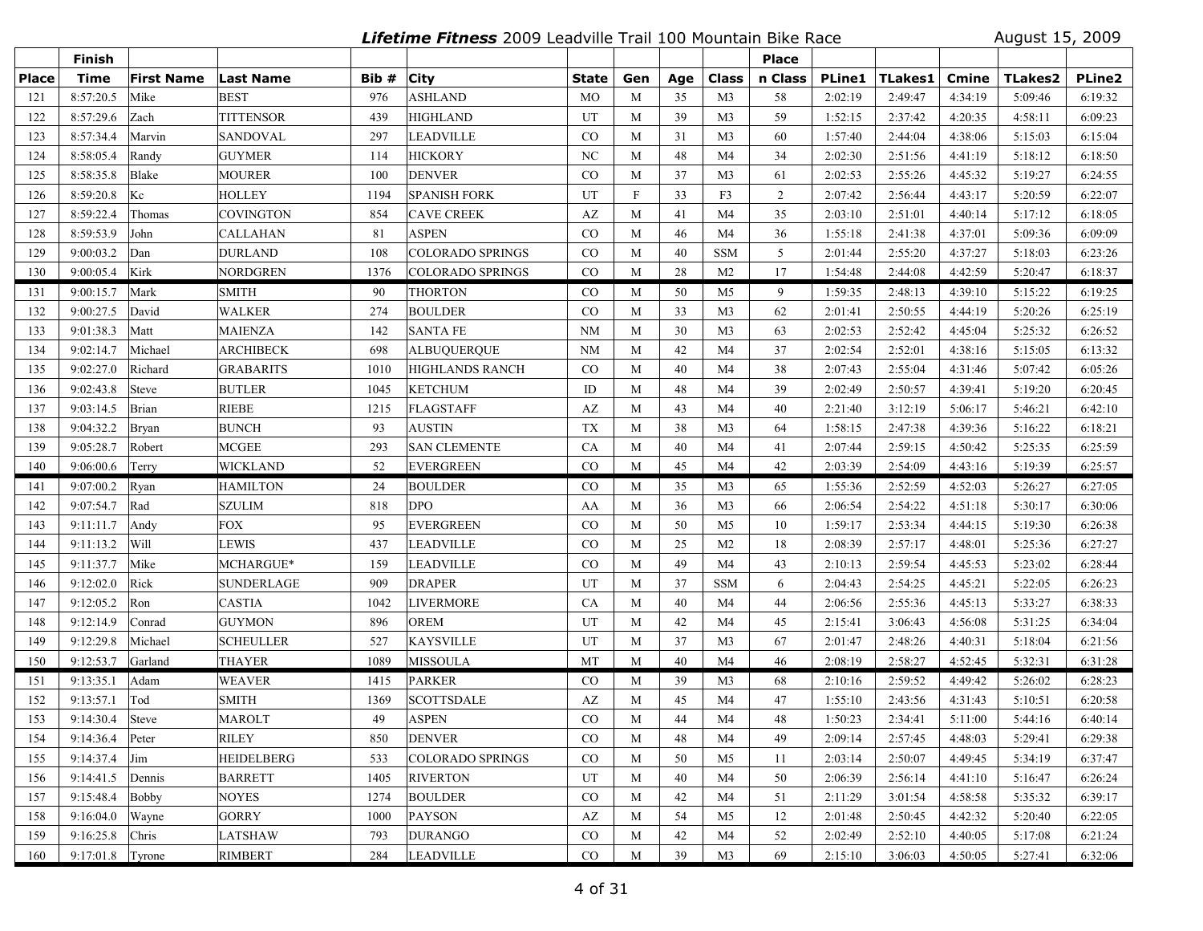***Lifetime Fitness*** **2009 Leadville Trail 100 Mountain Bike Race** — August 15, 2009

| Place | Finish Time | First Name | Last Name | Bib # | City | State | Gen | Age | Class | Place n Class | PLine1 | TLakes1 | Cmine | TLakes2 | PLine2 |
|---|---|---|---|---|---|---|---|---|---|---|---|---|---|---|---|
| 121 | 8:57:20.5 | Mike | BEST | 976 | ASHLAND | MO | M | 35 | M3 | 58 | 2:02:19 | 2:49:47 | 4:34:19 | 5:09:46 | 6:19:32 |
| 122 | 8:57:29.6 | Zach | TITTENSOR | 439 | HIGHLAND | UT | M | 39 | M3 | 59 | 1:52:15 | 2:37:42 | 4:20:35 | 4:58:11 | 6:09:23 |
| 123 | 8:57:34.4 | Marvin | SANDOVAL | 297 | LEADVILLE | CO | M | 31 | M3 | 60 | 1:57:40 | 2:44:04 | 4:38:06 | 5:15:03 | 6:15:04 |
| 124 | 8:58:05.4 | Randy | GUYMER | 114 | HICKORY | NC | M | 48 | M4 | 34 | 2:02:30 | 2:51:56 | 4:41:19 | 5:18:12 | 6:18:50 |
| 125 | 8:58:35.8 | Blake | MOURER | 100 | DENVER | CO | M | 37 | M3 | 61 | 2:02:53 | 2:55:26 | 4:45:32 | 5:19:27 | 6:24:55 |
| 126 | 8:59:20.8 | Kc | HOLLEY | 1194 | SPANISH FORK | UT | F | 33 | F3 | 2 | 2:07:42 | 2:56:44 | 4:43:17 | 5:20:59 | 6:22:07 |
| 127 | 8:59:22.4 | Thomas | COVINGTON | 854 | CAVE CREEK | AZ | M | 41 | M4 | 35 | 2:03:10 | 2:51:01 | 4:40:14 | 5:17:12 | 6:18:05 |
| 128 | 8:59:53.9 | John | CALLAHAN | 81 | ASPEN | CO | M | 46 | M4 | 36 | 1:55:18 | 2:41:38 | 4:37:01 | 5:09:36 | 6:09:09 |
| 129 | 9:00:03.2 | Dan | DURLAND | 108 | COLORADO SPRINGS | CO | M | 40 | SSM | 5 | 2:01:44 | 2:55:20 | 4:37:27 | 5:18:03 | 6:23:26 |
| 130 | 9:00:05.4 | Kirk | NORDGREN | 1376 | COLORADO SPRINGS | CO | M | 28 | M2 | 17 | 1:54:48 | 2:44:08 | 4:42:59 | 5:20:47 | 6:18:37 |
| 131 | 9:00:15.7 | Mark | SMITH | 90 | THORTON | CO | M | 50 | M5 | 9 | 1:59:35 | 2:48:13 | 4:39:10 | 5:15:22 | 6:19:25 |
| 132 | 9:00:27.5 | David | WALKER | 274 | BOULDER | CO | M | 33 | M3 | 62 | 2:01:41 | 2:50:55 | 4:44:19 | 5:20:26 | 6:25:19 |
| 133 | 9:01:38.3 | Matt | MAIENZA | 142 | SANTA FE | NM | M | 30 | M3 | 63 | 2:02:53 | 2:52:42 | 4:45:04 | 5:25:32 | 6:26:52 |
| 134 | 9:02:14.7 | Michael | ARCHIBECK | 698 | ALBUQUERQUE | NM | M | 42 | M4 | 37 | 2:02:54 | 2:52:01 | 4:38:16 | 5:15:05 | 6:13:32 |
| 135 | 9:02:27.0 | Richard | GRABARITS | 1010 | HIGHLANDS RANCH | CO | M | 40 | M4 | 38 | 2:07:43 | 2:55:04 | 4:31:46 | 5:07:42 | 6:05:26 |
| 136 | 9:02:43.8 | Steve | BUTLER | 1045 | KETCHUM | ID | M | 48 | M4 | 39 | 2:02:49 | 2:50:57 | 4:39:41 | 5:19:20 | 6:20:45 |
| 137 | 9:03:14.5 | Brian | RIEBE | 1215 | FLAGSTAFF | AZ | M | 43 | M4 | 40 | 2:21:40 | 3:12:19 | 5:06:17 | 5:46:21 | 6:42:10 |
| 138 | 9:04:32.2 | Bryan | BUNCH | 93 | AUSTIN | TX | M | 38 | M3 | 64 | 1:58:15 | 2:47:38 | 4:39:36 | 5:16:22 | 6:18:21 |
| 139 | 9:05:28.7 | Robert | MCGEE | 293 | SAN CLEMENTE | CA | M | 40 | M4 | 41 | 2:07:44 | 2:59:15 | 4:50:42 | 5:25:35 | 6:25:59 |
| 140 | 9:06:00.6 | Terry | WICKLAND | 52 | EVERGREEN | CO | M | 45 | M4 | 42 | 2:03:39 | 2:54:09 | 4:43:16 | 5:19:39 | 6:25:57 |
| 141 | 9:07:00.2 | Ryan | HAMILTON | 24 | BOULDER | CO | M | 35 | M3 | 65 | 1:55:36 | 2:52:59 | 4:52:03 | 5:26:27 | 6:27:05 |
| 142 | 9:07:54.7 | Rad | SZULIM | 818 | DPO | AA | M | 36 | M3 | 66 | 2:06:54 | 2:54:22 | 4:51:18 | 5:30:17 | 6:30:06 |
| 143 | 9:11:11.7 | Andy | FOX | 95 | EVERGREEN | CO | M | 50 | M5 | 10 | 1:59:17 | 2:53:34 | 4:44:15 | 5:19:30 | 6:26:38 |
| 144 | 9:11:13.2 | Will | LEWIS | 437 | LEADVILLE | CO | M | 25 | M2 | 18 | 2:08:39 | 2:57:17 | 4:48:01 | 5:25:36 | 6:27:27 |
| 145 | 9:11:37.7 | Mike | MCHARGUE* | 159 | LEADVILLE | CO | M | 49 | M4 | 43 | 2:10:13 | 2:59:54 | 4:45:53 | 5:23:02 | 6:28:44 |
| 146 | 9:12:02.0 | Rick | SUNDERLAGE | 909 | DRAPER | UT | M | 37 | SSM | 6 | 2:04:43 | 2:54:25 | 4:45:21 | 5:22:05 | 6:26:23 |
| 147 | 9:12:05.2 | Ron | CASTIA | 1042 | LIVERMORE | CA | M | 40 | M4 | 44 | 2:06:56 | 2:55:36 | 4:45:13 | 5:33:27 | 6:38:33 |
| 148 | 9:12:14.9 | Conrad | GUYMON | 896 | OREM | UT | M | 42 | M4 | 45 | 2:15:41 | 3:06:43 | 4:56:08 | 5:31:25 | 6:34:04 |
| 149 | 9:12:29.8 | Michael | SCHEULLER | 527 | KAYSVILLE | UT | M | 37 | M3 | 67 | 2:01:47 | 2:48:26 | 4:40:31 | 5:18:04 | 6:21:56 |
| 150 | 9:12:53.7 | Garland | THAYER | 1089 | MISSOULA | MT | M | 40 | M4 | 46 | 2:08:19 | 2:58:27 | 4:52:45 | 5:32:31 | 6:31:28 |
| 151 | 9:13:35.1 | Adam | WEAVER | 1415 | PARKER | CO | M | 39 | M3 | 68 | 2:10:16 | 2:59:52 | 4:49:42 | 5:26:02 | 6:28:23 |
| 152 | 9:13:57.1 | Tod | SMITH | 1369 | SCOTTSDALE | AZ | M | 45 | M4 | 47 | 1:55:10 | 2:43:56 | 4:31:43 | 5:10:51 | 6:20:58 |
| 153 | 9:14:30.4 | Steve | MAROLT | 49 | ASPEN | CO | M | 44 | M4 | 48 | 1:50:23 | 2:34:41 | 5:11:00 | 5:44:16 | 6:40:14 |
| 154 | 9:14:36.4 | Peter | RILEY | 850 | DENVER | CO | M | 48 | M4 | 49 | 2:09:14 | 2:57:45 | 4:48:03 | 5:29:41 | 6:29:38 |
| 155 | 9:14:37.4 | Jim | HEIDELBERG | 533 | COLORADO SPRINGS | CO | M | 50 | M5 | 11 | 2:03:14 | 2:50:07 | 4:49:45 | 5:34:19 | 6:37:47 |
| 156 | 9:14:41.5 | Dennis | BARRETT | 1405 | RIVERTON | UT | M | 40 | M4 | 50 | 2:06:39 | 2:56:14 | 4:41:10 | 5:16:47 | 6:26:24 |
| 157 | 9:15:48.4 | Bobby | NOYES | 1274 | BOULDER | CO | M | 42 | M4 | 51 | 2:11:29 | 3:01:54 | 4:58:58 | 5:35:32 | 6:39:17 |
| 158 | 9:16:04.0 | Wayne | GORRY | 1000 | PAYSON | AZ | M | 54 | M5 | 12 | 2:01:48 | 2:50:45 | 4:42:32 | 5:20:40 | 6:22:05 |
| 159 | 9:16:25.8 | Chris | LATSHAW | 793 | DURANGO | CO | M | 42 | M4 | 52 | 2:02:49 | 2:52:10 | 4:40:05 | 5:17:08 | 6:21:24 |
| 160 | 9:17:01.8 | Tyrone | RIMBERT | 284 | LEADVILLE | CO | M | 39 | M3 | 69 | 2:15:10 | 3:06:03 | 4:50:05 | 5:27:41 | 6:32:06 |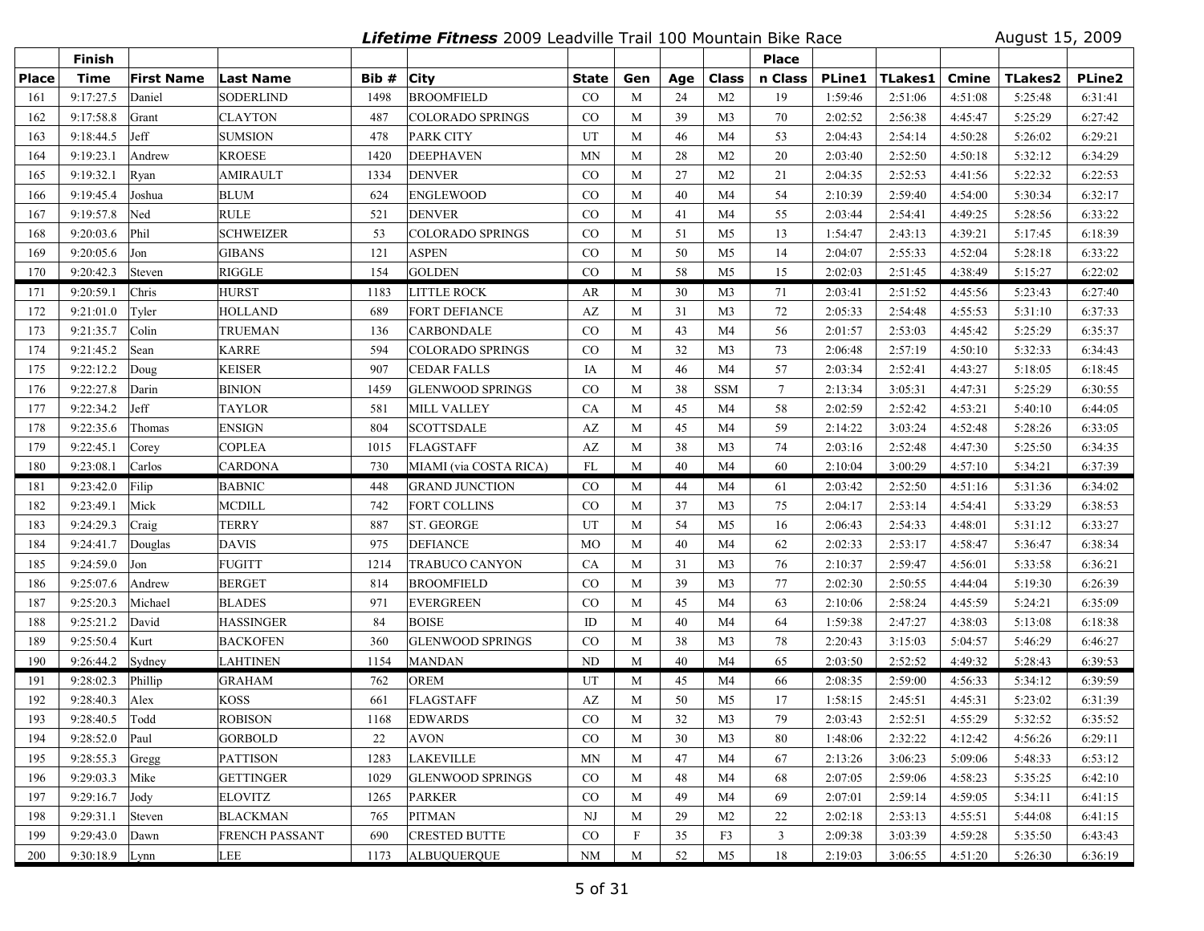# *Lifetime Fitness* 2009 Leadville Trail 100 Mountain Bike Race

August 15, 2009

| Place | Finish Time | First Name | Last Name | Bib # | City | State | Gen | Age | Class | Place n Class | PLine1 | TLakes1 | Cmine | TLakes2 | PLine2 |
|---|---|---|---|---|---|---|---|---|---|---|---|---|---|---|---|
| 161 | 9:17:27.5 | Daniel | SODERLIND | 1498 | BROOMFIELD | CO | M | 24 | M2 | 19 | 1:59:46 | 2:51:06 | 4:51:08 | 5:25:48 | 6:31:41 |
| 162 | 9:17:58.8 | Grant | CLAYTON | 487 | COLORADO SPRINGS | CO | M | 39 | M3 | 70 | 2:02:52 | 2:56:38 | 4:45:47 | 5:25:29 | 6:27:42 |
| 163 | 9:18:44.5 | Jeff | SUMSION | 478 | PARK CITY | UT | M | 46 | M4 | 53 | 2:04:43 | 2:54:14 | 4:50:28 | 5:26:02 | 6:29:21 |
| 164 | 9:19:23.1 | Andrew | KROESE | 1420 | DEEPHAVEN | MN | M | 28 | M2 | 20 | 2:03:40 | 2:52:50 | 4:50:18 | 5:32:12 | 6:34:29 |
| 165 | 9:19:32.1 | Ryan | AMIRAULT | 1334 | DENVER | CO | M | 27 | M2 | 21 | 2:04:35 | 2:52:53 | 4:41:56 | 5:22:32 | 6:22:53 |
| 166 | 9:19:45.4 | Joshua | BLUM | 624 | ENGLEWOOD | CO | M | 40 | M4 | 54 | 2:10:39 | 2:59:40 | 4:54:00 | 5:30:34 | 6:32:17 |
| 167 | 9:19:57.8 | Ned | RULE | 521 | DENVER | CO | M | 41 | M4 | 55 | 2:03:44 | 2:54:41 | 4:49:25 | 5:28:56 | 6:33:22 |
| 168 | 9:20:03.6 | Phil | SCHWEIZER | 53 | COLORADO SPRINGS | CO | M | 51 | M5 | 13 | 1:54:47 | 2:43:13 | 4:39:21 | 5:17:45 | 6:18:39 |
| 169 | 9:20:05.6 | Jon | GIBANS | 121 | ASPEN | CO | M | 50 | M5 | 14 | 2:04:07 | 2:55:33 | 4:52:04 | 5:28:18 | 6:33:22 |
| 170 | 9:20:42.3 | Steven | RIGGLE | 154 | GOLDEN | CO | M | 58 | M5 | 15 | 2:02:03 | 2:51:45 | 4:38:49 | 5:15:27 | 6:22:02 |
| 171 | 9:20:59.1 | Chris | HURST | 1183 | LITTLE ROCK | AR | M | 30 | M3 | 71 | 2:03:41 | 2:51:52 | 4:45:56 | 5:23:43 | 6:27:40 |
| 172 | 9:21:01.0 | Tyler | HOLLAND | 689 | FORT DEFIANCE | AZ | M | 31 | M3 | 72 | 2:05:33 | 2:54:48 | 4:55:53 | 5:31:10 | 6:37:33 |
| 173 | 9:21:35.7 | Colin | TRUEMAN | 136 | CARBONDALE | CO | M | 43 | M4 | 56 | 2:01:57 | 2:53:03 | 4:45:42 | 5:25:29 | 6:35:37 |
| 174 | 9:21:45.2 | Sean | KARRE | 594 | COLORADO SPRINGS | CO | M | 32 | M3 | 73 | 2:06:48 | 2:57:19 | 4:50:10 | 5:32:33 | 6:34:43 |
| 175 | 9:22:12.2 | Doug | KEISER | 907 | CEDAR FALLS | IA | M | 46 | M4 | 57 | 2:03:34 | 2:52:41 | 4:43:27 | 5:18:05 | 6:18:45 |
| 176 | 9:22:27.8 | Darin | BINION | 1459 | GLENWOOD SPRINGS | CO | M | 38 | SSM | 7 | 2:13:34 | 3:05:31 | 4:47:31 | 5:25:29 | 6:30:55 |
| 177 | 9:22:34.2 | Jeff | TAYLOR | 581 | MILL VALLEY | CA | M | 45 | M4 | 58 | 2:02:59 | 2:52:42 | 4:53:21 | 5:40:10 | 6:44:05 |
| 178 | 9:22:35.6 | Thomas | ENSIGN | 804 | SCOTTSDALE | AZ | M | 45 | M4 | 59 | 2:14:22 | 3:03:24 | 4:52:48 | 5:28:26 | 6:33:05 |
| 179 | 9:22:45.1 | Corey | COPLEA | 1015 | FLAGSTAFF | AZ | M | 38 | M3 | 74 | 2:03:16 | 2:52:48 | 4:47:30 | 5:25:50 | 6:34:35 |
| 180 | 9:23:08.1 | Carlos | CARDONA | 730 | MIAMI (via COSTA RICA) | FL | M | 40 | M4 | 60 | 2:10:04 | 3:00:29 | 4:57:10 | 5:34:21 | 6:37:39 |
| 181 | 9:23:42.0 | Filip | BABNIC | 448 | GRAND JUNCTION | CO | M | 44 | M4 | 61 | 2:03:42 | 2:52:50 | 4:51:16 | 5:31:36 | 6:34:02 |
| 182 | 9:23:49.1 | Mick | MCDILL | 742 | FORT COLLINS | CO | M | 37 | M3 | 75 | 2:04:17 | 2:53:14 | 4:54:41 | 5:33:29 | 6:38:53 |
| 183 | 9:24:29.3 | Craig | TERRY | 887 | ST. GEORGE | UT | M | 54 | M5 | 16 | 2:06:43 | 2:54:33 | 4:48:01 | 5:31:12 | 6:33:27 |
| 184 | 9:24:41.7 | Douglas | DAVIS | 975 | DEFIANCE | MO | M | 40 | M4 | 62 | 2:02:33 | 2:53:17 | 4:58:47 | 5:36:47 | 6:38:34 |
| 185 | 9:24:59.0 | Jon | FUGITT | 1214 | TRABUCO CANYON | CA | M | 31 | M3 | 76 | 2:10:37 | 2:59:47 | 4:56:01 | 5:33:58 | 6:36:21 |
| 186 | 9:25:07.6 | Andrew | BERGET | 814 | BROOMFIELD | CO | M | 39 | M3 | 77 | 2:02:30 | 2:50:55 | 4:44:04 | 5:19:30 | 6:26:39 |
| 187 | 9:25:20.3 | Michael | BLADES | 971 | EVERGREEN | CO | M | 45 | M4 | 63 | 2:10:06 | 2:58:24 | 4:45:59 | 5:24:21 | 6:35:09 |
| 188 | 9:25:21.2 | David | HASSINGER | 84 | BOISE | ID | M | 40 | M4 | 64 | 1:59:38 | 2:47:27 | 4:38:03 | 5:13:08 | 6:18:38 |
| 189 | 9:25:50.4 | Kurt | BACKOFEN | 360 | GLENWOOD SPRINGS | CO | M | 38 | M3 | 78 | 2:20:43 | 3:15:03 | 5:04:57 | 5:46:29 | 6:46:27 |
| 190 | 9:26:44.2 | Sydney | LAHTINEN | 1154 | MANDAN | ND | M | 40 | M4 | 65 | 2:03:50 | 2:52:52 | 4:49:32 | 5:28:43 | 6:39:53 |
| 191 | 9:28:02.3 | Phillip | GRAHAM | 762 | OREM | UT | M | 45 | M4 | 66 | 2:08:35 | 2:59:00 | 4:56:33 | 5:34:12 | 6:39:59 |
| 192 | 9:28:40.3 | Alex | KOSS | 661 | FLAGSTAFF | AZ | M | 50 | M5 | 17 | 1:58:15 | 2:45:51 | 4:45:31 | 5:23:02 | 6:31:39 |
| 193 | 9:28:40.5 | Todd | ROBISON | 1168 | EDWARDS | CO | M | 32 | M3 | 79 | 2:03:43 | 2:52:51 | 4:55:29 | 5:32:52 | 6:35:52 |
| 194 | 9:28:52.0 | Paul | GORBOLD | 22 | AVON | CO | M | 30 | M3 | 80 | 1:48:06 | 2:32:22 | 4:12:42 | 4:56:26 | 6:29:11 |
| 195 | 9:28:55.3 | Gregg | PATTISON | 1283 | LAKEVILLE | MN | M | 47 | M4 | 67 | 2:13:26 | 3:06:23 | 5:09:06 | 5:48:33 | 6:53:12 |
| 196 | 9:29:03.3 | Mike | GETTINGER | 1029 | GLENWOOD SPRINGS | CO | M | 48 | M4 | 68 | 2:07:05 | 2:59:06 | 4:58:23 | 5:35:25 | 6:42:10 |
| 197 | 9:29:16.7 | Jody | ELOVITZ | 1265 | PARKER | CO | M | 49 | M4 | 69 | 2:07:01 | 2:59:14 | 4:59:05 | 5:34:11 | 6:41:15 |
| 198 | 9:29:31.1 | Steven | BLACKMAN | 765 | PITMAN | NJ | M | 29 | M2 | 22 | 2:02:18 | 2:53:13 | 4:55:51 | 5:44:08 | 6:41:15 |
| 199 | 9:29:43.0 | Dawn | FRENCH PASSANT | 690 | CRESTED BUTTE | CO | F | 35 | F3 | 3 | 2:09:38 | 3:03:39 | 4:59:28 | 5:35:50 | 6:43:43 |
| 200 | 9:30:18.9 | Lynn | LEE | 1173 | ALBUQUERQUE | NM | M | 52 | M5 | 18 | 2:19:03 | 3:06:55 | 4:51:20 | 5:26:30 | 6:36:19 |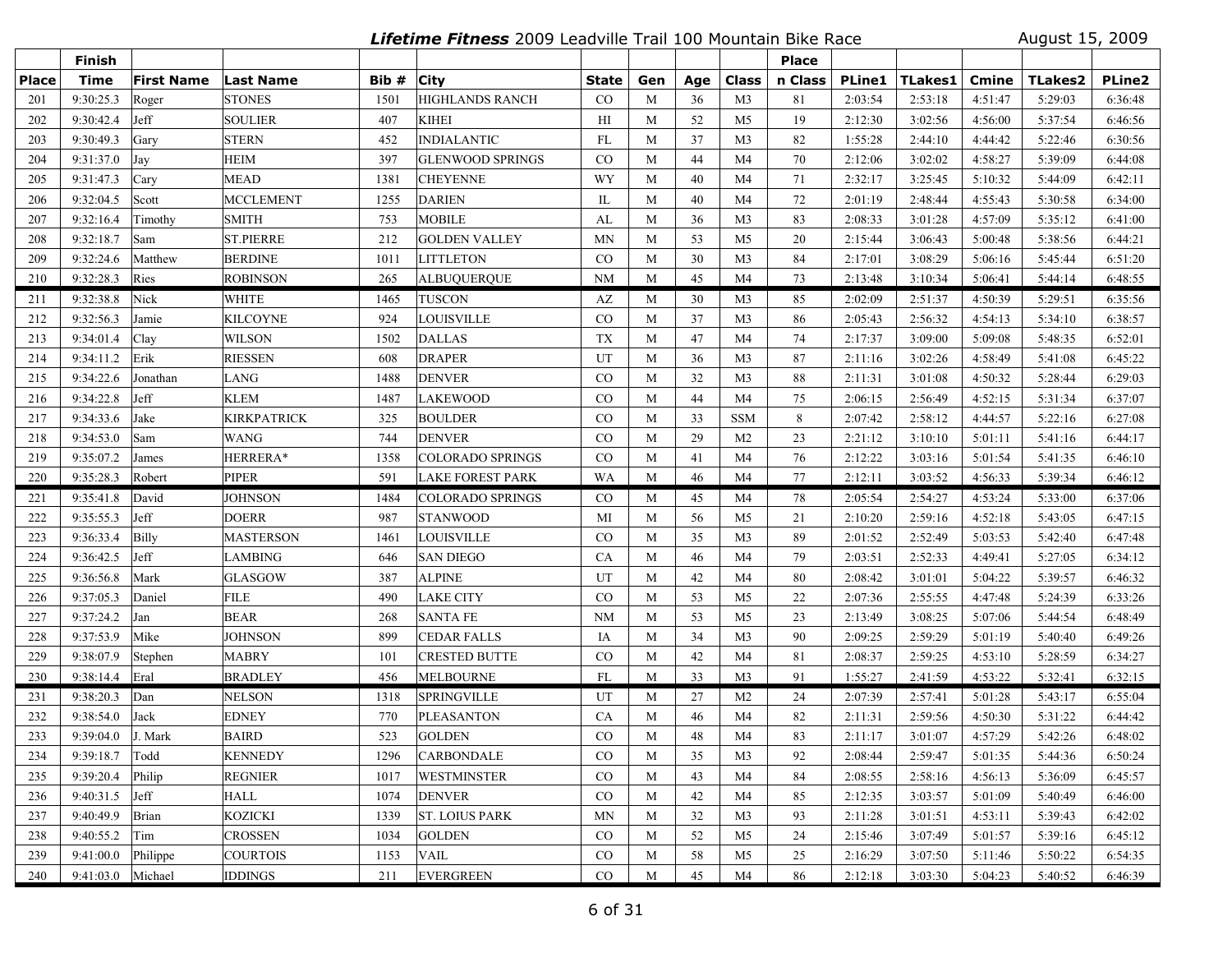***Lifetime Fitness* 2009 Leadville Trail 100 Mountain Bike Race** August 15, 2009

| Place | Finish Time | First Name | Last Name | Bib # | City | State | Gen | Age | Class | Place n Class | PLine1 | TLakes1 | Cmine | TLakes2 | PLine2 |
|---|---|---|---|---|---|---|---|---|---|---|---|---|---|---|---|
| 201 | 9:30:25.3 | Roger | STONES | 1501 | HIGHLANDS RANCH | CO | M | 36 | M3 | 81 | 2:03:54 | 2:53:18 | 4:51:47 | 5:29:03 | 6:36:48 |
| 202 | 9:30:42.4 | Jeff | SOULIER | 407 | KIHEI | HI | M | 52 | M5 | 19 | 2:12:30 | 3:02:56 | 4:56:00 | 5:37:54 | 6:46:56 |
| 203 | 9:30:49.3 | Gary | STERN | 452 | INDIALANTIC | FL | M | 37 | M3 | 82 | 1:55:28 | 2:44:10 | 4:44:42 | 5:22:46 | 6:30:56 |
| 204 | 9:31:37.0 | Jay | HEIM | 397 | GLENWOOD SPRINGS | CO | M | 44 | M4 | 70 | 2:12:06 | 3:02:02 | 4:58:27 | 5:39:09 | 6:44:08 |
| 205 | 9:31:47.3 | Cary | MEAD | 1381 | CHEYENNE | WY | M | 40 | M4 | 71 | 2:32:17 | 3:25:45 | 5:10:32 | 5:44:09 | 6:42:11 |
| 206 | 9:32:04.5 | Scott | MCCLEMENT | 1255 | DARIEN | IL | M | 40 | M4 | 72 | 2:01:19 | 2:48:44 | 4:55:43 | 5:30:58 | 6:34:00 |
| 207 | 9:32:16.4 | Timothy | SMITH | 753 | MOBILE | AL | M | 36 | M3 | 83 | 2:08:33 | 3:01:28 | 4:57:09 | 5:35:12 | 6:41:00 |
| 208 | 9:32:18.7 | Sam | ST.PIERRE | 212 | GOLDEN VALLEY | MN | M | 53 | M5 | 20 | 2:15:44 | 3:06:43 | 5:00:48 | 5:38:56 | 6:44:21 |
| 209 | 9:32:24.6 | Matthew | BERDINE | 1011 | LITTLETON | CO | M | 30 | M3 | 84 | 2:17:01 | 3:08:29 | 5:06:16 | 5:45:44 | 6:51:20 |
| 210 | 9:32:28.3 | Ries | ROBINSON | 265 | ALBUQUERQUE | NM | M | 45 | M4 | 73 | 2:13:48 | 3:10:34 | 5:06:41 | 5:44:14 | 6:48:55 |
| 211 | 9:32:38.8 | Nick | WHITE | 1465 | TUSCON | AZ | M | 30 | M3 | 85 | 2:02:09 | 2:51:37 | 4:50:39 | 5:29:51 | 6:35:56 |
| 212 | 9:32:56.3 | Jamie | KILCOYNE | 924 | LOUISVILLE | CO | M | 37 | M3 | 86 | 2:05:43 | 2:56:32 | 4:54:13 | 5:34:10 | 6:38:57 |
| 213 | 9:34:01.4 | Clay | WILSON | 1502 | DALLAS | TX | M | 47 | M4 | 74 | 2:17:37 | 3:09:00 | 5:09:08 | 5:48:35 | 6:52:01 |
| 214 | 9:34:11.2 | Erik | RIESSEN | 608 | DRAPER | UT | M | 36 | M3 | 87 | 2:11:16 | 3:02:26 | 4:58:49 | 5:41:08 | 6:45:22 |
| 215 | 9:34:22.6 | Jonathan | LANG | 1488 | DENVER | CO | M | 32 | M3 | 88 | 2:11:31 | 3:01:08 | 4:50:32 | 5:28:44 | 6:29:03 |
| 216 | 9:34:22.8 | Jeff | KLEM | 1487 | LAKEWOOD | CO | M | 44 | M4 | 75 | 2:06:15 | 2:56:49 | 4:52:15 | 5:31:34 | 6:37:07 |
| 217 | 9:34:33.6 | Jake | KIRKPATRICK | 325 | BOULDER | CO | M | 33 | SSM | 8 | 2:07:42 | 2:58:12 | 4:44:57 | 5:22:16 | 6:27:08 |
| 218 | 9:34:53.0 | Sam | WANG | 744 | DENVER | CO | M | 29 | M2 | 23 | 2:21:12 | 3:10:10 | 5:01:11 | 5:41:16 | 6:44:17 |
| 219 | 9:35:07.2 | James | HERRERA* | 1358 | COLORADO SPRINGS | CO | M | 41 | M4 | 76 | 2:12:22 | 3:03:16 | 5:01:54 | 5:41:35 | 6:46:10 |
| 220 | 9:35:28.3 | Robert | PIPER | 591 | LAKE FOREST PARK | WA | M | 46 | M4 | 77 | 2:12:11 | 3:03:52 | 4:56:33 | 5:39:34 | 6:46:12 |
| 221 | 9:35:41.8 | David | JOHNSON | 1484 | COLORADO SPRINGS | CO | M | 45 | M4 | 78 | 2:05:54 | 2:54:27 | 4:53:24 | 5:33:00 | 6:37:06 |
| 222 | 9:35:55.3 | Jeff | DOERR | 987 | STANWOOD | MI | M | 56 | M5 | 21 | 2:10:20 | 2:59:16 | 4:52:18 | 5:43:05 | 6:47:15 |
| 223 | 9:36:33.4 | Billy | MASTERSON | 1461 | LOUISVILLE | CO | M | 35 | M3 | 89 | 2:01:52 | 2:52:49 | 5:03:53 | 5:42:40 | 6:47:48 |
| 224 | 9:36:42.5 | Jeff | LAMBING | 646 | SAN DIEGO | CA | M | 46 | M4 | 79 | 2:03:51 | 2:52:33 | 4:49:41 | 5:27:05 | 6:34:12 |
| 225 | 9:36:56.8 | Mark | GLASGOW | 387 | ALPINE | UT | M | 42 | M4 | 80 | 2:08:42 | 3:01:01 | 5:04:22 | 5:39:57 | 6:46:32 |
| 226 | 9:37:05.3 | Daniel | FILE | 490 | LAKE CITY | CO | M | 53 | M5 | 22 | 2:07:36 | 2:55:55 | 4:47:48 | 5:24:39 | 6:33:26 |
| 227 | 9:37:24.2 | Jan | BEAR | 268 | SANTA FE | NM | M | 53 | M5 | 23 | 2:13:49 | 3:08:25 | 5:07:06 | 5:44:54 | 6:48:49 |
| 228 | 9:37:53.9 | Mike | JOHNSON | 899 | CEDAR FALLS | IA | M | 34 | M3 | 90 | 2:09:25 | 2:59:29 | 5:01:19 | 5:40:40 | 6:49:26 |
| 229 | 9:38:07.9 | Stephen | MABRY | 101 | CRESTED BUTTE | CO | M | 42 | M4 | 81 | 2:08:37 | 2:59:25 | 4:53:10 | 5:28:59 | 6:34:27 |
| 230 | 9:38:14.4 | Eral | BRADLEY | 456 | MELBOURNE | FL | M | 33 | M3 | 91 | 1:55:27 | 2:41:59 | 4:53:22 | 5:32:41 | 6:32:15 |
| 231 | 9:38:20.3 | Dan | NELSON | 1318 | SPRINGVILLE | UT | M | 27 | M2 | 24 | 2:07:39 | 2:57:41 | 5:01:28 | 5:43:17 | 6:55:04 |
| 232 | 9:38:54.0 | Jack | EDNEY | 770 | PLEASANTON | CA | M | 46 | M4 | 82 | 2:11:31 | 2:59:56 | 4:50:30 | 5:31:22 | 6:44:42 |
| 233 | 9:39:04.0 | J. Mark | BAIRD | 523 | GOLDEN | CO | M | 48 | M4 | 83 | 2:11:17 | 3:01:07 | 4:57:29 | 5:42:26 | 6:48:02 |
| 234 | 9:39:18.7 | Todd | KENNEDY | 1296 | CARBONDALE | CO | M | 35 | M3 | 92 | 2:08:44 | 2:59:47 | 5:01:35 | 5:44:36 | 6:50:24 |
| 235 | 9:39:20.4 | Philip | REGNIER | 1017 | WESTMINSTER | CO | M | 43 | M4 | 84 | 2:08:55 | 2:58:16 | 4:56:13 | 5:36:09 | 6:45:57 |
| 236 | 9:40:31.5 | Jeff | HALL | 1074 | DENVER | CO | M | 42 | M4 | 85 | 2:12:35 | 3:03:57 | 5:01:09 | 5:40:49 | 6:46:00 |
| 237 | 9:40:49.9 | Brian | KOZICKI | 1339 | ST. LOIUS PARK | MN | M | 32 | M3 | 93 | 2:11:28 | 3:01:51 | 4:53:11 | 5:39:43 | 6:42:02 |
| 238 | 9:40:55.2 | Tim | CROSSEN | 1034 | GOLDEN | CO | M | 52 | M5 | 24 | 2:15:46 | 3:07:49 | 5:01:57 | 5:39:16 | 6:45:12 |
| 239 | 9:41:00.0 | Philippe | COURTOIS | 1153 | VAIL | CO | M | 58 | M5 | 25 | 2:16:29 | 3:07:50 | 5:11:46 | 5:50:22 | 6:54:35 |
| 240 | 9:41:03.0 | Michael | IDDINGS | 211 | EVERGREEN | CO | M | 45 | M4 | 86 | 2:12:18 | 3:03:30 | 5:04:23 | 5:40:52 | 6:46:39 |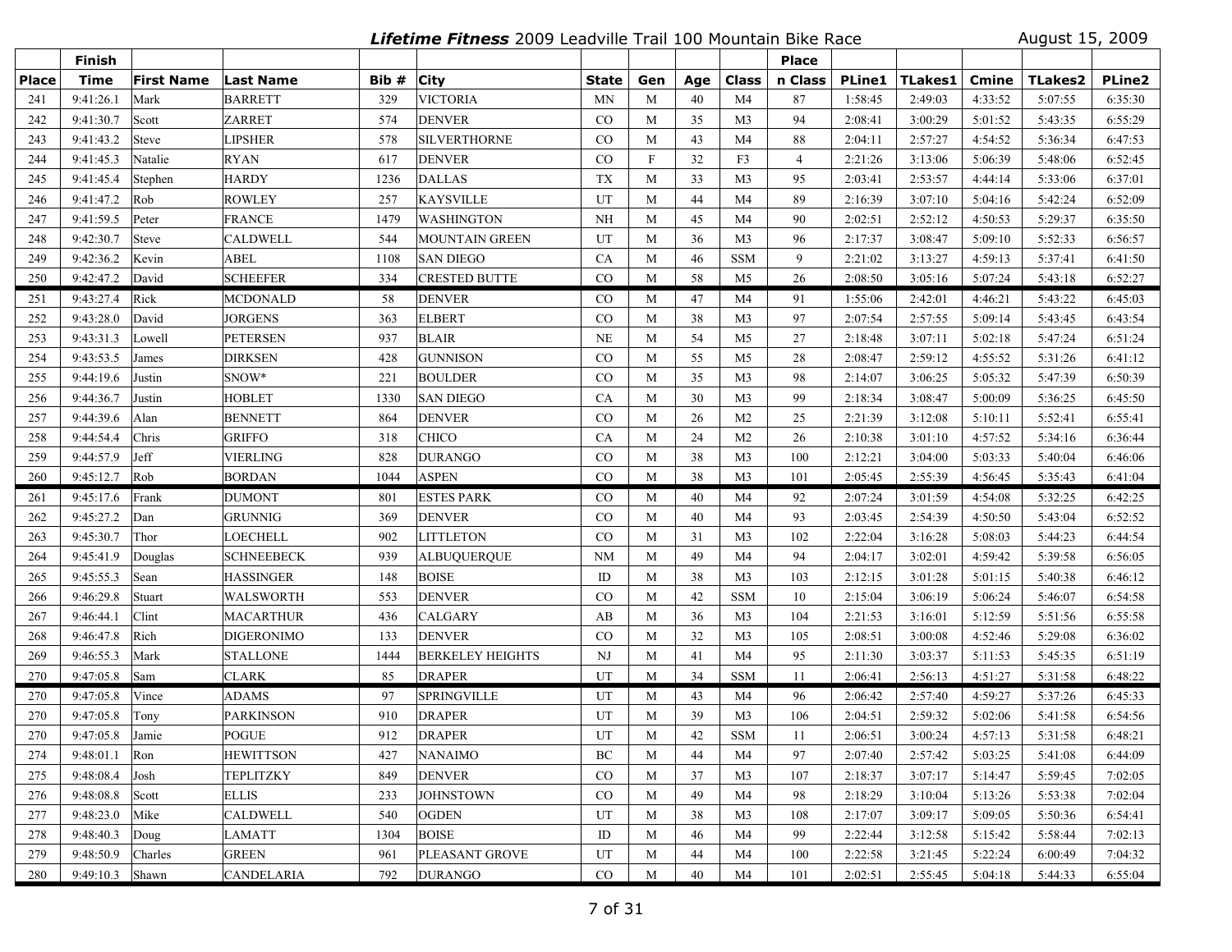# *Lifetime Fitness* 2009 Leadville Trail 100 Mountain Bike Race

August 15, 2009

| Place | Finish Time | First Name | Last Name | Bib # | City | State | Gen | Age | Class | Place n Class | PLine1 | TLakes1 | Cmine | TLakes2 | PLine2 |
|---|---|---|---|---|---|---|---|---|---|---|---|---|---|---|---|
| 241 | 9:41:26.1 | Mark | BARRETT | 329 | VICTORIA | MN | M | 40 | M4 | 87 | 1:58:45 | 2:49:03 | 4:33:52 | 5:07:55 | 6:35:30 |
| 242 | 9:41:30.7 | Scott | ZARRET | 574 | DENVER | CO | M | 35 | M3 | 94 | 2:08:41 | 3:00:29 | 5:01:52 | 5:43:35 | 6:55:29 |
| 243 | 9:41:43.2 | Steve | LIPSHER | 578 | SILVERTHORNE | CO | M | 43 | M4 | 88 | 2:04:11 | 2:57:27 | 4:54:52 | 5:36:34 | 6:47:53 |
| 244 | 9:41:45.3 | Natalie | RYAN | 617 | DENVER | CO | F | 32 | F3 | 4 | 2:21:26 | 3:13:06 | 5:06:39 | 5:48:06 | 6:52:45 |
| 245 | 9:41:45.4 | Stephen | HARDY | 1236 | DALLAS | TX | M | 33 | M3 | 95 | 2:03:41 | 2:53:57 | 4:44:14 | 5:33:06 | 6:37:01 |
| 246 | 9:41:47.2 | Rob | ROWLEY | 257 | KAYSVILLE | UT | M | 44 | M4 | 89 | 2:16:39 | 3:07:10 | 5:04:16 | 5:42:24 | 6:52:09 |
| 247 | 9:41:59.5 | Peter | FRANCE | 1479 | WASHINGTON | NH | M | 45 | M4 | 90 | 2:02:51 | 2:52:12 | 4:50:53 | 5:29:37 | 6:35:50 |
| 248 | 9:42:30.7 | Steve | CALDWELL | 544 | MOUNTAIN GREEN | UT | M | 36 | M3 | 96 | 2:17:37 | 3:08:47 | 5:09:10 | 5:52:33 | 6:56:57 |
| 249 | 9:42:36.2 | Kevin | ABEL | 1108 | SAN DIEGO | CA | M | 46 | SSM | 9 | 2:21:02 | 3:13:27 | 4:59:13 | 5:37:41 | 6:41:50 |
| 250 | 9:42:47.2 | David | SCHEEFER | 334 | CRESTED BUTTE | CO | M | 58 | M5 | 26 | 2:08:50 | 3:05:16 | 5:07:24 | 5:43:18 | 6:52:27 |
| 251 | 9:43:27.4 | Rick | MCDONALD | 58 | DENVER | CO | M | 47 | M4 | 91 | 1:55:06 | 2:42:01 | 4:46:21 | 5:43:22 | 6:45:03 |
| 252 | 9:43:28.0 | David | JORGENS | 363 | ELBERT | CO | M | 38 | M3 | 97 | 2:07:54 | 2:57:55 | 5:09:14 | 5:43:45 | 6:43:54 |
| 253 | 9:43:31.3 | Lowell | PETERSEN | 937 | BLAIR | NE | M | 54 | M5 | 27 | 2:18:48 | 3:07:11 | 5:02:18 | 5:47:24 | 6:51:24 |
| 254 | 9:43:53.5 | James | DIRKSEN | 428 | GUNNISON | CO | M | 55 | M5 | 28 | 2:08:47 | 2:59:12 | 4:55:52 | 5:31:26 | 6:41:12 |
| 255 | 9:44:19.6 | Justin | SNOW* | 221 | BOULDER | CO | M | 35 | M3 | 98 | 2:14:07 | 3:06:25 | 5:05:32 | 5:47:39 | 6:50:39 |
| 256 | 9:44:36.7 | Justin | HOBLET | 1330 | SAN DIEGO | CA | M | 30 | M3 | 99 | 2:18:34 | 3:08:47 | 5:00:09 | 5:36:25 | 6:45:50 |
| 257 | 9:44:39.6 | Alan | BENNETT | 864 | DENVER | CO | M | 26 | M2 | 25 | 2:21:39 | 3:12:08 | 5:10:11 | 5:52:41 | 6:55:41 |
| 258 | 9:44:54.4 | Chris | GRIFFO | 318 | CHICO | CA | M | 24 | M2 | 26 | 2:10:38 | 3:01:10 | 4:57:52 | 5:34:16 | 6:36:44 |
| 259 | 9:44:57.9 | Jeff | VIERLING | 828 | DURANGO | CO | M | 38 | M3 | 100 | 2:12:21 | 3:04:00 | 5:03:33 | 5:40:04 | 6:46:06 |
| 260 | 9:45:12.7 | Rob | BORDAN | 1044 | ASPEN | CO | M | 38 | M3 | 101 | 2:05:45 | 2:55:39 | 4:56:45 | 5:35:43 | 6:41:04 |
| 261 | 9:45:17.6 | Frank | DUMONT | 801 | ESTES PARK | CO | M | 40 | M4 | 92 | 2:07:24 | 3:01:59 | 4:54:08 | 5:32:25 | 6:42:25 |
| 262 | 9:45:27.2 | Dan | GRUNNIG | 369 | DENVER | CO | M | 40 | M4 | 93 | 2:03:45 | 2:54:39 | 4:50:50 | 5:43:04 | 6:52:52 |
| 263 | 9:45:30.7 | Thor | LOECHELL | 902 | LITTLETON | CO | M | 31 | M3 | 102 | 2:22:04 | 3:16:28 | 5:08:03 | 5:44:23 | 6:44:54 |
| 264 | 9:45:41.9 | Douglas | SCHNEEBECK | 939 | ALBUQUERQUE | NM | M | 49 | M4 | 94 | 2:04:17 | 3:02:01 | 4:59:42 | 5:39:58 | 6:56:05 |
| 265 | 9:45:55.3 | Sean | HASSINGER | 148 | BOISE | ID | M | 38 | M3 | 103 | 2:12:15 | 3:01:28 | 5:01:15 | 5:40:38 | 6:46:12 |
| 266 | 9:46:29.8 | Stuart | WALSWORTH | 553 | DENVER | CO | M | 42 | SSM | 10 | 2:15:04 | 3:06:19 | 5:06:24 | 5:46:07 | 6:54:58 |
| 267 | 9:46:44.1 | Clint | MACARTHUR | 436 | CALGARY | AB | M | 36 | M3 | 104 | 2:21:53 | 3:16:01 | 5:12:59 | 5:51:56 | 6:55:58 |
| 268 | 9:46:47.8 | Rich | DIGERONIMO | 133 | DENVER | CO | M | 32 | M3 | 105 | 2:08:51 | 3:00:08 | 4:52:46 | 5:29:08 | 6:36:02 |
| 269 | 9:46:55.3 | Mark | STALLONE | 1444 | BERKELEY HEIGHTS | NJ | M | 41 | M4 | 95 | 2:11:30 | 3:03:37 | 5:11:53 | 5:45:35 | 6:51:19 |
| 270 | 9:47:05.8 | Sam | CLARK | 85 | DRAPER | UT | M | 34 | SSM | 11 | 2:06:41 | 2:56:13 | 4:51:27 | 5:31:58 | 6:48:22 |
| 270 | 9:47:05.8 | Vince | ADAMS | 97 | SPRINGVILLE | UT | M | 43 | M4 | 96 | 2:06:42 | 2:57:40 | 4:59:27 | 5:37:26 | 6:45:33 |
| 270 | 9:47:05.8 | Tony | PARKINSON | 910 | DRAPER | UT | M | 39 | M3 | 106 | 2:04:51 | 2:59:32 | 5:02:06 | 5:41:58 | 6:54:56 |
| 270 | 9:47:05.8 | Jamie | POGUE | 912 | DRAPER | UT | M | 42 | SSM | 11 | 2:06:51 | 3:00:24 | 4:57:13 | 5:31:58 | 6:48:21 |
| 274 | 9:48:01.1 | Ron | HEWITTSON | 427 | NANAIMO | BC | M | 44 | M4 | 97 | 2:07:40 | 2:57:42 | 5:03:25 | 5:41:08 | 6:44:09 |
| 275 | 9:48:08.4 | Josh | TEPLITZKY | 849 | DENVER | CO | M | 37 | M3 | 107 | 2:18:37 | 3:07:17 | 5:14:47 | 5:59:45 | 7:02:05 |
| 276 | 9:48:08.8 | Scott | ELLIS | 233 | JOHNSTOWN | CO | M | 49 | M4 | 98 | 2:18:29 | 3:10:04 | 5:13:26 | 5:53:38 | 7:02:04 |
| 277 | 9:48:23.0 | Mike | CALDWELL | 540 | OGDEN | UT | M | 38 | M3 | 108 | 2:17:07 | 3:09:17 | 5:09:05 | 5:50:36 | 6:54:41 |
| 278 | 9:48:40.3 | Doug | LAMATT | 1304 | BOISE | ID | M | 46 | M4 | 99 | 2:22:44 | 3:12:58 | 5:15:42 | 5:58:44 | 7:02:13 |
| 279 | 9:48:50.9 | Charles | GREEN | 961 | PLEASANT GROVE | UT | M | 44 | M4 | 100 | 2:22:58 | 3:21:45 | 5:22:24 | 6:00:49 | 7:04:32 |
| 280 | 9:49:10.3 | Shawn | CANDELARIA | 792 | DURANGO | CO | M | 40 | M4 | 101 | 2:02:51 | 2:55:45 | 5:04:18 | 5:44:33 | 6:55:04 |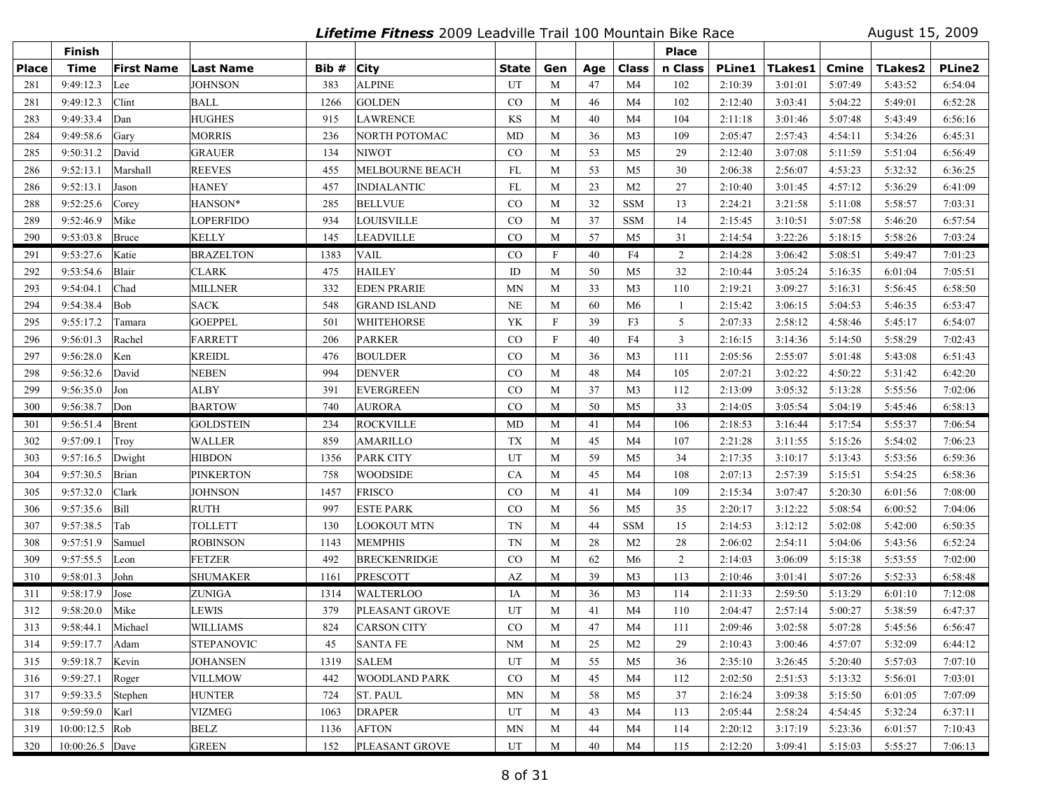***Lifetime Fitness*** **2009 Leadville Trail 100 Mountain Bike Race** — August 15, 2009

| Place | Finish Time | First Name | Last Name | Bib # | City | State | Gen | Age | Class | Place n Class | PLine1 | TLakes1 | Cmine | TLakes2 | PLine2 |
|---|---|---|---|---|---|---|---|---|---|---|---|---|---|---|---|
| 281 | 9:49:12.3 | Lee | JOHNSON | 383 | ALPINE | UT | M | 47 | M4 | 102 | 2:10:39 | 3:01:01 | 5:07:49 | 5:43:52 | 6:54:04 |
| 281 | 9:49:12.3 | Clint | BALL | 1266 | GOLDEN | CO | M | 46 | M4 | 102 | 2:12:40 | 3:03:41 | 5:04:22 | 5:49:01 | 6:52:28 |
| 283 | 9:49:33.4 | Dan | HUGHES | 915 | LAWRENCE | KS | M | 40 | M4 | 104 | 2:11:18 | 3:01:46 | 5:07:48 | 5:43:49 | 6:56:16 |
| 284 | 9:49:58.6 | Gary | MORRIS | 236 | NORTH POTOMAC | MD | M | 36 | M3 | 109 | 2:05:47 | 2:57:43 | 4:54:11 | 5:34:26 | 6:45:31 |
| 285 | 9:50:31.2 | David | GRAUER | 134 | NIWOT | CO | M | 53 | M5 | 29 | 2:12:40 | 3:07:08 | 5:11:59 | 5:51:04 | 6:56:49 |
| 286 | 9:52:13.1 | Marshall | REEVES | 455 | MELBOURNE BEACH | FL | M | 53 | M5 | 30 | 2:06:38 | 2:56:07 | 4:53:23 | 5:32:32 | 6:36:25 |
| 286 | 9:52:13.1 | Jason | HANEY | 457 | INDIALANTIC | FL | M | 23 | M2 | 27 | 2:10:40 | 3:01:45 | 4:57:12 | 5:36:29 | 6:41:09 |
| 288 | 9:52:25.6 | Corey | HANSON* | 285 | BELLVUE | CO | M | 32 | SSM | 13 | 2:24:21 | 3:21:58 | 5:11:08 | 5:58:57 | 7:03:31 |
| 289 | 9:52:46.9 | Mike | LOPERFIDO | 934 | LOUISVILLE | CO | M | 37 | SSM | 14 | 2:15:45 | 3:10:51 | 5:07:58 | 5:46:20 | 6:57:54 |
| 290 | 9:53:03.8 | Bruce | KELLY | 145 | LEADVILLE | CO | M | 57 | M5 | 31 | 2:14:54 | 3:22:26 | 5:18:15 | 5:58:26 | 7:03:24 |
| 291 | 9:53:27.6 | Katie | BRAZELTON | 1383 | VAIL | CO | F | 40 | F4 | 2 | 2:14:28 | 3:06:42 | 5:08:51 | 5:49:47 | 7:01:23 |
| 292 | 9:53:54.6 | Blair | CLARK | 475 | HAILEY | ID | M | 50 | M5 | 32 | 2:10:44 | 3:05:24 | 5:16:35 | 6:01:04 | 7:05:51 |
| 293 | 9:54:04.1 | Chad | MILLNER | 332 | EDEN PRAIRIE | MN | M | 33 | M3 | 110 | 2:19:21 | 3:09:27 | 5:16:31 | 5:56:45 | 6:58:50 |
| 294 | 9:54:38.4 | Bob | SACK | 548 | GRAND ISLAND | NE | M | 60 | M6 | 1 | 2:15:42 | 3:06:15 | 5:04:53 | 5:46:35 | 6:53:47 |
| 295 | 9:55:17.2 | Tamara | GOEPPEL | 501 | WHITEHORSE | YK | F | 39 | F3 | 5 | 2:07:33 | 2:58:12 | 4:58:46 | 5:45:17 | 6:54:07 |
| 296 | 9:56:01.3 | Rachel | FARRETT | 206 | PARKER | CO | F | 40 | F4 | 3 | 2:16:15 | 3:14:36 | 5:14:50 | 5:58:29 | 7:02:43 |
| 297 | 9:56:28.0 | Ken | KREIDL | 476 | BOULDER | CO | M | 36 | M3 | 111 | 2:05:56 | 2:55:07 | 5:01:48 | 5:43:08 | 6:51:43 |
| 298 | 9:56:32.6 | David | NEBEN | 994 | DENVER | CO | M | 48 | M4 | 105 | 2:07:21 | 3:02:22 | 4:50:22 | 5:31:42 | 6:42:20 |
| 299 | 9:56:35.0 | Jon | ALBY | 391 | EVERGREEN | CO | M | 37 | M3 | 112 | 2:13:09 | 3:05:32 | 5:13:28 | 5:55:56 | 7:02:06 |
| 300 | 9:56:38.7 | Don | BARTOW | 740 | AURORA | CO | M | 50 | M5 | 33 | 2:14:05 | 3:05:54 | 5:04:19 | 5:45:46 | 6:58:13 |
| 301 | 9:56:51.4 | Brent | GOLDSTEIN | 234 | ROCKVILLE | MD | M | 41 | M4 | 106 | 2:18:53 | 3:16:44 | 5:17:54 | 5:55:37 | 7:06:54 |
| 302 | 9:57:09.1 | Troy | WALLER | 859 | AMARILLO | TX | M | 45 | M4 | 107 | 2:21:28 | 3:11:55 | 5:15:26 | 5:54:02 | 7:06:23 |
| 303 | 9:57:16.5 | Dwight | HIBDON | 1356 | PARK CITY | UT | M | 59 | M5 | 34 | 2:17:35 | 3:10:17 | 5:13:43 | 5:53:56 | 6:59:36 |
| 304 | 9:57:30.5 | Brian | PINKERTON | 758 | WOODSIDE | CA | M | 45 | M4 | 108 | 2:07:13 | 2:57:39 | 5:15:51 | 5:54:25 | 6:58:36 |
| 305 | 9:57:32.0 | Clark | JOHNSON | 1457 | FRISCO | CO | M | 41 | M4 | 109 | 2:15:34 | 3:07:47 | 5:20:30 | 6:01:56 | 7:08:00 |
| 306 | 9:57:35.6 | Bill | RUTH | 997 | ESTE PARK | CO | M | 56 | M5 | 35 | 2:20:17 | 3:12:22 | 5:08:54 | 6:00:52 | 7:04:06 |
| 307 | 9:57:38.5 | Tab | TOLLETT | 130 | LOOKOUT MTN | TN | M | 44 | SSM | 15 | 2:14:53 | 3:12:12 | 5:02:08 | 5:42:00 | 6:50:35 |
| 308 | 9:57:51.9 | Samuel | ROBINSON | 1143 | MEMPHIS | TN | M | 28 | M2 | 28 | 2:06:02 | 2:54:11 | 5:04:06 | 5:43:56 | 6:52:24 |
| 309 | 9:57:55.5 | Leon | FETZER | 492 | BRECKENRIDGE | CO | M | 62 | M6 | 2 | 2:14:03 | 3:06:09 | 5:15:38 | 5:53:55 | 7:02:00 |
| 310 | 9:58:01.3 | John | SHUMAKER | 1161 | PRESCOTT | AZ | M | 39 | M3 | 113 | 2:10:46 | 3:01:41 | 5:07:26 | 5:52:33 | 6:58:48 |
| 311 | 9:58:17.9 | Jose | ZUNIGA | 1314 | WALTERLOO | IA | M | 36 | M3 | 114 | 2:11:33 | 2:59:50 | 5:13:29 | 6:01:10 | 7:12:08 |
| 312 | 9:58:20.0 | Mike | LEWIS | 379 | PLEASANT GROVE | UT | M | 41 | M4 | 110 | 2:04:47 | 2:57:14 | 5:00:27 | 5:38:59 | 6:47:37 |
| 313 | 9:58:44.1 | Michael | WILLIAMS | 824 | CARSON CITY | CO | M | 47 | M4 | 111 | 2:09:46 | 3:02:58 | 5:07:28 | 5:45:56 | 6:56:47 |
| 314 | 9:59:17.7 | Adam | STEPANOVIC | 45 | SANTA FE | NM | M | 25 | M2 | 29 | 2:10:43 | 3:00:46 | 4:57:07 | 5:32:09 | 6:44:12 |
| 315 | 9:59:18.7 | Kevin | JOHANSEN | 1319 | SALEM | UT | M | 55 | M5 | 36 | 2:35:10 | 3:26:45 | 5:20:40 | 5:57:03 | 7:07:10 |
| 316 | 9:59:27.1 | Roger | VILLMOW | 442 | WOODLAND PARK | CO | M | 45 | M4 | 112 | 2:02:50 | 2:51:53 | 5:13:32 | 5:56:01 | 7:03:01 |
| 317 | 9:59:33.5 | Stephen | HUNTER | 724 | ST. PAUL | MN | M | 58 | M5 | 37 | 2:16:24 | 3:09:38 | 5:15:50 | 6:01:05 | 7:07:09 |
| 318 | 9:59:59.0 | Karl | VIZMEG | 1063 | DRAPER | UT | M | 43 | M4 | 113 | 2:05:44 | 2:58:24 | 4:54:45 | 5:32:24 | 6:37:11 |
| 319 | 10:00:12.5 | Rob | BELZ | 1136 | AFTON | MN | M | 44 | M4 | 114 | 2:20:12 | 3:17:19 | 5:23:36 | 6:01:57 | 7:10:43 |
| 320 | 10:00:26.5 | Dave | GREEN | 152 | PLEASANT GROVE | UT | M | 40 | M4 | 115 | 2:12:20 | 3:09:41 | 5:15:03 | 5:55:27 | 7:06:13 |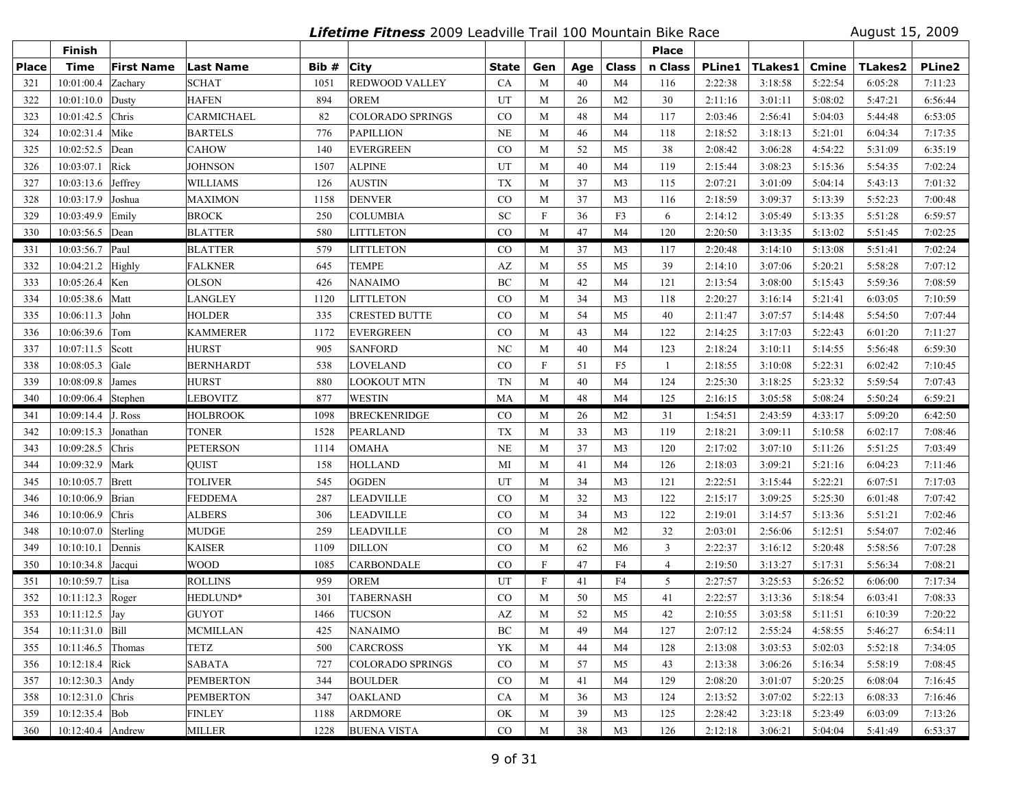***Lifetime Fitness*** **2009 Leadville Trail 100 Mountain Bike Race** August 15, 2009

| Place | Finish Time | First Name | Last Name | Bib # | City | State | Gen | Age | Class | Place n Class | PLine1 | TLakes1 | Cmine | TLakes2 | PLine2 |
|---|---|---|---|---|---|---|---|---|---|---|---|---|---|---|---|
| 321 | 10:01:00.4 | Zachary | SCHAT | 1051 | REDWOOD VALLEY | CA | M | 40 | M4 | 116 | 2:22:38 | 3:18:58 | 5:22:54 | 6:05:28 | 7:11:23 |
| 322 | 10:01:10.0 | Dusty | HAFEN | 894 | OREM | UT | M | 26 | M2 | 30 | 2:11:16 | 3:01:11 | 5:08:02 | 5:47:21 | 6:56:44 |
| 323 | 10:01:42.5 | Chris | CARMICHAEL | 82 | COLORADO SPRINGS | CO | M | 48 | M4 | 117 | 2:03:46 | 2:56:41 | 5:04:03 | 5:44:48 | 6:53:05 |
| 324 | 10:02:31.4 | Mike | BARTELS | 776 | PAPILLION | NE | M | 46 | M4 | 118 | 2:18:52 | 3:18:13 | 5:21:01 | 6:04:34 | 7:17:35 |
| 325 | 10:02:52.5 | Dean | CAHOW | 140 | EVERGREEN | CO | M | 52 | M5 | 38 | 2:08:42 | 3:06:28 | 4:54:22 | 5:31:09 | 6:35:19 |
| 326 | 10:03:07.1 | Rick | JOHNSON | 1507 | ALPINE | UT | M | 40 | M4 | 119 | 2:15:44 | 3:08:23 | 5:15:36 | 5:54:35 | 7:02:24 |
| 327 | 10:03:13.6 | Jeffrey | WILLIAMS | 126 | AUSTIN | TX | M | 37 | M3 | 115 | 2:07:21 | 3:01:09 | 5:04:14 | 5:43:13 | 7:01:32 |
| 328 | 10:03:17.9 | Joshua | MAXIMON | 1158 | DENVER | CO | M | 37 | M3 | 116 | 2:18:59 | 3:09:37 | 5:13:39 | 5:52:23 | 7:00:48 |
| 329 | 10:03:49.9 | Emily | BROCK | 250 | COLUMBIA | SC | F | 36 | F3 | 6 | 2:14:12 | 3:05:49 | 5:13:35 | 5:51:28 | 6:59:57 |
| 330 | 10:03:56.5 | Dean | BLATTER | 580 | LITTLETON | CO | M | 47 | M4 | 120 | 2:20:50 | 3:13:35 | 5:13:02 | 5:51:45 | 7:02:25 |
| 331 | 10:03:56.7 | Paul | BLATTER | 579 | LITTLETON | CO | M | 37 | M3 | 117 | 2:20:48 | 3:14:10 | 5:13:08 | 5:51:41 | 7:02:24 |
| 332 | 10:04:21.2 | Highly | FALKNER | 645 | TEMPE | AZ | M | 55 | M5 | 39 | 2:14:10 | 3:07:06 | 5:20:21 | 5:58:28 | 7:07:12 |
| 333 | 10:05:26.4 | Ken | OLSON | 426 | NANAIMO | BC | M | 42 | M4 | 121 | 2:13:54 | 3:08:00 | 5:15:43 | 5:59:36 | 7:08:59 |
| 334 | 10:05:38.6 | Matt | LANGLEY | 1120 | LITTLETON | CO | M | 34 | M3 | 118 | 2:20:27 | 3:16:14 | 5:21:41 | 6:03:05 | 7:10:59 |
| 335 | 10:06:11.3 | John | HOLDER | 335 | CRESTED BUTTE | CO | M | 54 | M5 | 40 | 2:11:47 | 3:07:57 | 5:14:48 | 5:54:50 | 7:07:44 |
| 336 | 10:06:39.6 | Tom | KAMMERER | 1172 | EVERGREEN | CO | M | 43 | M4 | 122 | 2:14:25 | 3:17:03 | 5:22:43 | 6:01:20 | 7:11:27 |
| 337 | 10:07:11.5 | Scott | HURST | 905 | SANFORD | NC | M | 40 | M4 | 123 | 2:18:24 | 3:10:11 | 5:14:55 | 5:56:48 | 6:59:30 |
| 338 | 10:08:05.3 | Gale | BERNHARDT | 538 | LOVELAND | CO | F | 51 | F5 | 1 | 2:18:55 | 3:10:08 | 5:22:31 | 6:02:42 | 7:10:45 |
| 339 | 10:08:09.8 | James | HURST | 880 | LOOKOUT MTN | TN | M | 40 | M4 | 124 | 2:25:30 | 3:18:25 | 5:23:32 | 5:59:54 | 7:07:43 |
| 340 | 10:09:06.4 | Stephen | LEBOVITZ | 877 | WESTIN | MA | M | 48 | M4 | 125 | 2:16:15 | 3:05:58 | 5:08:24 | 5:50:24 | 6:59:21 |
| 341 | 10:09:14.4 | J. Ross | HOLBROOK | 1098 | BRECKENRIDGE | CO | M | 26 | M2 | 31 | 1:54:51 | 2:43:59 | 4:33:17 | 5:09:20 | 6:42:50 |
| 342 | 10:09:15.3 | Jonathan | TONER | 1528 | PEARLAND | TX | M | 33 | M3 | 119 | 2:18:21 | 3:09:11 | 5:10:58 | 6:02:17 | 7:08:46 |
| 343 | 10:09:28.5 | Chris | PETERSON | 1114 | OMAHA | NE | M | 37 | M3 | 120 | 2:17:02 | 3:07:10 | 5:11:26 | 5:51:25 | 7:03:49 |
| 344 | 10:09:32.9 | Mark | QUIST | 158 | HOLLAND | MI | M | 41 | M4 | 126 | 2:18:03 | 3:09:21 | 5:21:16 | 6:04:23 | 7:11:46 |
| 345 | 10:10:05.7 | Brett | TOLIVER | 545 | OGDEN | UT | M | 34 | M3 | 121 | 2:22:51 | 3:15:44 | 5:22:21 | 6:07:51 | 7:17:03 |
| 346 | 10:10:06.9 | Brian | FEDDEMA | 287 | LEADVILLE | CO | M | 32 | M3 | 122 | 2:15:17 | 3:09:25 | 5:25:30 | 6:01:48 | 7:07:42 |
| 346 | 10:10:06.9 | Chris | ALBERS | 306 | LEADVILLE | CO | M | 34 | M3 | 122 | 2:19:01 | 3:14:57 | 5:13:36 | 5:51:21 | 7:02:46 |
| 348 | 10:10:07.0 | Sterling | MUDGE | 259 | LEADVILLE | CO | M | 28 | M2 | 32 | 2:03:01 | 2:56:06 | 5:12:51 | 5:54:07 | 7:02:46 |
| 349 | 10:10:10.1 | Dennis | KAISER | 1109 | DILLON | CO | M | 62 | M6 | 3 | 2:22:37 | 3:16:12 | 5:20:48 | 5:58:56 | 7:07:28 |
| 350 | 10:10:34.8 | Jacqui | WOOD | 1085 | CARBONDALE | CO | F | 47 | F4 | 4 | 2:19:50 | 3:13:27 | 5:17:31 | 5:56:34 | 7:08:21 |
| 351 | 10:10:59.7 | Lisa | ROLLINS | 959 | OREM | UT | F | 41 | F4 | 5 | 2:27:57 | 3:25:53 | 5:26:52 | 6:06:00 | 7:17:34 |
| 352 | 10:11:12.3 | Roger | HEDLUND* | 301 | TABERNASH | CO | M | 50 | M5 | 41 | 2:22:57 | 3:13:36 | 5:18:54 | 6:03:41 | 7:08:33 |
| 353 | 10:11:12.5 | Jay | GUYOT | 1466 | TUCSON | AZ | M | 52 | M5 | 42 | 2:10:55 | 3:03:58 | 5:11:51 | 6:10:39 | 7:20:22 |
| 354 | 10:11:31.0 | Bill | MCMILLAN | 425 | NANAIMO | BC | M | 49 | M4 | 127 | 2:07:12 | 2:55:24 | 4:58:55 | 5:46:27 | 6:54:11 |
| 355 | 10:11:46.5 | Thomas | TETZ | 500 | CARCROSS | YK | M | 44 | M4 | 128 | 2:13:08 | 3:03:53 | 5:02:03 | 5:52:18 | 7:34:05 |
| 356 | 10:12:18.4 | Rick | SABATA | 727 | COLORADO SPRINGS | CO | M | 57 | M5 | 43 | 2:13:38 | 3:06:26 | 5:16:34 | 5:58:19 | 7:08:45 |
| 357 | 10:12:30.3 | Andy | PEMBERTON | 344 | BOULDER | CO | M | 41 | M4 | 129 | 2:08:20 | 3:01:07 | 5:20:25 | 6:08:04 | 7:16:45 |
| 358 | 10:12:31.0 | Chris | PEMBERTON | 347 | OAKLAND | CA | M | 36 | M3 | 124 | 2:13:52 | 3:07:02 | 5:22:13 | 6:08:33 | 7:16:46 |
| 359 | 10:12:35.4 | Bob | FINLEY | 1188 | ARDMORE | OK | M | 39 | M3 | 125 | 2:28:42 | 3:23:18 | 5:23:49 | 6:03:09 | 7:13:26 |
| 360 | 10:12:40.4 | Andrew | MILLER | 1228 | BUENA VISTA | CO | M | 38 | M3 | 126 | 2:12:18 | 3:06:21 | 5:04:04 | 5:41:49 | 6:53:37 |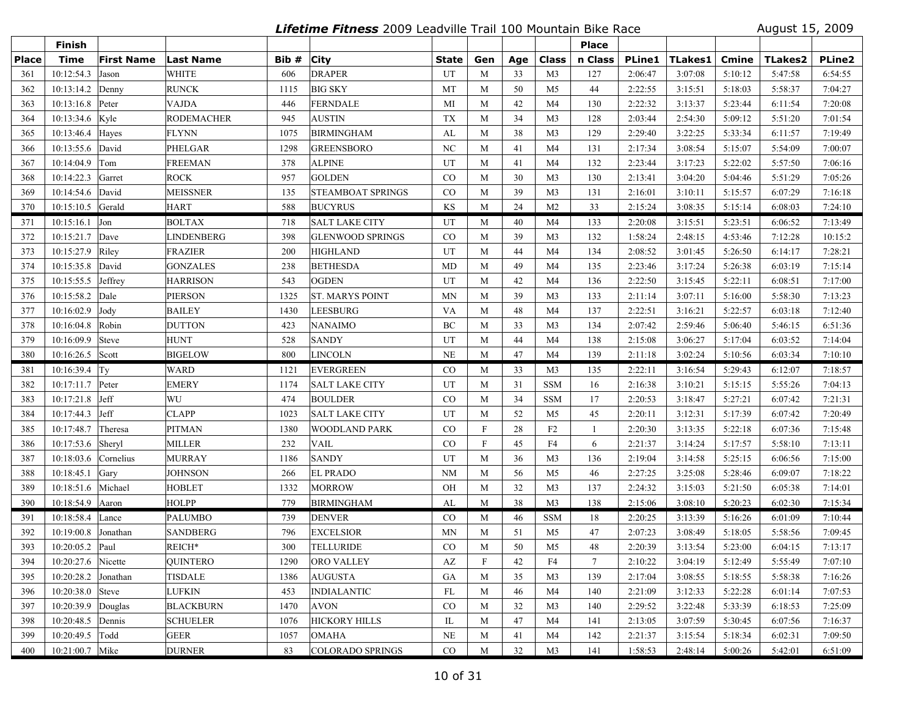# *Lifetime Fitness* 2009 Leadville Trail 100 Mountain Bike Race

August 15, 2009

| Place | Finish Time | First Name | Last Name | Bib # | City | State | Gen | Age | Class | Place n Class | PLine1 | TLakes1 | Cmine | TLakes2 | PLine2 |
|---|---|---|---|---|---|---|---|---|---|---|---|---|---|---|---|
| 361 | 10:12:54.3 | Jason | WHITE | 606 | DRAPER | UT | M | 33 | M3 | 127 | 2:06:47 | 3:07:08 | 5:10:12 | 5:47:58 | 6:54:55 |
| 362 | 10:13:14.2 | Denny | RUNCK | 1115 | BIG SKY | MT | M | 50 | M5 | 44 | 2:22:55 | 3:15:51 | 5:18:03 | 5:58:37 | 7:04:27 |
| 363 | 10:13:16.8 | Peter | VAJDA | 446 | FERNDALE | MI | M | 42 | M4 | 130 | 2:22:32 | 3:13:37 | 5:23:44 | 6:11:54 | 7:20:08 |
| 364 | 10:13:34.6 | Kyle | RODEMACHER | 945 | AUSTIN | TX | M | 34 | M3 | 128 | 2:03:44 | 2:54:30 | 5:09:12 | 5:51:20 | 7:01:54 |
| 365 | 10:13:46.4 | Hayes | FLYNN | 1075 | BIRMINGHAM | AL | M | 38 | M3 | 129 | 2:29:40 | 3:22:25 | 5:33:34 | 6:11:57 | 7:19:49 |
| 366 | 10:13:55.6 | David | PHELGAR | 1298 | GREENSBORO | NC | M | 41 | M4 | 131 | 2:17:34 | 3:08:54 | 5:15:07 | 5:54:09 | 7:00:07 |
| 367 | 10:14:04.9 | Tom | FREEMAN | 378 | ALPINE | UT | M | 41 | M4 | 132 | 2:23:44 | 3:17:23 | 5:22:02 | 5:57:50 | 7:06:16 |
| 368 | 10:14:22.3 | Garret | ROCK | 957 | GOLDEN | CO | M | 30 | M3 | 130 | 2:13:41 | 3:04:20 | 5:04:46 | 5:51:29 | 7:05:26 |
| 369 | 10:14:54.6 | David | MEISSNER | 135 | STEAMBOAT SPRINGS | CO | M | 39 | M3 | 131 | 2:16:01 | 3:10:11 | 5:15:57 | 6:07:29 | 7:16:18 |
| 370 | 10:15:10.5 | Gerald | HART | 588 | BUCYRUS | KS | M | 24 | M2 | 33 | 2:15:24 | 3:08:35 | 5:15:14 | 6:08:03 | 7:24:10 |
| 371 | 10:15:16.1 | Jon | BOLTAX | 718 | SALT LAKE CITY | UT | M | 40 | M4 | 133 | 2:20:08 | 3:15:51 | 5:23:51 | 6:06:52 | 7:13:49 |
| 372 | 10:15:21.7 | Dave | LINDENBERG | 398 | GLENWOOD SPRINGS | CO | M | 39 | M3 | 132 | 1:58:24 | 2:48:15 | 4:53:46 | 7:12:28 | 10:15:2 |
| 373 | 10:15:27.9 | Riley | FRAZIER | 200 | HIGHLAND | UT | M | 44 | M4 | 134 | 2:08:52 | 3:01:45 | 5:26:50 | 6:14:17 | 7:28:21 |
| 374 | 10:15:35.8 | David | GONZALES | 238 | BETHESDA | MD | M | 49 | M4 | 135 | 2:23:46 | 3:17:24 | 5:26:38 | 6:03:19 | 7:15:14 |
| 375 | 10:15:55.5 | Jeffrey | HARRISON | 543 | OGDEN | UT | M | 42 | M4 | 136 | 2:22:50 | 3:15:45 | 5:22:11 | 6:08:51 | 7:17:00 |
| 376 | 10:15:58.2 | Dale | PIERSON | 1325 | ST. MARYS POINT | MN | M | 39 | M3 | 133 | 2:11:14 | 3:07:11 | 5:16:00 | 5:58:30 | 7:13:23 |
| 377 | 10:16:02.9 | Jody | BAILEY | 1430 | LEESBURG | VA | M | 48 | M4 | 137 | 2:22:51 | 3:16:21 | 5:22:57 | 6:03:18 | 7:12:40 |
| 378 | 10:16:04.8 | Robin | DUTTON | 423 | NANAIMO | BC | M | 33 | M3 | 134 | 2:07:42 | 2:59:46 | 5:06:40 | 5:46:15 | 6:51:36 |
| 379 | 10:16:09.9 | Steve | HUNT | 528 | SANDY | UT | M | 44 | M4 | 138 | 2:15:08 | 3:06:27 | 5:17:04 | 6:03:52 | 7:14:04 |
| 380 | 10:16:26.5 | Scott | BIGELOW | 800 | LINCOLN | NE | M | 47 | M4 | 139 | 2:11:18 | 3:02:24 | 5:10:56 | 6:03:34 | 7:10:10 |
| 381 | 10:16:39.4 | Ty | WARD | 1121 | EVERGREEN | CO | M | 33 | M3 | 135 | 2:22:11 | 3:16:54 | 5:29:43 | 6:12:07 | 7:18:57 |
| 382 | 10:17:11.7 | Peter | EMERY | 1174 | SALT LAKE CITY | UT | M | 31 | SSM | 16 | 2:16:38 | 3:10:21 | 5:15:15 | 5:55:26 | 7:04:13 |
| 383 | 10:17:21.8 | Jeff | WU | 474 | BOULDER | CO | M | 34 | SSM | 17 | 2:20:53 | 3:18:47 | 5:27:21 | 6:07:42 | 7:21:31 |
| 384 | 10:17:44.3 | Jeff | CLAPP | 1023 | SALT LAKE CITY | UT | M | 52 | M5 | 45 | 2:20:11 | 3:12:31 | 5:17:39 | 6:07:42 | 7:20:49 |
| 385 | 10:17:48.7 | Theresa | PITMAN | 1380 | WOODLAND PARK | CO | F | 28 | F2 | 1 | 2:20:30 | 3:13:35 | 5:22:18 | 6:07:36 | 7:15:48 |
| 386 | 10:17:53.6 | Sheryl | MILLER | 232 | VAIL | CO | F | 45 | F4 | 6 | 2:21:37 | 3:14:24 | 5:17:57 | 5:58:10 | 7:13:11 |
| 387 | 10:18:03.6 | Cornelius | MURRAY | 1186 | SANDY | UT | M | 36 | M3 | 136 | 2:19:04 | 3:14:58 | 5:25:15 | 6:06:56 | 7:15:00 |
| 388 | 10:18:45.1 | Gary | JOHNSON | 266 | EL PRADO | NM | M | 56 | M5 | 46 | 2:27:25 | 3:25:08 | 5:28:46 | 6:09:07 | 7:18:22 |
| 389 | 10:18:51.6 | Michael | HOBLET | 1332 | MORROW | OH | M | 32 | M3 | 137 | 2:24:32 | 3:15:03 | 5:21:50 | 6:05:38 | 7:14:01 |
| 390 | 10:18:54.9 | Aaron | HOLPP | 779 | BIRMINGHAM | AL | M | 38 | M3 | 138 | 2:15:06 | 3:08:10 | 5:20:23 | 6:02:30 | 7:15:34 |
| 391 | 10:18:58.4 | Lance | PALUMBO | 739 | DENVER | CO | M | 46 | SSM | 18 | 2:20:25 | 3:13:39 | 5:16:26 | 6:01:09 | 7:10:44 |
| 392 | 10:19:00.8 | Jonathan | SANDBERG | 796 | EXCELSIOR | MN | M | 51 | M5 | 47 | 2:07:23 | 3:08:49 | 5:18:05 | 5:58:56 | 7:09:45 |
| 393 | 10:20:05.2 | Paul | REICH* | 300 | TELLURIDE | CO | M | 50 | M5 | 48 | 2:20:39 | 3:13:54 | 5:23:00 | 6:04:15 | 7:13:17 |
| 394 | 10:20:27.6 | Nicette | QUINTERO | 1290 | ORO VALLEY | AZ | F | 42 | F4 | 7 | 2:10:22 | 3:04:19 | 5:12:49 | 5:55:49 | 7:07:10 |
| 395 | 10:20:28.2 | Jonathan | TISDALE | 1386 | AUGUSTA | GA | M | 35 | M3 | 139 | 2:17:04 | 3:08:55 | 5:18:55 | 5:58:38 | 7:16:26 |
| 396 | 10:20:38.0 | Steve | LUFKIN | 453 | INDIALANTIC | FL | M | 46 | M4 | 140 | 2:21:09 | 3:12:33 | 5:22:28 | 6:01:14 | 7:07:53 |
| 397 | 10:20:39.9 | Douglas | BLACKBURN | 1470 | AVON | CO | M | 32 | M3 | 140 | 2:29:52 | 3:22:48 | 5:33:39 | 6:18:53 | 7:25:09 |
| 398 | 10:20:48.5 | Dennis | SCHUELER | 1076 | HICKORY HILLS | IL | M | 47 | M4 | 141 | 2:13:05 | 3:07:59 | 5:30:45 | 6:07:56 | 7:16:37 |
| 399 | 10:20:49.5 | Todd | GEER | 1057 | OMAHA | NE | M | 41 | M4 | 142 | 2:21:37 | 3:15:54 | 5:18:34 | 6:02:31 | 7:09:50 |
| 400 | 10:21:00.7 | Mike | DURNER | 83 | COLORADO SPRINGS | CO | M | 32 | M3 | 141 | 1:58:53 | 2:48:14 | 5:00:26 | 5:42:01 | 6:51:09 |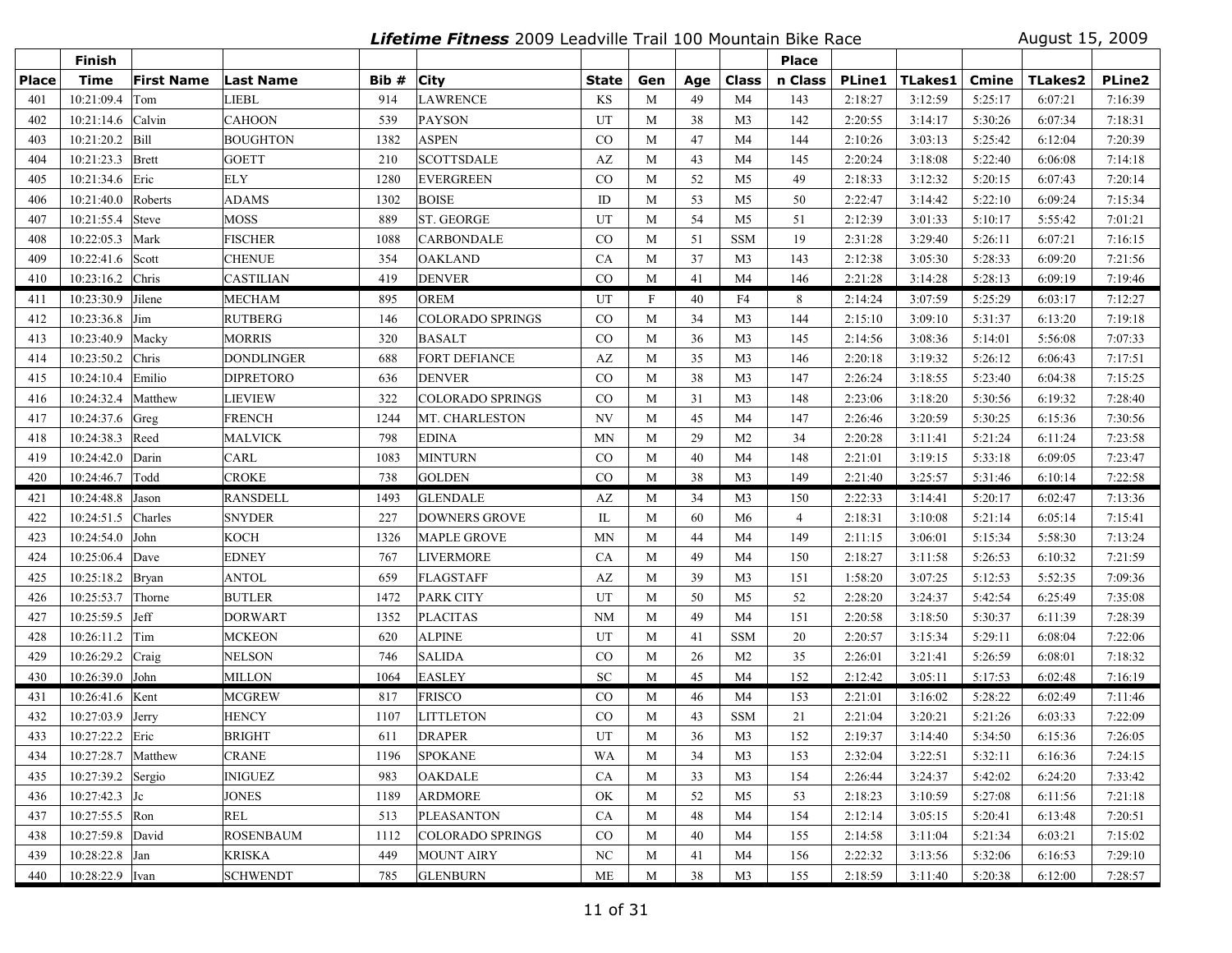***Lifetime Fitness*** 2009 Leadville Trail 100 Mountain Bike Race — August 15, 2009

| Place | Finish Time | First Name | Last Name | Bib # | City | State | Gen | Age | Class | Place n Class | PLine1 | TLakes1 | Cmine | TLakes2 | PLine2 |
|---|---|---|---|---|---|---|---|---|---|---|---|---|---|---|---|
| 401 | 10:21:09.4 | Tom | LIEBL | 914 | LAWRENCE | KS | M | 49 | M4 | 143 | 2:18:27 | 3:12:59 | 5:25:17 | 6:07:21 | 7:16:39 |
| 402 | 10:21:14.6 | Calvin | CAHOON | 539 | PAYSON | UT | M | 38 | M3 | 142 | 2:20:55 | 3:14:17 | 5:30:26 | 6:07:34 | 7:18:31 |
| 403 | 10:21:20.2 | Bill | BOUGHTON | 1382 | ASPEN | CO | M | 47 | M4 | 144 | 2:10:26 | 3:03:13 | 5:25:42 | 6:12:04 | 7:20:39 |
| 404 | 10:21:23.3 | Brett | GOETT | 210 | SCOTTSDALE | AZ | M | 43 | M4 | 145 | 2:20:24 | 3:18:08 | 5:22:40 | 6:06:08 | 7:14:18 |
| 405 | 10:21:34.6 | Eric | ELY | 1280 | EVERGREEN | CO | M | 52 | M5 | 49 | 2:18:33 | 3:12:32 | 5:20:15 | 6:07:43 | 7:20:14 |
| 406 | 10:21:40.0 | Roberts | ADAMS | 1302 | BOISE | ID | M | 53 | M5 | 50 | 2:22:47 | 3:14:42 | 5:22:10 | 6:09:24 | 7:15:34 |
| 407 | 10:21:55.4 | Steve | MOSS | 889 | ST. GEORGE | UT | M | 54 | M5 | 51 | 2:12:39 | 3:01:33 | 5:10:17 | 5:55:42 | 7:01:21 |
| 408 | 10:22:05.3 | Mark | FISCHER | 1088 | CARBONDALE | CO | M | 51 | SSM | 19 | 2:31:28 | 3:29:40 | 5:26:11 | 6:07:21 | 7:16:15 |
| 409 | 10:22:41.6 | Scott | CHENUE | 354 | OAKLAND | CA | M | 37 | M3 | 143 | 2:12:38 | 3:05:30 | 5:28:33 | 6:09:20 | 7:21:56 |
| 410 | 10:23:16.2 | Chris | CASTILIAN | 419 | DENVER | CO | M | 41 | M4 | 146 | 2:21:28 | 3:14:28 | 5:28:13 | 6:09:19 | 7:19:46 |
| 411 | 10:23:30.9 | Jilene | MECHAM | 895 | OREM | UT | F | 40 | F4 | 8 | 2:14:24 | 3:07:59 | 5:25:29 | 6:03:17 | 7:12:27 |
| 412 | 10:23:36.8 | Jim | RUTBERG | 146 | COLORADO SPRINGS | CO | M | 34 | M3 | 144 | 2:15:10 | 3:09:10 | 5:31:37 | 6:13:20 | 7:19:18 |
| 413 | 10:23:40.9 | Macky | MORRIS | 320 | BASALT | CO | M | 36 | M3 | 145 | 2:14:56 | 3:08:36 | 5:14:01 | 5:56:08 | 7:07:33 |
| 414 | 10:23:50.2 | Chris | DONDLINGER | 688 | FORT DEFIANCE | AZ | M | 35 | M3 | 146 | 2:20:18 | 3:19:32 | 5:26:12 | 6:06:43 | 7:17:51 |
| 415 | 10:24:10.4 | Emilio | DIPRETORO | 636 | DENVER | CO | M | 38 | M3 | 147 | 2:26:24 | 3:18:55 | 5:23:40 | 6:04:38 | 7:15:25 |
| 416 | 10:24:32.4 | Matthew | LIEVIEW | 322 | COLORADO SPRINGS | CO | M | 31 | M3 | 148 | 2:23:06 | 3:18:20 | 5:30:56 | 6:19:32 | 7:28:40 |
| 417 | 10:24:37.6 | Greg | FRENCH | 1244 | MT. CHARLESTON | NV | M | 45 | M4 | 147 | 2:26:46 | 3:20:59 | 5:30:25 | 6:15:36 | 7:30:56 |
| 418 | 10:24:38.3 | Reed | MALVICK | 798 | EDINA | MN | M | 29 | M2 | 34 | 2:20:28 | 3:11:41 | 5:21:24 | 6:11:24 | 7:23:58 |
| 419 | 10:24:42.0 | Darin | CARL | 1083 | MINTURN | CO | M | 40 | M4 | 148 | 2:21:01 | 3:19:15 | 5:33:18 | 6:09:05 | 7:23:47 |
| 420 | 10:24:46.7 | Todd | CROKE | 738 | GOLDEN | CO | M | 38 | M3 | 149 | 2:21:40 | 3:25:57 | 5:31:46 | 6:10:14 | 7:22:58 |
| 421 | 10:24:48.8 | Jason | RANSDELL | 1493 | GLENDALE | AZ | M | 34 | M3 | 150 | 2:22:33 | 3:14:41 | 5:20:17 | 6:02:47 | 7:13:36 |
| 422 | 10:24:51.5 | Charles | SNYDER | 227 | DOWNERS GROVE | IL | M | 60 | M6 | 4 | 2:18:31 | 3:10:08 | 5:21:14 | 6:05:14 | 7:15:41 |
| 423 | 10:24:54.0 | John | KOCH | 1326 | MAPLE GROVE | MN | M | 44 | M4 | 149 | 2:11:15 | 3:06:01 | 5:15:34 | 5:58:30 | 7:13:24 |
| 424 | 10:25:06.4 | Dave | EDNEY | 767 | LIVERMORE | CA | M | 49 | M4 | 150 | 2:18:27 | 3:11:58 | 5:26:53 | 6:10:32 | 7:21:59 |
| 425 | 10:25:18.2 | Bryan | ANTOL | 659 | FLAGSTAFF | AZ | M | 39 | M3 | 151 | 1:58:20 | 3:07:25 | 5:12:53 | 5:52:35 | 7:09:36 |
| 426 | 10:25:53.7 | Thorne | BUTLER | 1472 | PARK CITY | UT | M | 50 | M5 | 52 | 2:28:20 | 3:24:37 | 5:42:54 | 6:25:49 | 7:35:08 |
| 427 | 10:25:59.5 | Jeff | DORWART | 1352 | PLACITAS | NM | M | 49 | M4 | 151 | 2:20:58 | 3:18:50 | 5:30:37 | 6:11:39 | 7:28:39 |
| 428 | 10:26:11.2 | Tim | MCKEON | 620 | ALPINE | UT | M | 41 | SSM | 20 | 2:20:57 | 3:15:34 | 5:29:11 | 6:08:04 | 7:22:06 |
| 429 | 10:26:29.2 | Craig | NELSON | 746 | SALIDA | CO | M | 26 | M2 | 35 | 2:26:01 | 3:21:41 | 5:26:59 | 6:08:01 | 7:18:32 |
| 430 | 10:26:39.0 | John | MILLON | 1064 | EASLEY | SC | M | 45 | M4 | 152 | 2:12:42 | 3:05:11 | 5:17:53 | 6:02:48 | 7:16:19 |
| 431 | 10:26:41.6 | Kent | MCGREW | 817 | FRISCO | CO | M | 46 | M4 | 153 | 2:21:01 | 3:16:02 | 5:28:22 | 6:02:49 | 7:11:46 |
| 432 | 10:27:03.9 | Jerry | HENCY | 1107 | LITTLETON | CO | M | 43 | SSM | 21 | 2:21:04 | 3:20:21 | 5:21:26 | 6:03:33 | 7:22:09 |
| 433 | 10:27:22.2 | Eric | BRIGHT | 611 | DRAPER | UT | M | 36 | M3 | 152 | 2:19:37 | 3:14:40 | 5:34:50 | 6:15:36 | 7:26:05 |
| 434 | 10:27:28.7 | Matthew | CRANE | 1196 | SPOKANE | WA | M | 34 | M3 | 153 | 2:32:04 | 3:22:51 | 5:32:11 | 6:16:36 | 7:24:15 |
| 435 | 10:27:39.2 | Sergio | INIGUEZ | 983 | OAKDALE | CA | M | 33 | M3 | 154 | 2:26:44 | 3:24:37 | 5:42:02 | 6:24:20 | 7:33:42 |
| 436 | 10:27:42.3 | Jc | JONES | 1189 | ARDMORE | OK | M | 52 | M5 | 53 | 2:18:23 | 3:10:59 | 5:27:08 | 6:11:56 | 7:21:18 |
| 437 | 10:27:55.5 | Ron | REL | 513 | PLEASANTON | CA | M | 48 | M4 | 154 | 2:12:14 | 3:05:15 | 5:20:41 | 6:13:48 | 7:20:51 |
| 438 | 10:27:59.8 | David | ROSENBAUM | 1112 | COLORADO SPRINGS | CO | M | 40 | M4 | 155 | 2:14:58 | 3:11:04 | 5:21:34 | 6:03:21 | 7:15:02 |
| 439 | 10:28:22.8 | Jan | KRISKA | 449 | MOUNT AIRY | NC | M | 41 | M4 | 156 | 2:22:32 | 3:13:56 | 5:32:06 | 6:16:53 | 7:29:10 |
| 440 | 10:28:22.9 | Ivan | SCHWENDT | 785 | GLENBURN | ME | M | 38 | M3 | 155 | 2:18:59 | 3:11:40 | 5:20:38 | 6:12:00 | 7:28:57 |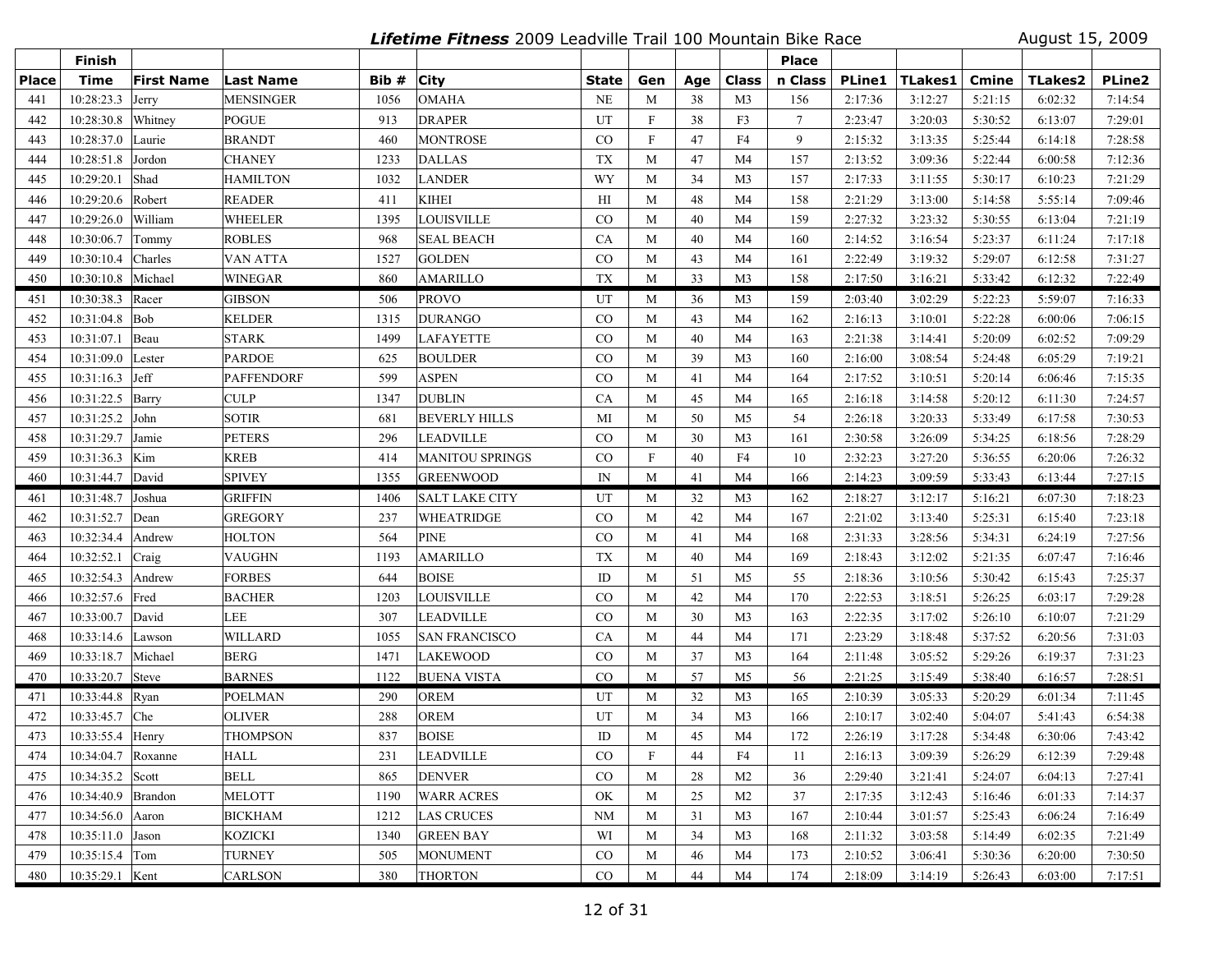**Lifetime Fitness** 2009 Leadville Trail 100 Mountain Bike Race — August 15, 2009

| Place | Finish Time | First Name | Last Name | Bib # | City | State | Gen | Age | Class | Place n Class | PLine1 | TLakes1 | Cmine | TLakes2 | PLine2 |
|---|---|---|---|---|---|---|---|---|---|---|---|---|---|---|---|
| 441 | 10:28:23.3 | Jerry | MENSINGER | 1056 | OMAHA | NE | M | 38 | M3 | 156 | 2:17:36 | 3:12:27 | 5:21:15 | 6:02:32 | 7:14:54 |
| 442 | 10:28:30.8 | Whitney | POGUE | 913 | DRAPER | UT | F | 38 | F3 | 7 | 2:23:47 | 3:20:03 | 5:30:52 | 6:13:07 | 7:29:01 |
| 443 | 10:28:37.0 | Laurie | BRANDT | 460 | MONTROSE | CO | F | 47 | F4 | 9 | 2:15:32 | 3:13:35 | 5:25:44 | 6:14:18 | 7:28:58 |
| 444 | 10:28:51.8 | Jordon | CHANEY | 1233 | DALLAS | TX | M | 47 | M4 | 157 | 2:13:52 | 3:09:36 | 5:22:44 | 6:00:58 | 7:12:36 |
| 445 | 10:29:20.1 | Shad | HAMILTON | 1032 | LANDER | WY | M | 34 | M3 | 157 | 2:17:33 | 3:11:55 | 5:30:17 | 6:10:23 | 7:21:29 |
| 446 | 10:29:20.6 | Robert | READER | 411 | KIHEI | HI | M | 48 | M4 | 158 | 2:21:29 | 3:13:00 | 5:14:58 | 5:55:14 | 7:09:46 |
| 447 | 10:29:26.0 | William | WHEELER | 1395 | LOUISVILLE | CO | M | 40 | M4 | 159 | 2:27:32 | 3:23:32 | 5:30:55 | 6:13:04 | 7:21:19 |
| 448 | 10:30:06.7 | Tommy | ROBLES | 968 | SEAL BEACH | CA | M | 40 | M4 | 160 | 2:14:52 | 3:16:54 | 5:23:37 | 6:11:24 | 7:17:18 |
| 449 | 10:30:10.4 | Charles | VAN ATTA | 1527 | GOLDEN | CO | M | 43 | M4 | 161 | 2:22:49 | 3:19:32 | 5:29:07 | 6:12:58 | 7:31:27 |
| 450 | 10:30:10.8 | Michael | WINEGAR | 860 | AMARILLO | TX | M | 33 | M3 | 158 | 2:17:50 | 3:16:21 | 5:33:42 | 6:12:32 | 7:22:49 |
| 451 | 10:30:38.3 | Racer | GIBSON | 506 | PROVO | UT | M | 36 | M3 | 159 | 2:03:40 | 3:02:29 | 5:22:23 | 5:59:07 | 7:16:33 |
| 452 | 10:31:04.8 | Bob | KELDER | 1315 | DURANGO | CO | M | 43 | M4 | 162 | 2:16:13 | 3:10:01 | 5:22:28 | 6:00:06 | 7:06:15 |
| 453 | 10:31:07.1 | Beau | STARK | 1499 | LAFAYETTE | CO | M | 40 | M4 | 163 | 2:21:38 | 3:14:41 | 5:20:09 | 6:02:52 | 7:09:29 |
| 454 | 10:31:09.0 | Lester | PARDOE | 625 | BOULDER | CO | M | 39 | M3 | 160 | 2:16:00 | 3:08:54 | 5:24:48 | 6:05:29 | 7:19:21 |
| 455 | 10:31:16.3 | Jeff | PAFFENDORF | 599 | ASPEN | CO | M | 41 | M4 | 164 | 2:17:52 | 3:10:51 | 5:20:14 | 6:06:46 | 7:15:35 |
| 456 | 10:31:22.5 | Barry | CULP | 1347 | DUBLIN | CA | M | 45 | M4 | 165 | 2:16:18 | 3:14:58 | 5:20:12 | 6:11:30 | 7:24:57 |
| 457 | 10:31:25.2 | John | SOTIR | 681 | BEVERLY HILLS | MI | M | 50 | M5 | 54 | 2:26:18 | 3:20:33 | 5:33:49 | 6:17:58 | 7:30:53 |
| 458 | 10:31:29.7 | Jamie | PETERS | 296 | LEADVILLE | CO | M | 30 | M3 | 161 | 2:30:58 | 3:26:09 | 5:34:25 | 6:18:56 | 7:28:29 |
| 459 | 10:31:36.3 | Kim | KREB | 414 | MANITOU SPRINGS | CO | F | 40 | F4 | 10 | 2:32:23 | 3:27:20 | 5:36:55 | 6:20:06 | 7:26:32 |
| 460 | 10:31:44.7 | David | SPIVEY | 1355 | GREENWOOD | IN | M | 41 | M4 | 166 | 2:14:23 | 3:09:59 | 5:33:43 | 6:13:44 | 7:27:15 |
| 461 | 10:31:48.7 | Joshua | GRIFFIN | 1406 | SALT LAKE CITY | UT | M | 32 | M3 | 162 | 2:18:27 | 3:12:17 | 5:16:21 | 6:07:30 | 7:18:23 |
| 462 | 10:31:52.7 | Dean | GREGORY | 237 | WHEATRIDGE | CO | M | 42 | M4 | 167 | 2:21:02 | 3:13:40 | 5:25:31 | 6:15:40 | 7:23:18 |
| 463 | 10:32:34.4 | Andrew | HOLTON | 564 | PINE | CO | M | 41 | M4 | 168 | 2:31:33 | 3:28:56 | 5:34:31 | 6:24:19 | 7:27:56 |
| 464 | 10:32:52.1 | Craig | VAUGHN | 1193 | AMARILLO | TX | M | 40 | M4 | 169 | 2:18:43 | 3:12:02 | 5:21:35 | 6:07:47 | 7:16:46 |
| 465 | 10:32:54.3 | Andrew | FORBES | 644 | BOISE | ID | M | 51 | M5 | 55 | 2:18:36 | 3:10:56 | 5:30:42 | 6:15:43 | 7:25:37 |
| 466 | 10:32:57.6 | Fred | BACHER | 1203 | LOUISVILLE | CO | M | 42 | M4 | 170 | 2:22:53 | 3:18:51 | 5:26:25 | 6:03:17 | 7:29:28 |
| 467 | 10:33:00.7 | David | LEE | 307 | LEADVILLE | CO | M | 30 | M3 | 163 | 2:22:35 | 3:17:02 | 5:26:10 | 6:10:07 | 7:21:29 |
| 468 | 10:33:14.6 | Lawson | WILLARD | 1055 | SAN FRANCISCO | CA | M | 44 | M4 | 171 | 2:23:29 | 3:18:48 | 5:37:52 | 6:20:56 | 7:31:03 |
| 469 | 10:33:18.7 | Michael | BERG | 1471 | LAKEWOOD | CO | M | 37 | M3 | 164 | 2:11:48 | 3:05:52 | 5:29:26 | 6:19:37 | 7:31:23 |
| 470 | 10:33:20.7 | Steve | BARNES | 1122 | BUENA VISTA | CO | M | 57 | M5 | 56 | 2:21:25 | 3:15:49 | 5:38:40 | 6:16:57 | 7:28:51 |
| 471 | 10:33:44.8 | Ryan | POELMAN | 290 | OREM | UT | M | 32 | M3 | 165 | 2:10:39 | 3:05:33 | 5:20:29 | 6:01:34 | 7:11:45 |
| 472 | 10:33:45.7 | Che | OLIVER | 288 | OREM | UT | M | 34 | M3 | 166 | 2:10:17 | 3:02:40 | 5:04:07 | 5:41:43 | 6:54:38 |
| 473 | 10:33:55.4 | Henry | THOMPSON | 837 | BOISE | ID | M | 45 | M4 | 172 | 2:26:19 | 3:17:28 | 5:34:48 | 6:30:06 | 7:43:42 |
| 474 | 10:34:04.7 | Roxanne | HALL | 231 | LEADVILLE | CO | F | 44 | F4 | 11 | 2:16:13 | 3:09:39 | 5:26:29 | 6:12:39 | 7:29:48 |
| 475 | 10:34:35.2 | Scott | BELL | 865 | DENVER | CO | M | 28 | M2 | 36 | 2:29:40 | 3:21:41 | 5:24:07 | 6:04:13 | 7:27:41 |
| 476 | 10:34:40.9 | Brandon | MELOTT | 1190 | WARR ACRES | OK | M | 25 | M2 | 37 | 2:17:35 | 3:12:43 | 5:16:46 | 6:01:33 | 7:14:37 |
| 477 | 10:34:56.0 | Aaron | BICKHAM | 1212 | LAS CRUCES | NM | M | 31 | M3 | 167 | 2:10:44 | 3:01:57 | 5:25:43 | 6:06:24 | 7:16:49 |
| 478 | 10:35:11.0 | Jason | KOZICKI | 1340 | GREEN BAY | WI | M | 34 | M3 | 168 | 2:11:32 | 3:03:58 | 5:14:49 | 6:02:35 | 7:21:49 |
| 479 | 10:35:15.4 | Tom | TURNEY | 505 | MONUMENT | CO | M | 46 | M4 | 173 | 2:10:52 | 3:06:41 | 5:30:36 | 6:20:00 | 7:30:50 |
| 480 | 10:35:29.1 | Kent | CARLSON | 380 | THORTON | CO | M | 44 | M4 | 174 | 2:18:09 | 3:14:19 | 5:26:43 | 6:03:00 | 7:17:51 |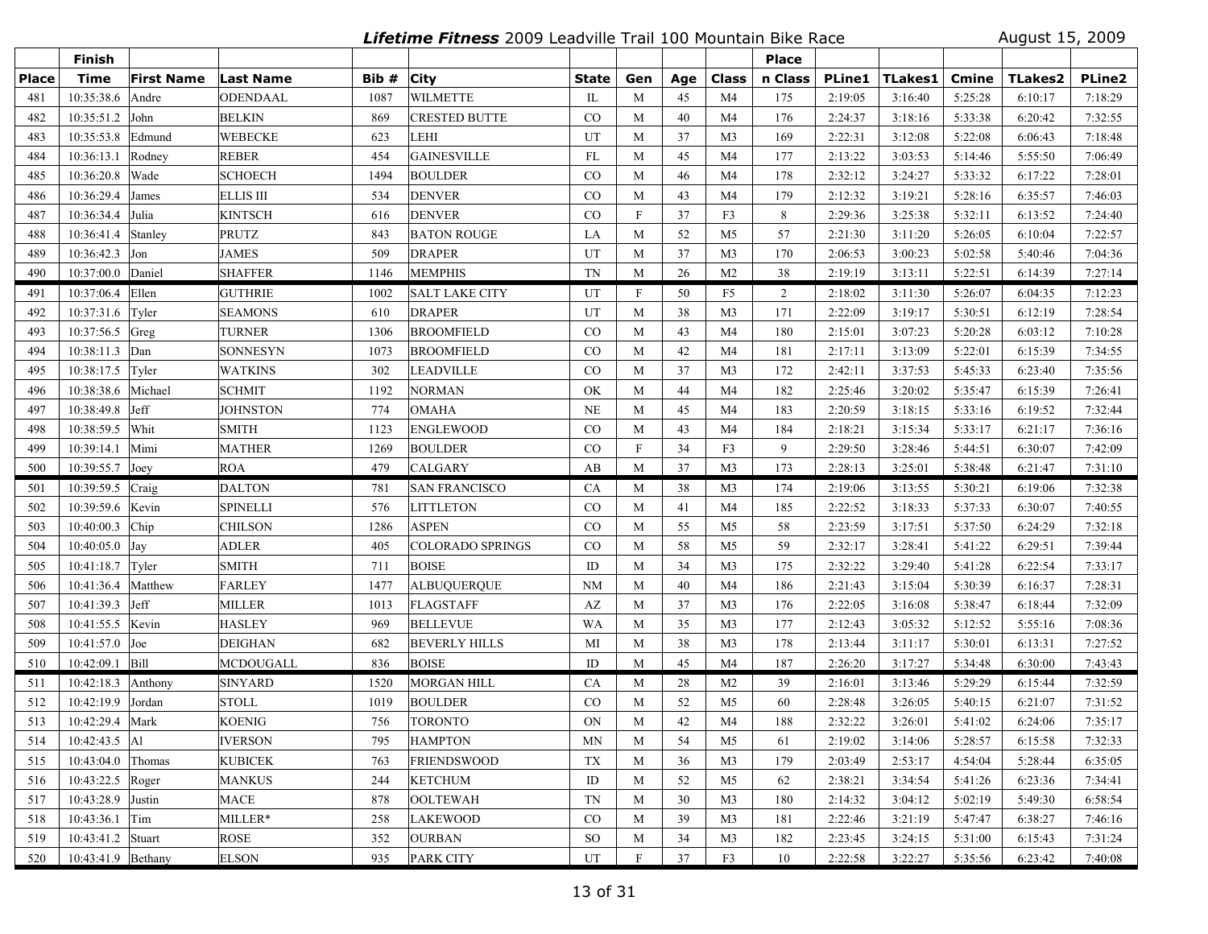# *Lifetime Fitness* 2009 Leadville Trail 100 Mountain Bike Race

August 15, 2009

| Place | Finish Time | First Name | Last Name | Bib # | City | State | Gen | Age | Class | Place n Class | PLine1 | TLakes1 | Cmine | TLakes2 | PLine2 |
|---|---|---|---|---|---|---|---|---|---|---|---|---|---|---|---|
| 481 | 10:35:38.6 | Andre | ODENDAAL | 1087 | WILMETTE | IL | M | 45 | M4 | 175 | 2:19:05 | 3:16:40 | 5:25:28 | 6:10:17 | 7:18:29 |
| 482 | 10:35:51.2 | John | BELKIN | 869 | CRESTED BUTTE | CO | M | 40 | M4 | 176 | 2:24:37 | 3:18:16 | 5:33:38 | 6:20:42 | 7:32:55 |
| 483 | 10:35:53.8 | Edmund | WEBECKE | 623 | LEHI | UT | M | 37 | M3 | 169 | 2:22:31 | 3:12:08 | 5:22:08 | 6:06:43 | 7:18:48 |
| 484 | 10:36:13.1 | Rodney | REBER | 454 | GAINESVILLE | FL | M | 45 | M4 | 177 | 2:13:22 | 3:03:53 | 5:14:46 | 5:55:50 | 7:06:49 |
| 485 | 10:36:20.8 | Wade | SCHOECH | 1494 | BOULDER | CO | M | 46 | M4 | 178 | 2:32:12 | 3:24:27 | 5:33:32 | 6:17:22 | 7:28:01 |
| 486 | 10:36:29.4 | James | ELLIS III | 534 | DENVER | CO | M | 43 | M4 | 179 | 2:12:32 | 3:19:21 | 5:28:16 | 6:35:57 | 7:46:03 |
| 487 | 10:36:34.4 | Julia | KINTSCH | 616 | DENVER | CO | F | 37 | F3 | 8 | 2:29:36 | 3:25:38 | 5:32:11 | 6:13:52 | 7:24:40 |
| 488 | 10:36:41.4 | Stanley | PRUTZ | 843 | BATON ROUGE | LA | M | 52 | M5 | 57 | 2:21:30 | 3:11:20 | 5:26:05 | 6:10:04 | 7:22:57 |
| 489 | 10:36:42.3 | Jon | JAMES | 509 | DRAPER | UT | M | 37 | M3 | 170 | 2:06:53 | 3:00:23 | 5:02:58 | 5:40:46 | 7:04:36 |
| 490 | 10:37:00.0 | Daniel | SHAFFER | 1146 | MEMPHIS | TN | M | 26 | M2 | 38 | 2:19:19 | 3:13:11 | 5:22:51 | 6:14:39 | 7:27:14 |
| 491 | 10:37:06.4 | Ellen | GUTHRIE | 1002 | SALT LAKE CITY | UT | F | 50 | F5 | 2 | 2:18:02 | 3:11:30 | 5:26:07 | 6:04:35 | 7:12:23 |
| 492 | 10:37:31.6 | Tyler | SEAMONS | 610 | DRAPER | UT | M | 38 | M3 | 171 | 2:22:09 | 3:19:17 | 5:30:51 | 6:12:19 | 7:28:54 |
| 493 | 10:37:56.5 | Greg | TURNER | 1306 | BROOMFIELD | CO | M | 43 | M4 | 180 | 2:15:01 | 3:07:23 | 5:20:28 | 6:03:12 | 7:10:28 |
| 494 | 10:38:11.3 | Dan | SONNESYN | 1073 | BROOMFIELD | CO | M | 42 | M4 | 181 | 2:17:11 | 3:13:09 | 5:22:01 | 6:15:39 | 7:34:55 |
| 495 | 10:38:17.5 | Tyler | WATKINS | 302 | LEADVILLE | CO | M | 37 | M3 | 172 | 2:42:11 | 3:37:53 | 5:45:33 | 6:23:40 | 7:35:56 |
| 496 | 10:38:38.6 | Michael | SCHMIT | 1192 | NORMAN | OK | M | 44 | M4 | 182 | 2:25:46 | 3:20:02 | 5:35:47 | 6:15:39 | 7:26:41 |
| 497 | 10:38:49.8 | Jeff | JOHNSTON | 774 | OMAHA | NE | M | 45 | M4 | 183 | 2:20:59 | 3:18:15 | 5:33:16 | 6:19:52 | 7:32:44 |
| 498 | 10:38:59.5 | Whit | SMITH | 1123 | ENGLEWOOD | CO | M | 43 | M4 | 184 | 2:18:21 | 3:15:34 | 5:33:17 | 6:21:17 | 7:36:16 |
| 499 | 10:39:14.1 | Mimi | MATHER | 1269 | BOULDER | CO | F | 34 | F3 | 9 | 2:29:50 | 3:28:46 | 5:44:51 | 6:30:07 | 7:42:09 |
| 500 | 10:39:55.7 | Joey | ROA | 479 | CALGARY | AB | M | 37 | M3 | 173 | 2:28:13 | 3:25:01 | 5:38:48 | 6:21:47 | 7:31:10 |
| 501 | 10:39:59.5 | Craig | DALTON | 781 | SAN FRANCISCO | CA | M | 38 | M3 | 174 | 2:19:06 | 3:13:55 | 5:30:21 | 6:19:06 | 7:32:38 |
| 502 | 10:39:59.6 | Kevin | SPINELLI | 576 | LITTLETON | CO | M | 41 | M4 | 185 | 2:22:52 | 3:18:33 | 5:37:33 | 6:30:07 | 7:40:55 |
| 503 | 10:40:00.3 | Chip | CHILSON | 1286 | ASPEN | CO | M | 55 | M5 | 58 | 2:23:59 | 3:17:51 | 5:37:50 | 6:24:29 | 7:32:18 |
| 504 | 10:40:05.0 | Jay | ADLER | 405 | COLORADO SPRINGS | CO | M | 58 | M5 | 59 | 2:32:17 | 3:28:41 | 5:41:22 | 6:29:51 | 7:39:44 |
| 505 | 10:41:18.7 | Tyler | SMITH | 711 | BOISE | ID | M | 34 | M3 | 175 | 2:32:22 | 3:29:40 | 5:41:28 | 6:22:54 | 7:33:17 |
| 506 | 10:41:36.4 | Matthew | FARLEY | 1477 | ALBUQUERQUE | NM | M | 40 | M4 | 186 | 2:21:43 | 3:15:04 | 5:30:39 | 6:16:37 | 7:28:31 |
| 507 | 10:41:39.3 | Jeff | MILLER | 1013 | FLAGSTAFF | AZ | M | 37 | M3 | 176 | 2:22:05 | 3:16:08 | 5:38:47 | 6:18:44 | 7:32:09 |
| 508 | 10:41:55.5 | Kevin | HASLEY | 969 | BELLEVUE | WA | M | 35 | M3 | 177 | 2:12:43 | 3:05:32 | 5:12:52 | 5:55:16 | 7:08:36 |
| 509 | 10:41:57.0 | Joe | DEIGHAN | 682 | BEVERLY HILLS | MI | M | 38 | M3 | 178 | 2:13:44 | 3:11:17 | 5:30:01 | 6:13:31 | 7:27:52 |
| 510 | 10:42:09.1 | Bill | MCDOUGALL | 836 | BOISE | ID | M | 45 | M4 | 187 | 2:26:20 | 3:17:27 | 5:34:48 | 6:30:00 | 7:43:43 |
| 511 | 10:42:18.3 | Anthony | SINYARD | 1520 | MORGAN HILL | CA | M | 28 | M2 | 39 | 2:16:01 | 3:13:46 | 5:29:29 | 6:15:44 | 7:32:59 |
| 512 | 10:42:19.9 | Jordan | STOLL | 1019 | BOULDER | CO | M | 52 | M5 | 60 | 2:28:48 | 3:26:05 | 5:40:15 | 6:21:07 | 7:31:52 |
| 513 | 10:42:29.4 | Mark | KOENIG | 756 | TORONTO | ON | M | 42 | M4 | 188 | 2:32:22 | 3:26:01 | 5:41:02 | 6:24:06 | 7:35:17 |
| 514 | 10:42:43.5 | Al | IVERSON | 795 | HAMPTON | MN | M | 54 | M5 | 61 | 2:19:02 | 3:14:06 | 5:28:57 | 6:15:58 | 7:32:33 |
| 515 | 10:43:04.0 | Thomas | KUBICEK | 763 | FRIENDSWOOD | TX | M | 36 | M3 | 179 | 2:03:49 | 2:53:17 | 4:54:04 | 5:28:44 | 6:35:05 |
| 516 | 10:43:22.5 | Roger | MANKUS | 244 | KETCHUM | ID | M | 52 | M5 | 62 | 2:38:21 | 3:34:54 | 5:41:26 | 6:23:36 | 7:34:41 |
| 517 | 10:43:28.9 | Justin | MACE | 878 | OOLTEWAH | TN | M | 30 | M3 | 180 | 2:14:32 | 3:04:12 | 5:02:19 | 5:49:30 | 6:58:54 |
| 518 | 10:43:36.1 | Tim | MILLER* | 258 | LAKEWOOD | CO | M | 39 | M3 | 181 | 2:22:46 | 3:21:19 | 5:47:47 | 6:38:27 | 7:46:16 |
| 519 | 10:43:41.2 | Stuart | ROSE | 352 | OURBAN | SO | M | 34 | M3 | 182 | 2:23:45 | 3:24:15 | 5:31:00 | 6:15:43 | 7:31:24 |
| 520 | 10:43:41.9 | Bethany | ELSON | 935 | PARK CITY | UT | F | 37 | F3 | 10 | 2:22:58 | 3:22:27 | 5:35:56 | 6:23:42 | 7:40:08 |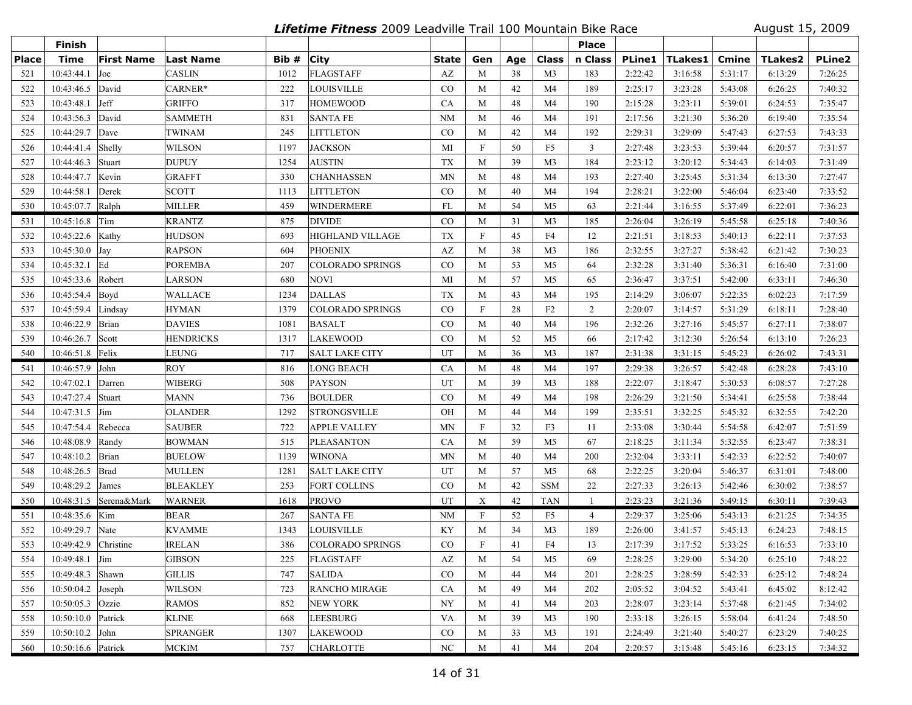*Lifetime Fitness* 2009 Leadville Trail 100 Mountain Bike Race — August 15, 2009

| Place | Finish Time | First Name | Last Name | Bib # | City | State | Gen | Age | Class | Place n Class | PLine1 | TLakes1 | Cmine | TLakes2 | PLine2 |
|---|---|---|---|---|---|---|---|---|---|---|---|---|---|---|---|
| 521 | 10:43:44.1 | Joe | CASLIN | 1012 | FLAGSTAFF | AZ | M | 38 | M3 | 183 | 2:22:42 | 3:16:58 | 5:31:17 | 6:13:29 | 7:26:25 |
| 522 | 10:43:46.5 | David | CARNER* | 222 | LOUISVILLE | CO | M | 42 | M4 | 189 | 2:25:17 | 3:23:28 | 5:43:08 | 6:26:25 | 7:40:32 |
| 523 | 10:43:48.1 | Jeff | GRIFFO | 317 | HOMEWOOD | CA | M | 48 | M4 | 190 | 2:15:28 | 3:23:11 | 5:39:01 | 6:24:53 | 7:35:47 |
| 524 | 10:43:56.3 | David | SAMMETH | 831 | SANTA FE | NM | M | 46 | M4 | 191 | 2:17:56 | 3:21:30 | 5:36:20 | 6:19:40 | 7:35:54 |
| 525 | 10:44:29.7 | Dave | TWINAM | 245 | LITTLETON | CO | M | 42 | M4 | 192 | 2:29:31 | 3:29:09 | 5:47:43 | 6:27:53 | 7:43:33 |
| 526 | 10:44:41.4 | Shelly | WILSON | 1197 | JACKSON | MI | F | 50 | F5 | 3 | 2:27:48 | 3:23:53 | 5:39:44 | 6:20:57 | 7:31:57 |
| 527 | 10:44:46.3 | Stuart | DUPUY | 1254 | AUSTIN | TX | M | 39 | M3 | 184 | 2:23:12 | 3:20:12 | 5:34:43 | 6:14:03 | 7:31:49 |
| 528 | 10:44:47.7 | Kevin | GRAFFT | 330 | CHANHASSEN | MN | M | 48 | M4 | 193 | 2:27:40 | 3:25:45 | 5:31:34 | 6:13:30 | 7:27:47 |
| 529 | 10:44:58.1 | Derek | SCOTT | 1113 | LITTLETON | CO | M | 40 | M4 | 194 | 2:28:21 | 3:22:00 | 5:46:04 | 6:23:40 | 7:33:52 |
| 530 | 10:45:07.7 | Ralph | MILLER | 459 | WINDERMERE | FL | M | 54 | M5 | 63 | 2:21:44 | 3:16:55 | 5:37:49 | 6:22:01 | 7:36:23 |
| 531 | 10:45:16.8 | Tim | KRANTZ | 875 | DIVIDE | CO | M | 31 | M3 | 185 | 2:26:04 | 3:26:19 | 5:45:58 | 6:25:18 | 7:40:36 |
| 532 | 10:45:22.6 | Kathy | HUDSON | 693 | HIGHLAND VILLAGE | TX | F | 45 | F4 | 12 | 2:21:51 | 3:18:53 | 5:40:13 | 6:22:11 | 7:37:53 |
| 533 | 10:45:30.0 | Jay | RAPSON | 604 | PHOENIX | AZ | M | 38 | M3 | 186 | 2:32:55 | 3:27:27 | 5:38:42 | 6:21:42 | 7:30:23 |
| 534 | 10:45:32.1 | Ed | POREMBA | 207 | COLORADO SPRINGS | CO | M | 53 | M5 | 64 | 2:32:28 | 3:31:40 | 5:36:31 | 6:16:40 | 7:31:00 |
| 535 | 10:45:33.6 | Robert | LARSON | 680 | NOVI | MI | M | 57 | M5 | 65 | 2:36:47 | 3:37:51 | 5:42:00 | 6:33:11 | 7:46:30 |
| 536 | 10:45:54.4 | Boyd | WALLACE | 1234 | DALLAS | TX | M | 43 | M4 | 195 | 2:14:29 | 3:06:07 | 5:22:35 | 6:02:23 | 7:17:59 |
| 537 | 10:45:59.4 | Lindsay | HYMAN | 1379 | COLORADO SPRINGS | CO | F | 28 | F2 | 2 | 2:20:07 | 3:14:57 | 5:31:29 | 6:18:11 | 7:28:40 |
| 538 | 10:46:22.9 | Brian | DAVIES | 1081 | BASALT | CO | M | 40 | M4 | 196 | 2:32:26 | 3:27:16 | 5:45:57 | 6:27:11 | 7:38:07 |
| 539 | 10:46:26.7 | Scott | HENDRICKS | 1317 | LAKEWOOD | CO | M | 52 | M5 | 66 | 2:17:42 | 3:12:30 | 5:26:54 | 6:13:10 | 7:26:23 |
| 540 | 10:46:51.8 | Felix | LEUNG | 717 | SALT LAKE CITY | UT | M | 36 | M3 | 187 | 2:31:38 | 3:31:15 | 5:45:23 | 6:26:02 | 7:43:31 |
| 541 | 10:46:57.9 | John | ROY | 816 | LONG BEACH | CA | M | 48 | M4 | 197 | 2:29:38 | 3:26:57 | 5:42:48 | 6:28:28 | 7:43:10 |
| 542 | 10:47:02.1 | Darren | WIBERG | 508 | PAYSON | UT | M | 39 | M3 | 188 | 2:22:07 | 3:18:47 | 5:30:53 | 6:08:57 | 7:27:28 |
| 543 | 10:47:27.4 | Stuart | MANN | 736 | BOULDER | CO | M | 49 | M4 | 198 | 2:26:29 | 3:21:50 | 5:34:41 | 6:25:58 | 7:38:44 |
| 544 | 10:47:31.5 | Jim | OLANDER | 1292 | STRONGSVILLE | OH | M | 44 | M4 | 199 | 2:35:51 | 3:32:25 | 5:45:32 | 6:32:55 | 7:42:20 |
| 545 | 10:47:54.4 | Rebecca | SAUBER | 722 | APPLE VALLEY | MN | F | 32 | F3 | 11 | 2:33:08 | 3:30:44 | 5:54:58 | 6:42:07 | 7:51:59 |
| 546 | 10:48:08.9 | Randy | BOWMAN | 515 | PLEASANTON | CA | M | 59 | M5 | 67 | 2:18:25 | 3:11:34 | 5:32:55 | 6:23:47 | 7:38:31 |
| 547 | 10:48:10.2 | Brian | BUELOW | 1139 | WINONA | MN | M | 40 | M4 | 200 | 2:32:04 | 3:33:11 | 5:42:33 | 6:22:52 | 7:40:07 |
| 548 | 10:48:26.5 | Brad | MULLEN | 1281 | SALT LAKE CITY | UT | M | 57 | M5 | 68 | 2:22:25 | 3:20:04 | 5:46:37 | 6:31:01 | 7:48:00 |
| 549 | 10:48:29.2 | James | BLEAKLEY | 253 | FORT COLLINS | CO | M | 42 | SSM | 22 | 2:27:33 | 3:26:13 | 5:42:46 | 6:30:02 | 7:38:57 |
| 550 | 10:48:31.5 | Serena&Mark | WARNER | 1618 | PROVO | UT | X | 42 | TAN | 1 | 2:23:23 | 3:21:36 | 5:49:15 | 6:30:11 | 7:39:43 |
| 551 | 10:48:35.6 | Kim | BEAR | 267 | SANTA FE | NM | F | 52 | F5 | 4 | 2:29:37 | 3:25:06 | 5:43:13 | 6:21:25 | 7:34:35 |
| 552 | 10:49:29.7 | Nate | KVAMME | 1343 | LOUISVILLE | KY | M | 34 | M3 | 189 | 2:26:00 | 3:41:57 | 5:45:13 | 6:24:23 | 7:48:15 |
| 553 | 10:49:42.9 | Christine | IRELAN | 386 | COLORADO SPRINGS | CO | F | 41 | F4 | 13 | 2:17:39 | 3:17:52 | 5:33:25 | 6:16:53 | 7:33:10 |
| 554 | 10:49:48.1 | Jim | GIBSON | 225 | FLAGSTAFF | AZ | M | 54 | M5 | 69 | 2:28:25 | 3:29:00 | 5:34:20 | 6:25:10 | 7:48:22 |
| 555 | 10:49:48.3 | Shawn | GILLIS | 747 | SALIDA | CO | M | 44 | M4 | 201 | 2:28:25 | 3:28:59 | 5:42:33 | 6:25:12 | 7:48:24 |
| 556 | 10:50:04.2 | Joseph | WILSON | 723 | RANCHO MIRAGE | CA | M | 49 | M4 | 202 | 2:05:52 | 3:04:52 | 5:43:41 | 6:45:02 | 8:12:42 |
| 557 | 10:50:05.3 | Ozzie | RAMOS | 852 | NEW YORK | NY | M | 41 | M4 | 203 | 2:28:07 | 3:23:14 | 5:37:48 | 6:21:45 | 7:34:02 |
| 558 | 10:50:10.0 | Patrick | KLINE | 668 | LEESBURG | VA | M | 39 | M3 | 190 | 2:33:18 | 3:26:15 | 5:58:04 | 6:41:24 | 7:48:50 |
| 559 | 10:50:10.2 | John | SPRANGER | 1307 | LAKEWOOD | CO | M | 33 | M3 | 191 | 2:24:49 | 3:21:40 | 5:40:27 | 6:23:29 | 7:40:25 |
| 560 | 10:50:16.6 | Patrick | MCKIM | 757 | CHARLOTTE | NC | M | 41 | M4 | 204 | 2:20:57 | 3:15:48 | 5:45:16 | 6:23:15 | 7:34:32 |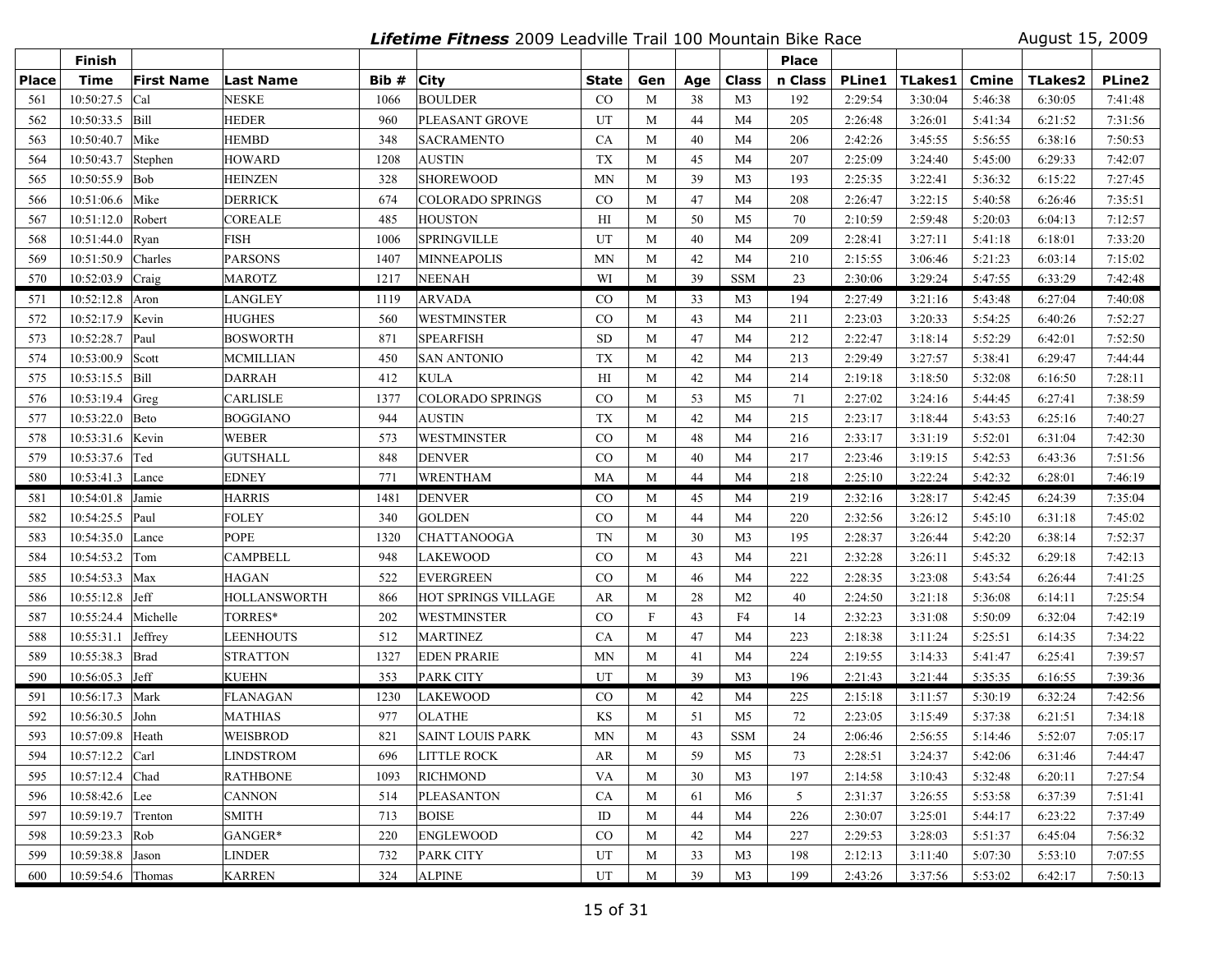***Lifetime Fitness* 2009 Leadville Trail 100 Mountain Bike Race** August 15, 2009

| Place | Finish Time | First Name | Last Name | Bib # | City | State | Gen | Age | Class | Place n Class | PLine1 | TLakes1 | Cmine | TLakes2 | PLine2 |
|---|---|---|---|---|---|---|---|---|---|---|---|---|---|---|---|
| 561 | 10:50:27.5 | Cal | NESKE | 1066 | BOULDER | CO | M | 38 | M3 | 192 | 2:29:54 | 3:30:04 | 5:46:38 | 6:30:05 | 7:41:48 |
| 562 | 10:50:33.5 | Bill | HEDER | 960 | PLEASANT GROVE | UT | M | 44 | M4 | 205 | 2:26:48 | 3:26:01 | 5:41:34 | 6:21:52 | 7:31:56 |
| 563 | 10:50:40.7 | Mike | HEMBD | 348 | SACRAMENTO | CA | M | 40 | M4 | 206 | 2:42:26 | 3:45:55 | 5:56:55 | 6:38:16 | 7:50:53 |
| 564 | 10:50:43.7 | Stephen | HOWARD | 1208 | AUSTIN | TX | M | 45 | M4 | 207 | 2:25:09 | 3:24:40 | 5:45:00 | 6:29:33 | 7:42:07 |
| 565 | 10:50:55.9 | Bob | HEINZEN | 328 | SHOREWOOD | MN | M | 39 | M3 | 193 | 2:25:35 | 3:22:41 | 5:36:32 | 6:15:22 | 7:27:45 |
| 566 | 10:51:06.6 | Mike | DERRICK | 674 | COLORADO SPRINGS | CO | M | 47 | M4 | 208 | 2:26:47 | 3:22:15 | 5:40:58 | 6:26:46 | 7:35:51 |
| 567 | 10:51:12.0 | Robert | COREALE | 485 | HOUSTON | HI | M | 50 | M5 | 70 | 2:10:59 | 2:59:48 | 5:20:03 | 6:04:13 | 7:12:57 |
| 568 | 10:51:44.0 | Ryan | FISH | 1006 | SPRINGVILLE | UT | M | 40 | M4 | 209 | 2:28:41 | 3:27:11 | 5:41:18 | 6:18:01 | 7:33:20 |
| 569 | 10:51:50.9 | Charles | PARSONS | 1407 | MINNEAPOLIS | MN | M | 42 | M4 | 210 | 2:15:55 | 3:06:46 | 5:21:23 | 6:03:14 | 7:15:02 |
| 570 | 10:52:03.9 | Craig | MAROTZ | 1217 | NEENAH | WI | M | 39 | SSM | 23 | 2:30:06 | 3:29:24 | 5:47:55 | 6:33:29 | 7:42:48 |
| 571 | 10:52:12.8 | Aron | LANGLEY | 1119 | ARVADA | CO | M | 33 | M3 | 194 | 2:27:49 | 3:21:16 | 5:43:48 | 6:27:04 | 7:40:08 |
| 572 | 10:52:17.9 | Kevin | HUGHES | 560 | WESTMINSTER | CO | M | 43 | M4 | 211 | 2:23:03 | 3:20:33 | 5:54:25 | 6:40:26 | 7:52:27 |
| 573 | 10:52:28.7 | Paul | BOSWORTH | 871 | SPEARFISH | SD | M | 47 | M4 | 212 | 2:22:47 | 3:18:14 | 5:52:29 | 6:42:01 | 7:52:50 |
| 574 | 10:53:00.9 | Scott | MCMILLIAN | 450 | SAN ANTONIO | TX | M | 42 | M4 | 213 | 2:29:49 | 3:27:57 | 5:38:41 | 6:29:47 | 7:44:44 |
| 575 | 10:53:15.5 | Bill | DARRAH | 412 | KULA | HI | M | 42 | M4 | 214 | 2:19:18 | 3:18:50 | 5:32:08 | 6:16:50 | 7:28:11 |
| 576 | 10:53:19.4 | Greg | CARLISLE | 1377 | COLORADO SPRINGS | CO | M | 53 | M5 | 71 | 2:27:02 | 3:24:16 | 5:44:45 | 6:27:41 | 7:38:59 |
| 577 | 10:53:22.0 | Beto | BOGGIANO | 944 | AUSTIN | TX | M | 42 | M4 | 215 | 2:23:17 | 3:18:44 | 5:43:53 | 6:25:16 | 7:40:27 |
| 578 | 10:53:31.6 | Kevin | WEBER | 573 | WESTMINSTER | CO | M | 48 | M4 | 216 | 2:33:17 | 3:31:19 | 5:52:01 | 6:31:04 | 7:42:30 |
| 579 | 10:53:37.6 | Ted | GUTSHALL | 848 | DENVER | CO | M | 40 | M4 | 217 | 2:23:46 | 3:19:15 | 5:42:53 | 6:43:36 | 7:51:56 |
| 580 | 10:53:41.3 | Lance | EDNEY | 771 | WRENTHAM | MA | M | 44 | M4 | 218 | 2:25:10 | 3:22:24 | 5:42:32 | 6:28:01 | 7:46:19 |
| 581 | 10:54:01.8 | Jamie | HARRIS | 1481 | DENVER | CO | M | 45 | M4 | 219 | 2:32:16 | 3:28:17 | 5:42:45 | 6:24:39 | 7:35:04 |
| 582 | 10:54:25.5 | Paul | FOLEY | 340 | GOLDEN | CO | M | 44 | M4 | 220 | 2:32:56 | 3:26:12 | 5:45:10 | 6:31:18 | 7:45:02 |
| 583 | 10:54:35.0 | Lance | POPE | 1320 | CHATTANOOGA | TN | M | 30 | M3 | 195 | 2:28:37 | 3:26:44 | 5:42:20 | 6:38:14 | 7:52:37 |
| 584 | 10:54:53.2 | Tom | CAMPBELL | 948 | LAKEWOOD | CO | M | 43 | M4 | 221 | 2:32:28 | 3:26:11 | 5:45:32 | 6:29:18 | 7:42:13 |
| 585 | 10:54:53.3 | Max | HAGAN | 522 | EVERGREEN | CO | M | 46 | M4 | 222 | 2:28:35 | 3:23:08 | 5:43:54 | 6:26:44 | 7:41:25 |
| 586 | 10:55:12.8 | Jeff | HOLLANSWORTH | 866 | HOT SPRINGS VILLAGE | AR | M | 28 | M2 | 40 | 2:24:50 | 3:21:18 | 5:36:08 | 6:14:11 | 7:25:54 |
| 587 | 10:55:24.4 | Michelle | TORRES* | 202 | WESTMINSTER | CO | F | 43 | F4 | 14 | 2:32:23 | 3:31:08 | 5:50:09 | 6:32:04 | 7:42:19 |
| 588 | 10:55:31.1 | Jeffrey | LEENHOUTS | 512 | MARTINEZ | CA | M | 47 | M4 | 223 | 2:18:38 | 3:11:24 | 5:25:51 | 6:14:35 | 7:34:22 |
| 589 | 10:55:38.3 | Brad | STRATTON | 1327 | EDEN PRARIE | MN | M | 41 | M4 | 224 | 2:19:55 | 3:14:33 | 5:41:47 | 6:25:41 | 7:39:57 |
| 590 | 10:56:05.3 | Jeff | KUEHN | 353 | PARK CITY | UT | M | 39 | M3 | 196 | 2:21:43 | 3:21:44 | 5:35:35 | 6:16:55 | 7:39:36 |
| 591 | 10:56:17.3 | Mark | FLANAGAN | 1230 | LAKEWOOD | CO | M | 42 | M4 | 225 | 2:15:18 | 3:11:57 | 5:30:19 | 6:32:24 | 7:42:56 |
| 592 | 10:56:30.5 | John | MATHIAS | 977 | OLATHE | KS | M | 51 | M5 | 72 | 2:23:05 | 3:15:49 | 5:37:38 | 6:21:51 | 7:34:18 |
| 593 | 10:57:09.8 | Heath | WEISBROD | 821 | SAINT LOUIS PARK | MN | M | 43 | SSM | 24 | 2:06:46 | 2:56:55 | 5:14:46 | 5:52:07 | 7:05:17 |
| 594 | 10:57:12.2 | Carl | LINDSTROM | 696 | LITTLE ROCK | AR | M | 59 | M5 | 73 | 2:28:51 | 3:24:37 | 5:42:06 | 6:31:46 | 7:44:47 |
| 595 | 10:57:12.4 | Chad | RATHBONE | 1093 | RICHMOND | VA | M | 30 | M3 | 197 | 2:14:58 | 3:10:43 | 5:32:48 | 6:20:11 | 7:27:54 |
| 596 | 10:58:42.6 | Lee | CANNON | 514 | PLEASANTON | CA | M | 61 | M6 | 5 | 2:31:37 | 3:26:55 | 5:53:58 | 6:37:39 | 7:51:41 |
| 597 | 10:59:19.7 | Trenton | SMITH | 713 | BOISE | ID | M | 44 | M4 | 226 | 2:30:07 | 3:25:01 | 5:44:17 | 6:23:22 | 7:37:49 |
| 598 | 10:59:23.3 | Rob | GANGER* | 220 | ENGLEWOOD | CO | M | 42 | M4 | 227 | 2:29:53 | 3:28:03 | 5:51:37 | 6:45:04 | 7:56:32 |
| 599 | 10:59:38.8 | Jason | LINDER | 732 | PARK CITY | UT | M | 33 | M3 | 198 | 2:12:13 | 3:11:40 | 5:07:30 | 5:53:10 | 7:07:55 |
| 600 | 10:59:54.6 | Thomas | KARREN | 324 | ALPINE | UT | M | 39 | M3 | 199 | 2:43:26 | 3:37:56 | 5:53:02 | 6:42:17 | 7:50:13 |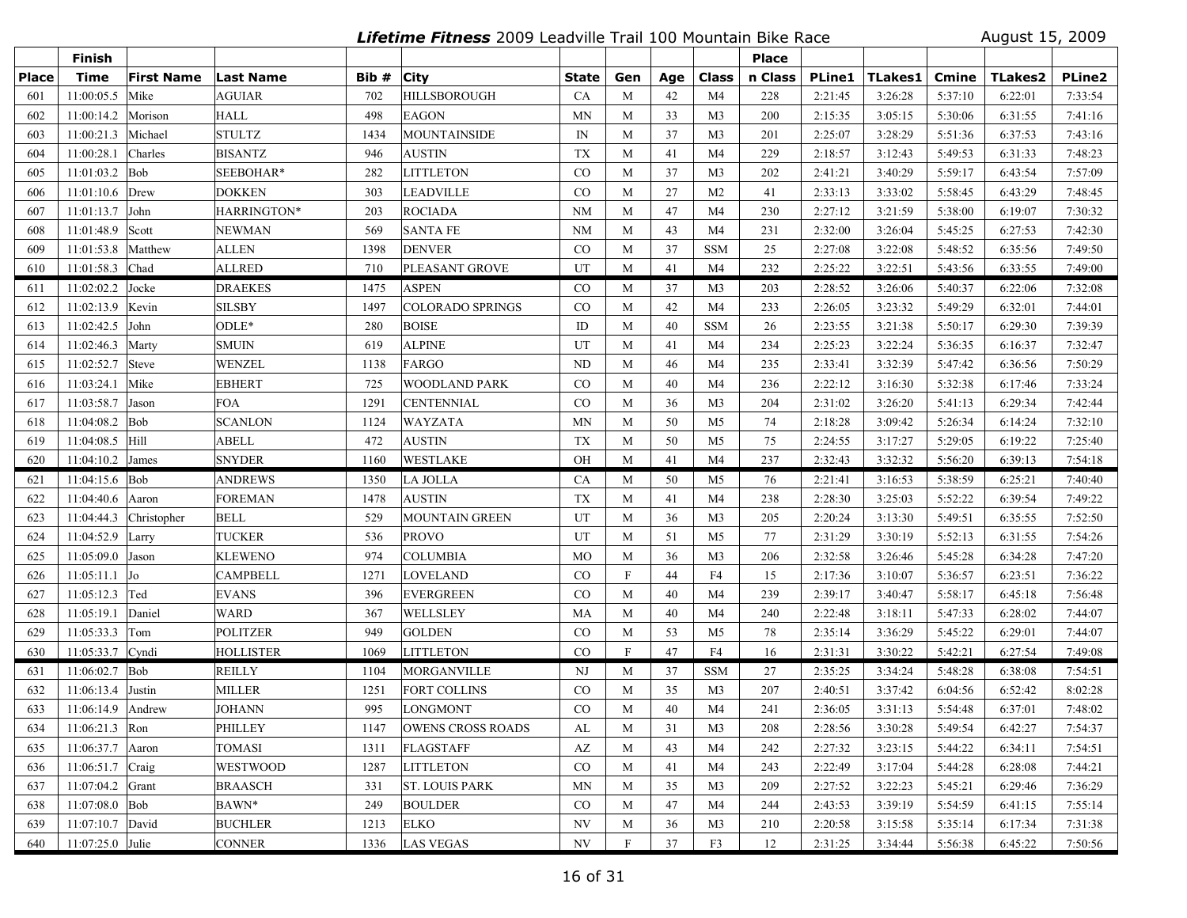***Lifetime Fitness*** **2009 Leadville Trail 100 Mountain Bike Race** August 15, 2009

| Place | Finish Time | First Name | Last Name | Bib # | City | State | Gen | Age | Class | Place n Class | PLine1 | TLakes1 | Cmine | TLakes2 | PLine2 |
|---|---|---|---|---|---|---|---|---|---|---|---|---|---|---|---|
| 601 | 11:00:05.5 | Mike | AGUIAR | 702 | HILLSBOROUGH | CA | M | 42 | M4 | 228 | 2:21:45 | 3:26:28 | 5:37:10 | 6:22:01 | 7:33:54 |
| 602 | 11:00:14.2 | Morison | HALL | 498 | EAGON | MN | M | 33 | M3 | 200 | 2:15:35 | 3:05:15 | 5:30:06 | 6:31:55 | 7:41:16 |
| 603 | 11:00:21.3 | Michael | STULTZ | 1434 | MOUNTAINSIDE | IN | M | 37 | M3 | 201 | 2:25:07 | 3:28:29 | 5:51:36 | 6:37:53 | 7:43:16 |
| 604 | 11:00:28.1 | Charles | BISANTZ | 946 | AUSTIN | TX | M | 41 | M4 | 229 | 2:18:57 | 3:12:43 | 5:49:53 | 6:31:33 | 7:48:23 |
| 605 | 11:01:03.2 | Bob | SEEBOHAR* | 282 | LITTLETON | CO | M | 37 | M3 | 202 | 2:41:21 | 3:40:29 | 5:59:17 | 6:43:54 | 7:57:09 |
| 606 | 11:01:10.6 | Drew | DOKKEN | 303 | LEADVILLE | CO | M | 27 | M2 | 41 | 2:33:13 | 3:33:02 | 5:58:45 | 6:43:29 | 7:48:45 |
| 607 | 11:01:13.7 | John | HARRINGTON* | 203 | ROCIADA | NM | M | 47 | M4 | 230 | 2:27:12 | 3:21:59 | 5:38:00 | 6:19:07 | 7:30:32 |
| 608 | 11:01:48.9 | Scott | NEWMAN | 569 | SANTA FE | NM | M | 43 | M4 | 231 | 2:32:00 | 3:26:04 | 5:45:25 | 6:27:53 | 7:42:30 |
| 609 | 11:01:53.8 | Matthew | ALLEN | 1398 | DENVER | CO | M | 37 | SSM | 25 | 2:27:08 | 3:22:08 | 5:48:52 | 6:35:56 | 7:49:50 |
| 610 | 11:01:58.3 | Chad | ALLRED | 710 | PLEASANT GROVE | UT | M | 41 | M4 | 232 | 2:25:22 | 3:22:51 | 5:43:56 | 6:33:55 | 7:49:00 |
| 611 | 11:02:02.2 | Jocke | DRAEKES | 1475 | ASPEN | CO | M | 37 | M3 | 203 | 2:28:52 | 3:26:06 | 5:40:37 | 6:22:06 | 7:32:08 |
| 612 | 11:02:13.9 | Kevin | SILSBY | 1497 | COLORADO SPRINGS | CO | M | 42 | M4 | 233 | 2:26:05 | 3:23:32 | 5:49:29 | 6:32:01 | 7:44:01 |
| 613 | 11:02:42.5 | John | ODLE* | 280 | BOISE | ID | M | 40 | SSM | 26 | 2:23:55 | 3:21:38 | 5:50:17 | 6:29:30 | 7:39:39 |
| 614 | 11:02:46.3 | Marty | SMUIN | 619 | ALPINE | UT | M | 41 | M4 | 234 | 2:25:23 | 3:22:24 | 5:36:35 | 6:16:37 | 7:32:47 |
| 615 | 11:02:52.7 | Steve | WENZEL | 1138 | FARGO | ND | M | 46 | M4 | 235 | 2:33:41 | 3:32:39 | 5:47:42 | 6:36:56 | 7:50:29 |
| 616 | 11:03:24.1 | Mike | EBHERT | 725 | WOODLAND PARK | CO | M | 40 | M4 | 236 | 2:22:12 | 3:16:30 | 5:32:38 | 6:17:46 | 7:33:24 |
| 617 | 11:03:58.7 | Jason | FOA | 1291 | CENTENNIAL | CO | M | 36 | M3 | 204 | 2:31:02 | 3:26:20 | 5:41:13 | 6:29:34 | 7:42:44 |
| 618 | 11:04:08.2 | Bob | SCANLON | 1124 | WAYZATA | MN | M | 50 | M5 | 74 | 2:18:28 | 3:09:42 | 5:26:34 | 6:14:24 | 7:32:10 |
| 619 | 11:04:08.5 | Hill | ABELL | 472 | AUSTIN | TX | M | 50 | M5 | 75 | 2:24:55 | 3:17:27 | 5:29:05 | 6:19:22 | 7:25:40 |
| 620 | 11:04:10.2 | James | SNYDER | 1160 | WESTLAKE | OH | M | 41 | M4 | 237 | 2:32:43 | 3:32:32 | 5:56:20 | 6:39:13 | 7:54:18 |
| 621 | 11:04:15.6 | Bob | ANDREWS | 1350 | LA JOLLA | CA | M | 50 | M5 | 76 | 2:21:41 | 3:16:53 | 5:38:59 | 6:25:21 | 7:40:40 |
| 622 | 11:04:40.6 | Aaron | FOREMAN | 1478 | AUSTIN | TX | M | 41 | M4 | 238 | 2:28:30 | 3:25:03 | 5:52:22 | 6:39:54 | 7:49:22 |
| 623 | 11:04:44.3 | Christopher | BELL | 529 | MOUNTAIN GREEN | UT | M | 36 | M3 | 205 | 2:20:24 | 3:13:30 | 5:49:51 | 6:35:55 | 7:52:50 |
| 624 | 11:04:52.9 | Larry | TUCKER | 536 | PROVO | UT | M | 51 | M5 | 77 | 2:31:29 | 3:30:19 | 5:52:13 | 6:31:55 | 7:54:26 |
| 625 | 11:05:09.0 | Jason | KLEWENO | 974 | COLUMBIA | MO | M | 36 | M3 | 206 | 2:32:58 | 3:26:46 | 5:45:28 | 6:34:28 | 7:47:20 |
| 626 | 11:05:11.1 | Jo | CAMPBELL | 1271 | LOVELAND | CO | F | 44 | F4 | 15 | 2:17:36 | 3:10:07 | 5:36:57 | 6:23:51 | 7:36:22 |
| 627 | 11:05:12.3 | Ted | EVANS | 396 | EVERGREEN | CO | M | 40 | M4 | 239 | 2:39:17 | 3:40:47 | 5:58:17 | 6:45:18 | 7:56:48 |
| 628 | 11:05:19.1 | Daniel | WARD | 367 | WELLSLEY | MA | M | 40 | M4 | 240 | 2:22:48 | 3:18:11 | 5:47:33 | 6:28:02 | 7:44:07 |
| 629 | 11:05:33.3 | Tom | POLITZER | 949 | GOLDEN | CO | M | 53 | M5 | 78 | 2:35:14 | 3:36:29 | 5:45:22 | 6:29:01 | 7:44:07 |
| 630 | 11:05:33.7 | Cyndi | HOLLISTER | 1069 | LITTLETON | CO | F | 47 | F4 | 16 | 2:31:31 | 3:30:22 | 5:42:21 | 6:27:54 | 7:49:08 |
| 631 | 11:06:02.7 | Bob | REILLY | 1104 | MORGANVILLE | NJ | M | 37 | SSM | 27 | 2:35:25 | 3:34:24 | 5:48:28 | 6:38:08 | 7:54:51 |
| 632 | 11:06:13.4 | Justin | MILLER | 1251 | FORT COLLINS | CO | M | 35 | M3 | 207 | 2:40:51 | 3:37:42 | 6:04:56 | 6:52:42 | 8:02:28 |
| 633 | 11:06:14.9 | Andrew | JOHANN | 995 | LONGMONT | CO | M | 40 | M4 | 241 | 2:36:05 | 3:31:13 | 5:54:48 | 6:37:01 | 7:48:02 |
| 634 | 11:06:21.3 | Ron | PHILLEY | 1147 | OWENS CROSS ROADS | AL | M | 31 | M3 | 208 | 2:28:56 | 3:30:28 | 5:49:54 | 6:42:27 | 7:54:37 |
| 635 | 11:06:37.7 | Aaron | TOMASI | 1311 | FLAGSTAFF | AZ | M | 43 | M4 | 242 | 2:27:32 | 3:23:15 | 5:44:22 | 6:34:11 | 7:54:51 |
| 636 | 11:06:51.7 | Craig | WESTWOOD | 1287 | LITTLETON | CO | M | 41 | M4 | 243 | 2:22:49 | 3:17:04 | 5:44:28 | 6:28:08 | 7:44:21 |
| 637 | 11:07:04.2 | Grant | BRAASCH | 331 | ST. LOUIS PARK | MN | M | 35 | M3 | 209 | 2:27:52 | 3:22:23 | 5:45:21 | 6:29:46 | 7:36:29 |
| 638 | 11:07:08.0 | Bob | BAWN* | 249 | BOULDER | CO | M | 47 | M4 | 244 | 2:43:53 | 3:39:19 | 5:54:59 | 6:41:15 | 7:55:14 |
| 639 | 11:07:10.7 | David | BUCHLER | 1213 | ELKO | NV | M | 36 | M3 | 210 | 2:20:58 | 3:15:58 | 5:35:14 | 6:17:34 | 7:31:38 |
| 640 | 11:07:25.0 | Julie | CONNER | 1336 | LAS VEGAS | NV | F | 37 | F3 | 12 | 2:31:25 | 3:34:44 | 5:56:38 | 6:45:22 | 7:50:56 |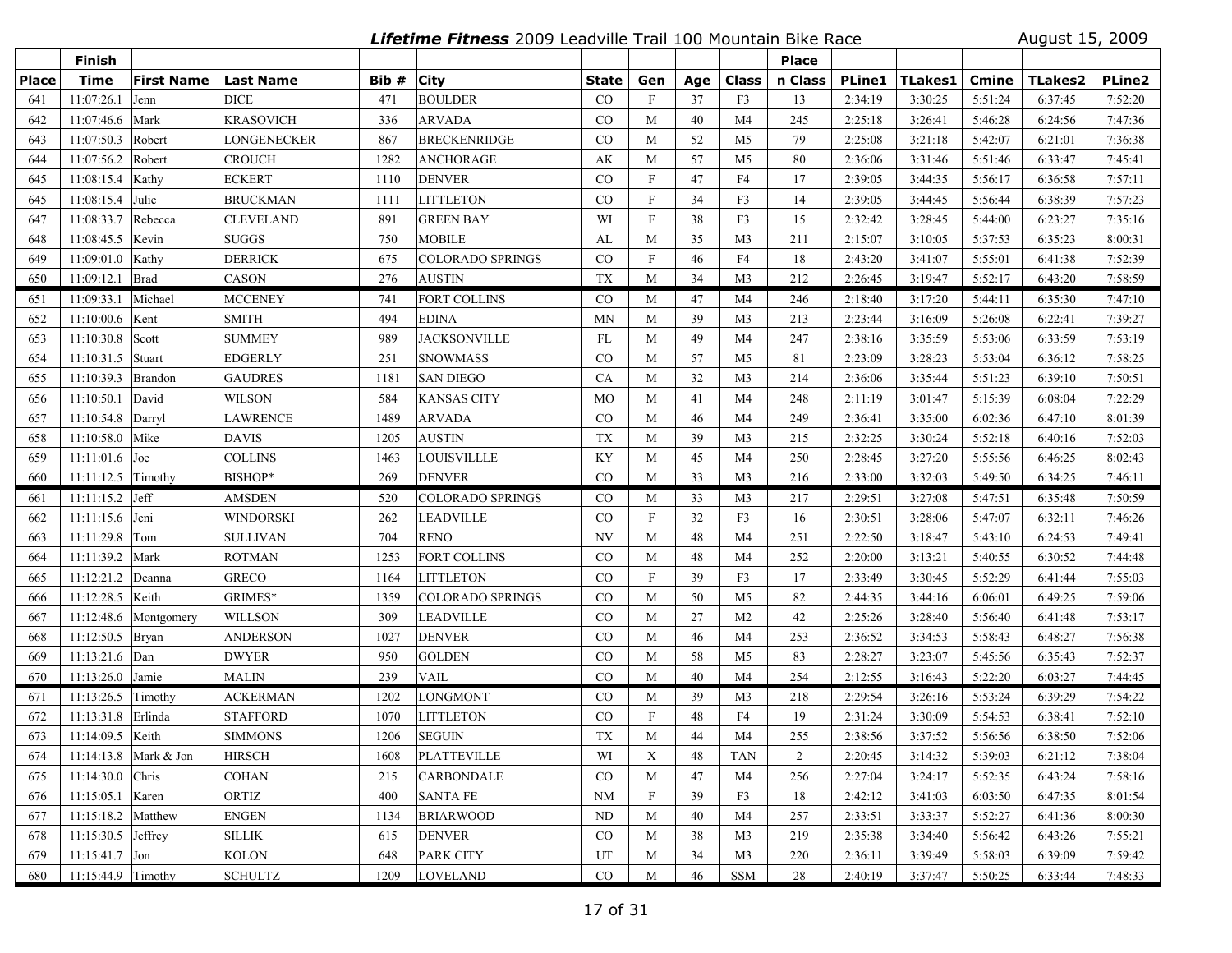# *Lifetime Fitness* 2009 Leadville Trail 100 Mountain Bike Race

August 15, 2009

| Place | Finish Time | First Name | Last Name | Bib # | City | State | Gen | Age | Class | Place n Class | PLine1 | TLakes1 | Cmine | TLakes2 | PLine2 |
|---|---|---|---|---|---|---|---|---|---|---|---|---|---|---|---|
| 641 | 11:07:26.1 | Jenn | DICE | 471 | BOULDER | CO | F | 37 | F3 | 13 | 2:34:19 | 3:30:25 | 5:51:24 | 6:37:45 | 7:52:20 |
| 642 | 11:07:46.6 | Mark | KRASOVICH | 336 | ARVADA | CO | M | 40 | M4 | 245 | 2:25:18 | 3:26:41 | 5:46:28 | 6:24:56 | 7:47:36 |
| 643 | 11:07:50.3 | Robert | LONGENECKER | 867 | BRECKENRIDGE | CO | M | 52 | M5 | 79 | 2:25:08 | 3:21:18 | 5:42:07 | 6:21:01 | 7:36:38 |
| 644 | 11:07:56.2 | Robert | CROUCH | 1282 | ANCHORAGE | AK | M | 57 | M5 | 80 | 2:36:06 | 3:31:46 | 5:51:46 | 6:33:47 | 7:45:41 |
| 645 | 11:08:15.4 | Kathy | ECKERT | 1110 | DENVER | CO | F | 47 | F4 | 17 | 2:39:05 | 3:44:35 | 5:56:17 | 6:36:58 | 7:57:11 |
| 645 | 11:08:15.4 | Julie | BRUCKMAN | 1111 | LITTLETON | CO | F | 34 | F3 | 14 | 2:39:05 | 3:44:45 | 5:56:44 | 6:38:39 | 7:57:23 |
| 647 | 11:08:33.7 | Rebecca | CLEVELAND | 891 | GREEN BAY | WI | F | 38 | F3 | 15 | 2:32:42 | 3:28:45 | 5:44:00 | 6:23:27 | 7:35:16 |
| 648 | 11:08:45.5 | Kevin | SUGGS | 750 | MOBILE | AL | M | 35 | M3 | 211 | 2:15:07 | 3:10:05 | 5:37:53 | 6:35:23 | 8:00:31 |
| 649 | 11:09:01.0 | Kathy | DERRICK | 675 | COLORADO SPRINGS | CO | F | 46 | F4 | 18 | 2:43:20 | 3:41:07 | 5:55:01 | 6:41:38 | 7:52:39 |
| 650 | 11:09:12.1 | Brad | CASON | 276 | AUSTIN | TX | M | 34 | M3 | 212 | 2:26:45 | 3:19:47 | 5:52:17 | 6:43:20 | 7:58:59 |
| 651 | 11:09:33.1 | Michael | MCCENEY | 741 | FORT COLLINS | CO | M | 47 | M4 | 246 | 2:18:40 | 3:17:20 | 5:44:11 | 6:35:30 | 7:47:10 |
| 652 | 11:10:00.6 | Kent | SMITH | 494 | EDINA | MN | M | 39 | M3 | 213 | 2:23:44 | 3:16:09 | 5:26:08 | 6:22:41 | 7:39:27 |
| 653 | 11:10:30.8 | Scott | SUMMEY | 989 | JACKSONVILLE | FL | M | 49 | M4 | 247 | 2:38:16 | 3:35:59 | 5:53:06 | 6:33:59 | 7:53:19 |
| 654 | 11:10:31.5 | Stuart | EDGERLY | 251 | SNOWMASS | CO | M | 57 | M5 | 81 | 2:23:09 | 3:28:23 | 5:53:04 | 6:36:12 | 7:58:25 |
| 655 | 11:10:39.3 | Brandon | GAUDRES | 1181 | SAN DIEGO | CA | M | 32 | M3 | 214 | 2:36:06 | 3:35:44 | 5:51:23 | 6:39:10 | 7:50:51 |
| 656 | 11:10:50.1 | David | WILSON | 584 | KANSAS CITY | MO | M | 41 | M4 | 248 | 2:11:19 | 3:01:47 | 5:15:39 | 6:08:04 | 7:22:29 |
| 657 | 11:10:54.8 | Darryl | LAWRENCE | 1489 | ARVADA | CO | M | 46 | M4 | 249 | 2:36:41 | 3:35:00 | 6:02:36 | 6:47:10 | 8:01:39 |
| 658 | 11:10:58.0 | Mike | DAVIS | 1205 | AUSTIN | TX | M | 39 | M3 | 215 | 2:32:25 | 3:30:24 | 5:52:18 | 6:40:16 | 7:52:03 |
| 659 | 11:11:01.6 | Joe | COLLINS | 1463 | LOUISVILLLE | KY | M | 45 | M4 | 250 | 2:28:45 | 3:27:20 | 5:55:56 | 6:46:25 | 8:02:43 |
| 660 | 11:11:12.5 | Timothy | BISHOP* | 269 | DENVER | CO | M | 33 | M3 | 216 | 2:33:00 | 3:32:03 | 5:49:50 | 6:34:25 | 7:46:11 |
| 661 | 11:11:15.2 | Jeff | AMSDEN | 520 | COLORADO SPRINGS | CO | M | 33 | M3 | 217 | 2:29:51 | 3:27:08 | 5:47:51 | 6:35:48 | 7:50:59 |
| 662 | 11:11:15.6 | Jeni | WINDORSKI | 262 | LEADVILLE | CO | F | 32 | F3 | 16 | 2:30:51 | 3:28:06 | 5:47:07 | 6:32:11 | 7:46:26 |
| 663 | 11:11:29.8 | Tom | SULLIVAN | 704 | RENO | NV | M | 48 | M4 | 251 | 2:22:50 | 3:18:47 | 5:43:10 | 6:24:53 | 7:49:41 |
| 664 | 11:11:39.2 | Mark | ROTMAN | 1253 | FORT COLLINS | CO | M | 48 | M4 | 252 | 2:20:00 | 3:13:21 | 5:40:55 | 6:30:52 | 7:44:48 |
| 665 | 11:12:21.2 | Deanna | GRECO | 1164 | LITTLETON | CO | F | 39 | F3 | 17 | 2:33:49 | 3:30:45 | 5:52:29 | 6:41:44 | 7:55:03 |
| 666 | 11:12:28.5 | Keith | GRIMES* | 1359 | COLORADO SPRINGS | CO | M | 50 | M5 | 82 | 2:44:35 | 3:44:16 | 6:06:01 | 6:49:25 | 7:59:06 |
| 667 | 11:12:48.6 | Montgomery | WILLSON | 309 | LEADVILLE | CO | M | 27 | M2 | 42 | 2:25:26 | 3:28:40 | 5:56:40 | 6:41:48 | 7:53:17 |
| 668 | 11:12:50.5 | Bryan | ANDERSON | 1027 | DENVER | CO | M | 46 | M4 | 253 | 2:36:52 | 3:34:53 | 5:58:43 | 6:48:27 | 7:56:38 |
| 669 | 11:13:21.6 | Dan | DWYER | 950 | GOLDEN | CO | M | 58 | M5 | 83 | 2:28:27 | 3:23:07 | 5:45:56 | 6:35:43 | 7:52:37 |
| 670 | 11:13:26.0 | Jamie | MALIN | 239 | VAIL | CO | M | 40 | M4 | 254 | 2:12:55 | 3:16:43 | 5:22:20 | 6:03:27 | 7:44:45 |
| 671 | 11:13:26.5 | Timothy | ACKERMAN | 1202 | LONGMONT | CO | M | 39 | M3 | 218 | 2:29:54 | 3:26:16 | 5:53:24 | 6:39:29 | 7:54:22 |
| 672 | 11:13:31.8 | Erlinda | STAFFORD | 1070 | LITTLETON | CO | F | 48 | F4 | 19 | 2:31:24 | 3:30:09 | 5:54:53 | 6:38:41 | 7:52:10 |
| 673 | 11:14:09.5 | Keith | SIMMONS | 1206 | SEGUIN | TX | M | 44 | M4 | 255 | 2:38:56 | 3:37:52 | 5:56:56 | 6:38:50 | 7:52:06 |
| 674 | 11:14:13.8 | Mark & Jon | HIRSCH | 1608 | PLATTEVILLE | WI | X | 48 | TAN | 2 | 2:20:45 | 3:14:32 | 5:39:03 | 6:21:12 | 7:38:04 |
| 675 | 11:14:30.0 | Chris | COHAN | 215 | CARBONDALE | CO | M | 47 | M4 | 256 | 2:27:04 | 3:24:17 | 5:52:35 | 6:43:24 | 7:58:16 |
| 676 | 11:15:05.1 | Karen | ORTIZ | 400 | SANTA FE | NM | F | 39 | F3 | 18 | 2:42:12 | 3:41:03 | 6:03:50 | 6:47:35 | 8:01:54 |
| 677 | 11:15:18.2 | Matthew | ENGEN | 1134 | BRIARWOOD | ND | M | 40 | M4 | 257 | 2:33:51 | 3:33:37 | 5:52:27 | 6:41:36 | 8:00:30 |
| 678 | 11:15:30.5 | Jeffrey | SILLIK | 615 | DENVER | CO | M | 38 | M3 | 219 | 2:35:38 | 3:34:40 | 5:56:42 | 6:43:26 | 7:55:21 |
| 679 | 11:15:41.7 | Jon | KOLON | 648 | PARK CITY | UT | M | 34 | M3 | 220 | 2:36:11 | 3:39:49 | 5:58:03 | 6:39:09 | 7:59:42 |
| 680 | 11:15:44.9 | Timothy | SCHULTZ | 1209 | LOVELAND | CO | M | 46 | SSM | 28 | 2:40:19 | 3:37:47 | 5:50:25 | 6:33:44 | 7:48:33 |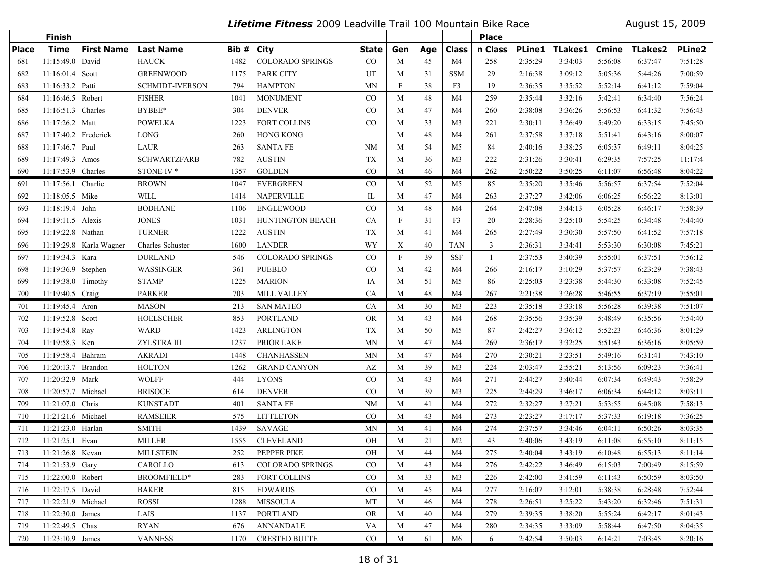***Lifetime Fitness*** 2009 Leadville Trail 100 Mountain Bike Race — August 15, 2009

| Place | Finish Time | First Name | Last Name | Bib # | City | State | Gen | Age | Class | Place n Class | PLine1 | TLakes1 | Cmine | TLakes2 | PLine2 |
|---|---|---|---|---|---|---|---|---|---|---|---|---|---|---|---|
| 681 | 11:15:49.0 | David | HAUCK | 1482 | COLORADO SPRINGS | CO | M | 45 | M4 | 258 | 2:35:29 | 3:34:03 | 5:56:08 | 6:37:47 | 7:51:28 |
| 682 | 11:16:01.4 | Scott | GREENWOOD | 1175 | PARK CITY | UT | M | 31 | SSM | 29 | 2:16:38 | 3:09:12 | 5:05:36 | 5:44:26 | 7:00:59 |
| 683 | 11:16:33.2 | Patti | SCHMIDT-IVERSON | 794 | HAMPTON | MN | F | 38 | F3 | 19 | 2:36:35 | 3:35:52 | 5:52:14 | 6:41:12 | 7:59:04 |
| 684 | 11:16:46.5 | Robert | FISHER | 1041 | MONUMENT | CO | M | 48 | M4 | 259 | 2:35:44 | 3:32:16 | 5:42:41 | 6:34:40 | 7:56:24 |
| 685 | 11:16:51.3 | Charles | BYBEE* | 304 | DENVER | CO | M | 47 | M4 | 260 | 2:38:08 | 3:36:26 | 5:56:53 | 6:41:32 | 7:56:43 |
| 686 | 11:17:26.2 | Matt | POWELKA | 1223 | FORT COLLINS | CO | M | 33 | M3 | 221 | 2:30:11 | 3:26:49 | 5:49:20 | 6:33:15 | 7:45:50 |
| 687 | 11:17:40.2 | Frederick | LONG | 260 | HONG KONG | | M | 48 | M4 | 261 | 2:37:58 | 3:37:18 | 5:51:41 | 6:43:16 | 8:00:07 |
| 688 | 11:17:46.7 | Paul | LAUR | 263 | SANTA FE | NM | M | 54 | M5 | 84 | 2:40:16 | 3:38:25 | 6:05:37 | 6:49:11 | 8:04:25 |
| 689 | 11:17:49.3 | Amos | SCHWARTZFARB | 782 | AUSTIN | TX | M | 36 | M3 | 222 | 2:31:26 | 3:30:41 | 6:29:35 | 7:57:25 | 11:17:4 |
| 690 | 11:17:53.9 | Charles | STONE IV * | 1357 | GOLDEN | CO | M | 46 | M4 | 262 | 2:50:22 | 3:50:25 | 6:11:07 | 6:56:48 | 8:04:22 |
| 691 | 11:17:56.1 | Charlie | BROWN | 1047 | EVERGREEN | CO | M | 52 | M5 | 85 | 2:35:20 | 3:35:46 | 5:56:57 | 6:37:54 | 7:52:04 |
| 692 | 11:18:05.5 | Mike | WILL | 1414 | NAPERVILLE | IL | M | 47 | M4 | 263 | 2:37:27 | 3:42:06 | 6:06:25 | 6:56:22 | 8:13:01 |
| 693 | 11:18:19.4 | John | BODHANE | 1106 | ENGLEWOOD | CO | M | 48 | M4 | 264 | 2:47:08 | 3:44:13 | 6:05:28 | 6:46:17 | 7:58:39 |
| 694 | 11:19:11.5 | Alexis | JONES | 1031 | HUNTINGTON BEACH | CA | F | 31 | F3 | 20 | 2:28:36 | 3:25:10 | 5:54:25 | 6:34:48 | 7:44:40 |
| 695 | 11:19:22.8 | Nathan | TURNER | 1222 | AUSTIN | TX | M | 41 | M4 | 265 | 2:27:49 | 3:30:30 | 5:57:50 | 6:41:52 | 7:57:18 |
| 696 | 11:19:29.8 | Karla Wagner | Charles Schuster | 1600 | LANDER | WY | X | 40 | TAN | 3 | 2:36:31 | 3:34:41 | 5:53:30 | 6:30:08 | 7:45:21 |
| 697 | 11:19:34.3 | Kara | DURLAND | 546 | COLORADO SPRINGS | CO | F | 39 | SSF | 1 | 2:37:53 | 3:40:39 | 5:55:01 | 6:37:51 | 7:56:12 |
| 698 | 11:19:36.9 | Stephen | WASSINGER | 361 | PUEBLO | CO | M | 42 | M4 | 266 | 2:16:17 | 3:10:29 | 5:37:57 | 6:23:29 | 7:38:43 |
| 699 | 11:19:38.0 | Timothy | STAMP | 1225 | MARION | IA | M | 51 | M5 | 86 | 2:25:03 | 3:23:38 | 5:44:30 | 6:33:08 | 7:52:45 |
| 700 | 11:19:40.5 | Craig | PARKER | 703 | MILL VALLEY | CA | M | 48 | M4 | 267 | 2:21:38 | 3:26:28 | 5:46:55 | 6:37:19 | 7:55:01 |
| 701 | 11:19:45.4 | Aron | MASON | 213 | SAN MATEO | CA | M | 30 | M3 | 223 | 2:35:18 | 3:33:18 | 5:56:28 | 6:39:38 | 7:51:07 |
| 702 | 11:19:52.8 | Scott | HOELSCHER | 853 | PORTLAND | OR | M | 43 | M4 | 268 | 2:35:56 | 3:35:39 | 5:48:49 | 6:35:56 | 7:54:40 |
| 703 | 11:19:54.8 | Ray | WARD | 1423 | ARLINGTON | TX | M | 50 | M5 | 87 | 2:42:27 | 3:36:12 | 5:52:23 | 6:46:36 | 8:01:29 |
| 704 | 11:19:58.3 | Ken | ZYLSTRA III | 1237 | PRIOR LAKE | MN | M | 47 | M4 | 269 | 2:36:17 | 3:32:25 | 5:51:43 | 6:36:16 | 8:05:59 |
| 705 | 11:19:58.4 | Bahram | AKRADI | 1448 | CHANHASSEN | MN | M | 47 | M4 | 270 | 2:30:21 | 3:23:51 | 5:49:16 | 6:31:41 | 7:43:10 |
| 706 | 11:20:13.7 | Brandon | HOLTON | 1262 | GRAND CANYON | AZ | M | 39 | M3 | 224 | 2:03:47 | 2:55:21 | 5:13:56 | 6:09:23 | 7:36:41 |
| 707 | 11:20:32.9 | Mark | WOLFF | 444 | LYONS | CO | M | 43 | M4 | 271 | 2:44:27 | 3:40:44 | 6:07:34 | 6:49:43 | 7:58:29 |
| 708 | 11:20:57.7 | Michael | BRISOCE | 614 | DENVER | CO | M | 39 | M3 | 225 | 2:44:29 | 3:46:17 | 6:06:34 | 6:44:12 | 8:03:11 |
| 709 | 11:21:07.0 | Chris | KUNSTADT | 401 | SANTA FE | NM | M | 41 | M4 | 272 | 2:32:27 | 3:27:21 | 5:53:55 | 6:45:08 | 7:58:13 |
| 710 | 11:21:21.6 | Michael | RAMSEIER | 575 | LITTLETON | CO | M | 43 | M4 | 273 | 2:23:27 | 3:17:17 | 5:37:33 | 6:19:18 | 7:36:25 |
| 711 | 11:21:23.0 | Harlan | SMITH | 1439 | SAVAGE | MN | M | 41 | M4 | 274 | 2:37:57 | 3:34:46 | 6:04:11 | 6:50:26 | 8:03:35 |
| 712 | 11:21:25.1 | Evan | MILLER | 1555 | CLEVELAND | OH | M | 21 | M2 | 43 | 2:40:06 | 3:43:19 | 6:11:08 | 6:55:10 | 8:11:15 |
| 713 | 11:21:26.8 | Kevan | MILLSTEIN | 252 | PEPPER PIKE | OH | M | 44 | M4 | 275 | 2:40:04 | 3:43:19 | 6:10:48 | 6:55:13 | 8:11:14 |
| 714 | 11:21:53.9 | Gary | CAROLLO | 613 | COLORADO SPRINGS | CO | M | 43 | M4 | 276 | 2:42:22 | 3:46:49 | 6:15:03 | 7:00:49 | 8:15:59 |
| 715 | 11:22:00.0 | Robert | BROOMFIELD* | 283 | FORT COLLINS | CO | M | 33 | M3 | 226 | 2:42:00 | 3:41:59 | 6:11:43 | 6:50:59 | 8:03:50 |
| 716 | 11:22:17.5 | David | BAKER | 815 | EDWARDS | CO | M | 45 | M4 | 277 | 2:16:07 | 3:12:01 | 5:38:38 | 6:28:48 | 7:52:44 |
| 717 | 11:22:21.9 | Michael | ROSSI | 1288 | MISSOULA | MT | M | 46 | M4 | 278 | 2:26:51 | 3:25:22 | 5:43:20 | 6:32:46 | 7:51:31 |
| 718 | 11:22:30.0 | James | LAIS | 1137 | PORTLAND | OR | M | 40 | M4 | 279 | 2:39:35 | 3:38:20 | 5:55:24 | 6:42:17 | 8:01:43 |
| 719 | 11:22:49.5 | Chas | RYAN | 676 | ANNANDALE | VA | M | 47 | M4 | 280 | 2:34:35 | 3:33:09 | 5:58:44 | 6:47:50 | 8:04:35 |
| 720 | 11:23:10.9 | James | VANNESS | 1170 | CRESTED BUTTE | CO | M | 61 | M6 | 6 | 2:42:54 | 3:50:03 | 6:14:21 | 7:03:45 | 8:20:16 |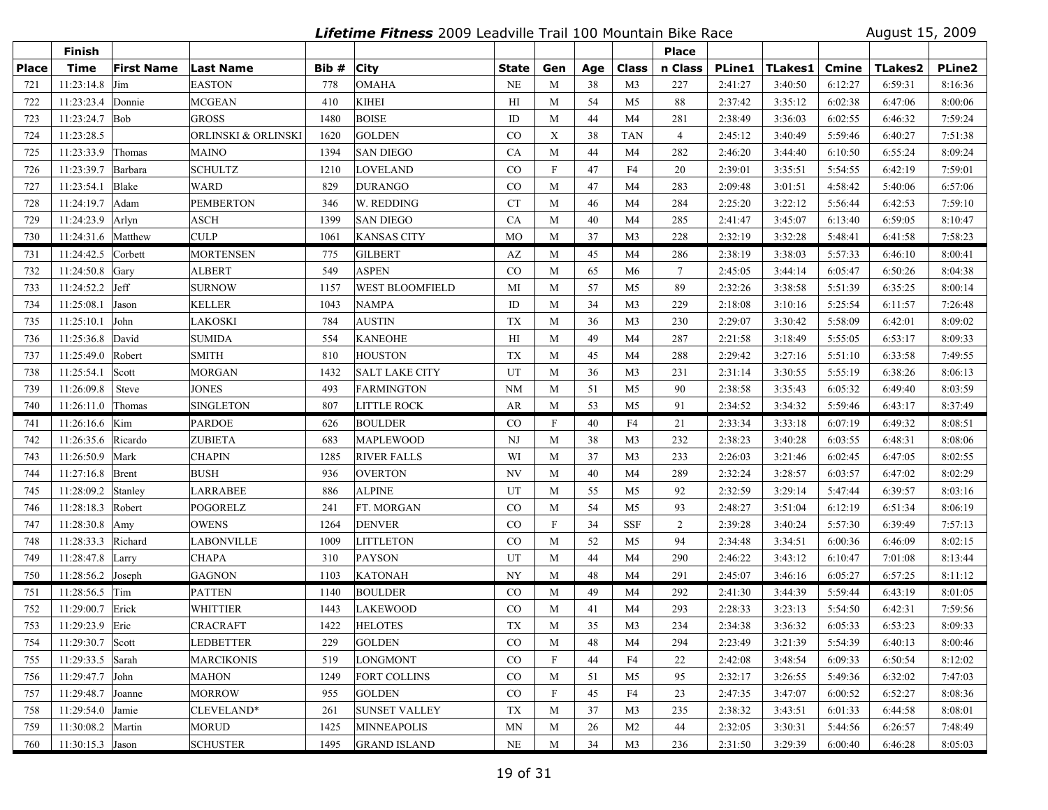# *Lifetime Fitness* 2009 Leadville Trail 100 Mountain Bike Race

August 15, 2009

| Place | Finish Time | First Name | Last Name | Bib # | City | State | Gen | Age | Class | Place n Class | PLine1 | TLakes1 | Cmine | TLakes2 | PLine2 |
|---|---|---|---|---|---|---|---|---|---|---|---|---|---|---|---|
| 721 | 11:23:14.8 | Jim | EASTON | 778 | OMAHA | NE | M | 38 | M3 | 227 | 2:41:27 | 3:40:50 | 6:12:27 | 6:59:31 | 8:16:36 |
| 722 | 11:23:23.4 | Donnie | MCGEAN | 410 | KIHEI | HI | M | 54 | M5 | 88 | 2:37:42 | 3:35:12 | 6:02:38 | 6:47:06 | 8:00:06 |
| 723 | 11:23:24.7 | Bob | GROSS | 1480 | BOISE | ID | M | 44 | M4 | 281 | 2:38:49 | 3:36:03 | 6:02:55 | 6:46:32 | 7:59:24 |
| 724 | 11:23:28.5 | | ORLINSKI & ORLINSKI | 1620 | GOLDEN | CO | X | 38 | TAN | 4 | 2:45:12 | 3:40:49 | 5:59:46 | 6:40:27 | 7:51:38 |
| 725 | 11:23:33.9 | Thomas | MAINO | 1394 | SAN DIEGO | CA | M | 44 | M4 | 282 | 2:46:20 | 3:44:40 | 6:10:50 | 6:55:24 | 8:09:24 |
| 726 | 11:23:39.7 | Barbara | SCHULTZ | 1210 | LOVELAND | CO | F | 47 | F4 | 20 | 2:39:01 | 3:35:51 | 5:54:55 | 6:42:19 | 7:59:01 |
| 727 | 11:23:54.1 | Blake | WARD | 829 | DURANGO | CO | M | 47 | M4 | 283 | 2:09:48 | 3:01:51 | 4:58:42 | 5:40:06 | 6:57:06 |
| 728 | 11:24:19.7 | Adam | PEMBERTON | 346 | W. REDDING | CT | M | 46 | M4 | 284 | 2:25:20 | 3:22:12 | 5:56:44 | 6:42:53 | 7:59:10 |
| 729 | 11:24:23.9 | Arlyn | ASCH | 1399 | SAN DIEGO | CA | M | 40 | M4 | 285 | 2:41:47 | 3:45:07 | 6:13:40 | 6:59:05 | 8:10:47 |
| 730 | 11:24:31.6 | Matthew | CULP | 1061 | KANSAS CITY | MO | M | 37 | M3 | 228 | 2:32:19 | 3:32:28 | 5:48:41 | 6:41:58 | 7:58:23 |
| 731 | 11:24:42.5 | Corbett | MORTENSEN | 775 | GILBERT | AZ | M | 45 | M4 | 286 | 2:38:19 | 3:38:03 | 5:57:33 | 6:46:10 | 8:00:41 |
| 732 | 11:24:50.8 | Gary | ALBERT | 549 | ASPEN | CO | M | 65 | M6 | 7 | 2:45:05 | 3:44:14 | 6:05:47 | 6:50:26 | 8:04:38 |
| 733 | 11:24:52.2 | Jeff | SURNOW | 1157 | WEST BLOOMFIELD | MI | M | 57 | M5 | 89 | 2:32:26 | 3:38:58 | 5:51:39 | 6:35:25 | 8:00:14 |
| 734 | 11:25:08.1 | Jason | KELLER | 1043 | NAMPA | ID | M | 34 | M3 | 229 | 2:18:08 | 3:10:16 | 5:25:54 | 6:11:57 | 7:26:48 |
| 735 | 11:25:10.1 | John | LAKOSKI | 784 | AUSTIN | TX | M | 36 | M3 | 230 | 2:29:07 | 3:30:42 | 5:58:09 | 6:42:01 | 8:09:02 |
| 736 | 11:25:36.8 | David | SUMIDA | 554 | KANEOHE | HI | M | 49 | M4 | 287 | 2:21:58 | 3:18:49 | 5:55:05 | 6:53:17 | 8:09:33 |
| 737 | 11:25:49.0 | Robert | SMITH | 810 | HOUSTON | TX | M | 45 | M4 | 288 | 2:29:42 | 3:27:16 | 5:51:10 | 6:33:58 | 7:49:55 |
| 738 | 11:25:54.1 | Scott | MORGAN | 1432 | SALT LAKE CITY | UT | M | 36 | M3 | 231 | 2:31:14 | 3:30:55 | 5:55:19 | 6:38:26 | 8:06:13 |
| 739 | 11:26:09.8 | Steve | JONES | 493 | FARMINGTON | NM | M | 51 | M5 | 90 | 2:38:58 | 3:35:43 | 6:05:32 | 6:49:40 | 8:03:59 |
| 740 | 11:26:11.0 | Thomas | SINGLETON | 807 | LITTLE ROCK | AR | M | 53 | M5 | 91 | 2:34:52 | 3:34:32 | 5:59:46 | 6:43:17 | 8:37:49 |
| 741 | 11:26:16.6 | Kim | PARDOE | 626 | BOULDER | CO | F | 40 | F4 | 21 | 2:33:34 | 3:33:18 | 6:07:19 | 6:49:32 | 8:08:51 |
| 742 | 11:26:35.6 | Ricardo | ZUBIETA | 683 | MAPLEWOOD | NJ | M | 38 | M3 | 232 | 2:38:23 | 3:40:28 | 6:03:55 | 6:48:31 | 8:08:06 |
| 743 | 11:26:50.9 | Mark | CHAPIN | 1285 | RIVER FALLS | WI | M | 37 | M3 | 233 | 2:26:03 | 3:21:46 | 6:02:45 | 6:47:05 | 8:02:55 |
| 744 | 11:27:16.8 | Brent | BUSH | 936 | OVERTON | NV | M | 40 | M4 | 289 | 2:32:24 | 3:28:57 | 6:03:57 | 6:47:02 | 8:02:29 |
| 745 | 11:28:09.2 | Stanley | LARRABEE | 886 | ALPINE | UT | M | 55 | M5 | 92 | 2:32:59 | 3:29:14 | 5:47:44 | 6:39:57 | 8:03:16 |
| 746 | 11:28:18.3 | Robert | POGORELZ | 241 | FT. MORGAN | CO | M | 54 | M5 | 93 | 2:48:27 | 3:51:04 | 6:12:19 | 6:51:34 | 8:06:19 |
| 747 | 11:28:30.8 | Amy | OWENS | 1264 | DENVER | CO | F | 34 | SSF | 2 | 2:39:28 | 3:40:24 | 5:57:30 | 6:39:49 | 7:57:13 |
| 748 | 11:28:33.3 | Richard | LABONVILLE | 1009 | LITTLETON | CO | M | 52 | M5 | 94 | 2:34:48 | 3:34:51 | 6:00:36 | 6:46:09 | 8:02:15 |
| 749 | 11:28:47.8 | Larry | CHAPA | 310 | PAYSON | UT | M | 44 | M4 | 290 | 2:46:22 | 3:43:12 | 6:10:47 | 7:01:08 | 8:13:44 |
| 750 | 11:28:56.2 | Joseph | GAGNON | 1103 | KATONAH | NY | M | 48 | M4 | 291 | 2:45:07 | 3:46:16 | 6:05:27 | 6:57:25 | 8:11:12 |
| 751 | 11:28:56.5 | Tim | PATTEN | 1140 | BOULDER | CO | M | 49 | M4 | 292 | 2:41:30 | 3:44:39 | 5:59:44 | 6:43:19 | 8:01:05 |
| 752 | 11:29:00.7 | Erick | WHITTIER | 1443 | LAKEWOOD | CO | M | 41 | M4 | 293 | 2:28:33 | 3:23:13 | 5:54:50 | 6:42:31 | 7:59:56 |
| 753 | 11:29:23.9 | Eric | CRACRAFT | 1422 | HELOTES | TX | M | 35 | M3 | 234 | 2:34:38 | 3:36:32 | 6:05:33 | 6:53:23 | 8:09:33 |
| 754 | 11:29:30.7 | Scott | LEDBETTER | 229 | GOLDEN | CO | M | 48 | M4 | 294 | 2:23:49 | 3:21:39 | 5:54:39 | 6:40:13 | 8:00:46 |
| 755 | 11:29:33.5 | Sarah | MARCIKONIS | 519 | LONGMONT | CO | F | 44 | F4 | 22 | 2:42:08 | 3:48:54 | 6:09:33 | 6:50:54 | 8:12:02 |
| 756 | 11:29:47.7 | John | MAHON | 1249 | FORT COLLINS | CO | M | 51 | M5 | 95 | 2:32:17 | 3:26:55 | 5:49:36 | 6:32:02 | 7:47:03 |
| 757 | 11:29:48.7 | Joanne | MORROW | 955 | GOLDEN | CO | F | 45 | F4 | 23 | 2:47:35 | 3:47:07 | 6:00:52 | 6:52:27 | 8:08:36 |
| 758 | 11:29:54.0 | Jamie | CLEVELAND* | 261 | SUNSET VALLEY | TX | M | 37 | M3 | 235 | 2:38:32 | 3:43:51 | 6:01:33 | 6:44:58 | 8:08:01 |
| 759 | 11:30:08.2 | Martin | MORUD | 1425 | MINNEAPOLIS | MN | M | 26 | M2 | 44 | 2:32:05 | 3:30:31 | 5:44:56 | 6:26:57 | 7:48:49 |
| 760 | 11:30:15.3 | Jason | SCHUSTER | 1495 | GRAND ISLAND | NE | M | 34 | M3 | 236 | 2:31:50 | 3:29:39 | 6:00:40 | 6:46:28 | 8:05:03 |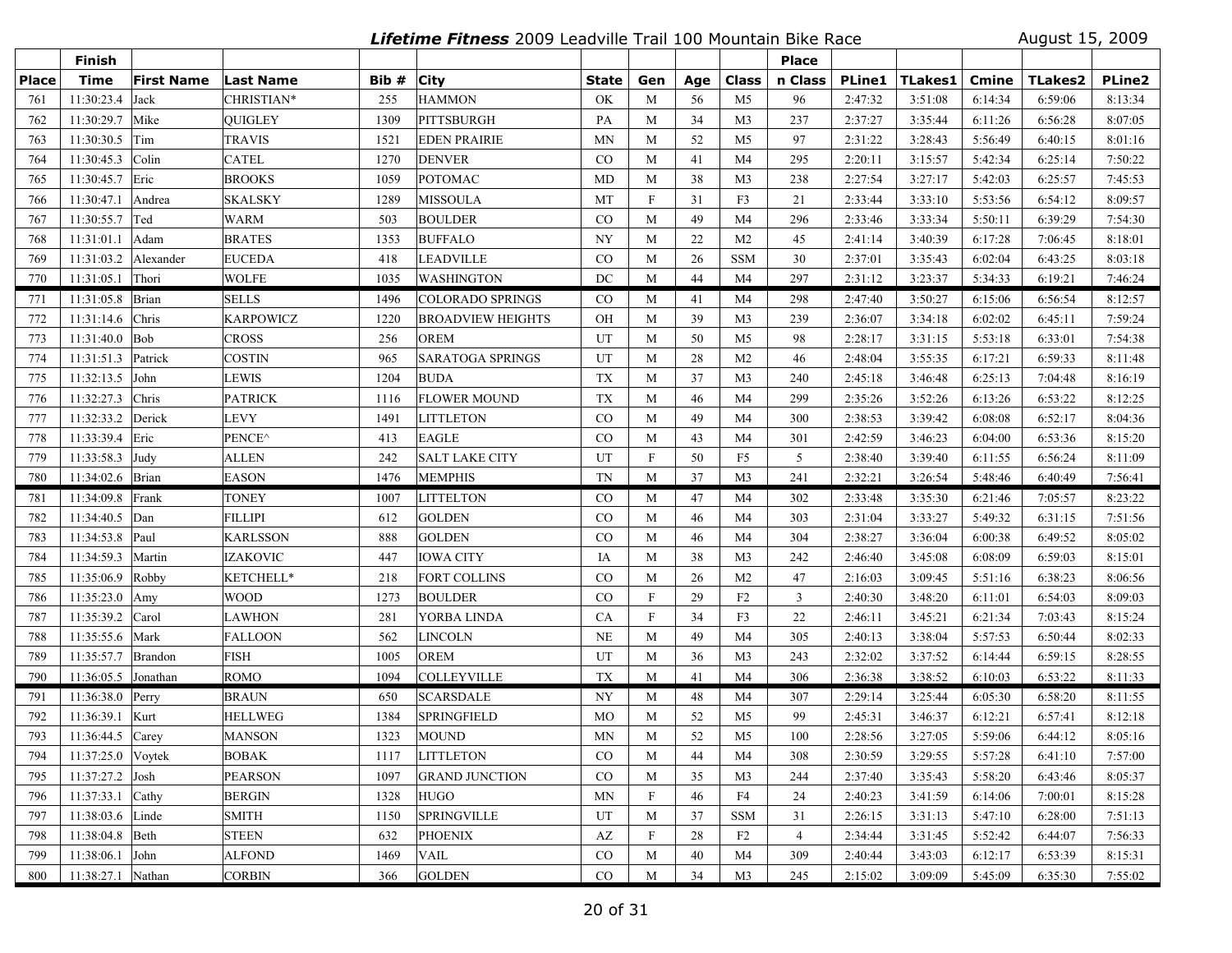***Lifetime Fitness*** 2009 Leadville Trail 100 Mountain Bike Race — August 15, 2009

| Place | Finish Time | First Name | Last Name | Bib # | City | State | Gen | Age | Class | Place n Class | PLine1 | TLakes1 | Cmine | TLakes2 | PLine2 |
|---|---|---|---|---|---|---|---|---|---|---|---|---|---|---|---|
| 761 | 11:30:23.4 | Jack | CHRISTIAN* | 255 | HAMMON | OK | M | 56 | M5 | 96 | 2:47:32 | 3:51:08 | 6:14:34 | 6:59:06 | 8:13:34 |
| 762 | 11:30:29.7 | Mike | QUIGLEY | 1309 | PITTSBURGH | PA | M | 34 | M3 | 237 | 2:37:27 | 3:35:44 | 6:11:26 | 6:56:28 | 8:07:05 |
| 763 | 11:30:30.5 | Tim | TRAVIS | 1521 | EDEN PRAIRIE | MN | M | 52 | M5 | 97 | 2:31:22 | 3:28:43 | 5:56:49 | 6:40:15 | 8:01:16 |
| 764 | 11:30:45.3 | Colin | CATEL | 1270 | DENVER | CO | M | 41 | M4 | 295 | 2:20:11 | 3:15:57 | 5:42:34 | 6:25:14 | 7:50:22 |
| 765 | 11:30:45.7 | Eric | BROOKS | 1059 | POTOMAC | MD | M | 38 | M3 | 238 | 2:27:54 | 3:27:17 | 5:42:03 | 6:25:57 | 7:45:53 |
| 766 | 11:30:47.1 | Andrea | SKALSKY | 1289 | MISSOULA | MT | F | 31 | F3 | 21 | 2:33:44 | 3:33:10 | 5:53:56 | 6:54:12 | 8:09:57 |
| 767 | 11:30:55.7 | Ted | WARM | 503 | BOULDER | CO | M | 49 | M4 | 296 | 2:33:46 | 3:33:34 | 5:50:11 | 6:39:29 | 7:54:30 |
| 768 | 11:31:01.1 | Adam | BRATES | 1353 | BUFFALO | NY | M | 22 | M2 | 45 | 2:41:14 | 3:40:39 | 6:17:28 | 7:06:45 | 8:18:01 |
| 769 | 11:31:03.2 | Alexander | EUCEDA | 418 | LEADVILLE | CO | M | 26 | SSM | 30 | 2:37:01 | 3:35:43 | 6:02:04 | 6:43:25 | 8:03:18 |
| 770 | 11:31:05.1 | Thori | WOLFE | 1035 | WASHINGTON | DC | M | 44 | M4 | 297 | 2:31:12 | 3:23:37 | 5:34:33 | 6:19:21 | 7:46:24 |
| 771 | 11:31:05.8 | Brian | SELLS | 1496 | COLORADO SPRINGS | CO | M | 41 | M4 | 298 | 2:47:40 | 3:50:27 | 6:15:06 | 6:56:54 | 8:12:57 |
| 772 | 11:31:14.6 | Chris | KARPOWICZ | 1220 | BROADVIEW HEIGHTS | OH | M | 39 | M3 | 239 | 2:36:07 | 3:34:18 | 6:02:02 | 6:45:11 | 7:59:24 |
| 773 | 11:31:40.0 | Bob | CROSS | 256 | OREM | UT | M | 50 | M5 | 98 | 2:28:17 | 3:31:15 | 5:53:18 | 6:33:01 | 7:54:38 |
| 774 | 11:31:51.3 | Patrick | COSTIN | 965 | SARATOGA SPRINGS | UT | M | 28 | M2 | 46 | 2:48:04 | 3:55:35 | 6:17:21 | 6:59:33 | 8:11:48 |
| 775 | 11:32:13.5 | John | LEWIS | 1204 | BUDA | TX | M | 37 | M3 | 240 | 2:45:18 | 3:46:48 | 6:25:13 | 7:04:48 | 8:16:19 |
| 776 | 11:32:27.3 | Chris | PATRICK | 1116 | FLOWER MOUND | TX | M | 46 | M4 | 299 | 2:35:26 | 3:52:26 | 6:13:26 | 6:53:22 | 8:12:25 |
| 777 | 11:32:33.2 | Derick | LEVY | 1491 | LITTLETON | CO | M | 49 | M4 | 300 | 2:38:53 | 3:39:42 | 6:08:08 | 6:52:17 | 8:04:36 |
| 778 | 11:33:39.4 | Eric | PENCE^ | 413 | EAGLE | CO | M | 43 | M4 | 301 | 2:42:59 | 3:46:23 | 6:04:00 | 6:53:36 | 8:15:20 |
| 779 | 11:33:58.3 | Judy | ALLEN | 242 | SALT LAKE CITY | UT | F | 50 | F5 | 5 | 2:38:40 | 3:39:40 | 6:11:55 | 6:56:24 | 8:11:09 |
| 780 | 11:34:02.6 | Brian | EASON | 1476 | MEMPHIS | TN | M | 37 | M3 | 241 | 2:32:21 | 3:26:54 | 5:48:46 | 6:40:49 | 7:56:41 |
| 781 | 11:34:09.8 | Frank | TONEY | 1007 | LITTELTON | CO | M | 47 | M4 | 302 | 2:33:48 | 3:35:30 | 6:21:46 | 7:05:57 | 8:23:22 |
| 782 | 11:34:40.5 | Dan | FILLIPI | 612 | GOLDEN | CO | M | 46 | M4 | 303 | 2:31:04 | 3:33:27 | 5:49:32 | 6:31:15 | 7:51:56 |
| 783 | 11:34:53.8 | Paul | KARLSSON | 888 | GOLDEN | CO | M | 46 | M4 | 304 | 2:38:27 | 3:36:04 | 6:00:38 | 6:49:52 | 8:05:02 |
| 784 | 11:34:59.3 | Martin | IZAKOVIC | 447 | IOWA CITY | IA | M | 38 | M3 | 242 | 2:46:40 | 3:45:08 | 6:08:09 | 6:59:03 | 8:15:01 |
| 785 | 11:35:06.9 | Robby | KETCHELL* | 218 | FORT COLLINS | CO | M | 26 | M2 | 47 | 2:16:03 | 3:09:45 | 5:51:16 | 6:38:23 | 8:06:56 |
| 786 | 11:35:23.0 | Amy | WOOD | 1273 | BOULDER | CO | F | 29 | F2 | 3 | 2:40:30 | 3:48:20 | 6:11:01 | 6:54:03 | 8:09:03 |
| 787 | 11:35:39.2 | Carol | LAWHON | 281 | YORBA LINDA | CA | F | 34 | F3 | 22 | 2:46:11 | 3:45:21 | 6:21:34 | 7:03:43 | 8:15:24 |
| 788 | 11:35:55.6 | Mark | FALLOON | 562 | LINCOLN | NE | M | 49 | M4 | 305 | 2:40:13 | 3:38:04 | 5:57:53 | 6:50:44 | 8:02:33 |
| 789 | 11:35:57.7 | Brandon | FISH | 1005 | OREM | UT | M | 36 | M3 | 243 | 2:32:02 | 3:37:52 | 6:14:44 | 6:59:15 | 8:28:55 |
| 790 | 11:36:05.5 | Jonathan | ROMO | 1094 | COLLEYVILLE | TX | M | 41 | M4 | 306 | 2:36:38 | 3:38:52 | 6:10:03 | 6:53:22 | 8:11:33 |
| 791 | 11:36:38.0 | Perry | BRAUN | 650 | SCARSDALE | NY | M | 48 | M4 | 307 | 2:29:14 | 3:25:44 | 6:05:30 | 6:58:20 | 8:11:55 |
| 792 | 11:36:39.1 | Kurt | HELLWEG | 1384 | SPRINGFIELD | MO | M | 52 | M5 | 99 | 2:45:31 | 3:46:37 | 6:12:21 | 6:57:41 | 8:12:18 |
| 793 | 11:36:44.5 | Carey | MANSON | 1323 | MOUND | MN | M | 52 | M5 | 100 | 2:28:56 | 3:27:05 | 5:59:06 | 6:44:12 | 8:05:16 |
| 794 | 11:37:25.0 | Voytek | BOBAK | 1117 | LITTLETON | CO | M | 44 | M4 | 308 | 2:30:59 | 3:29:55 | 5:57:28 | 6:41:10 | 7:57:00 |
| 795 | 11:37:27.2 | Josh | PEARSON | 1097 | GRAND JUNCTION | CO | M | 35 | M3 | 244 | 2:37:40 | 3:35:43 | 5:58:20 | 6:43:46 | 8:05:37 |
| 796 | 11:37:33.1 | Cathy | BERGIN | 1328 | HUGO | MN | F | 46 | F4 | 24 | 2:40:23 | 3:41:59 | 6:14:06 | 7:00:01 | 8:15:28 |
| 797 | 11:38:03.6 | Linde | SMITH | 1150 | SPRINGVILLE | UT | M | 37 | SSM | 31 | 2:26:15 | 3:31:13 | 5:47:10 | 6:28:00 | 7:51:13 |
| 798 | 11:38:04.8 | Beth | STEEN | 632 | PHOENIX | AZ | F | 28 | F2 | 4 | 2:34:44 | 3:31:45 | 5:52:42 | 6:44:07 | 7:56:33 |
| 799 | 11:38:06.1 | John | ALFOND | 1469 | VAIL | CO | M | 40 | M4 | 309 | 2:40:44 | 3:43:03 | 6:12:17 | 6:53:39 | 8:15:31 |
| 800 | 11:38:27.1 | Nathan | CORBIN | 366 | GOLDEN | CO | M | 34 | M3 | 245 | 2:15:02 | 3:09:09 | 5:45:09 | 6:35:30 | 7:55:02 |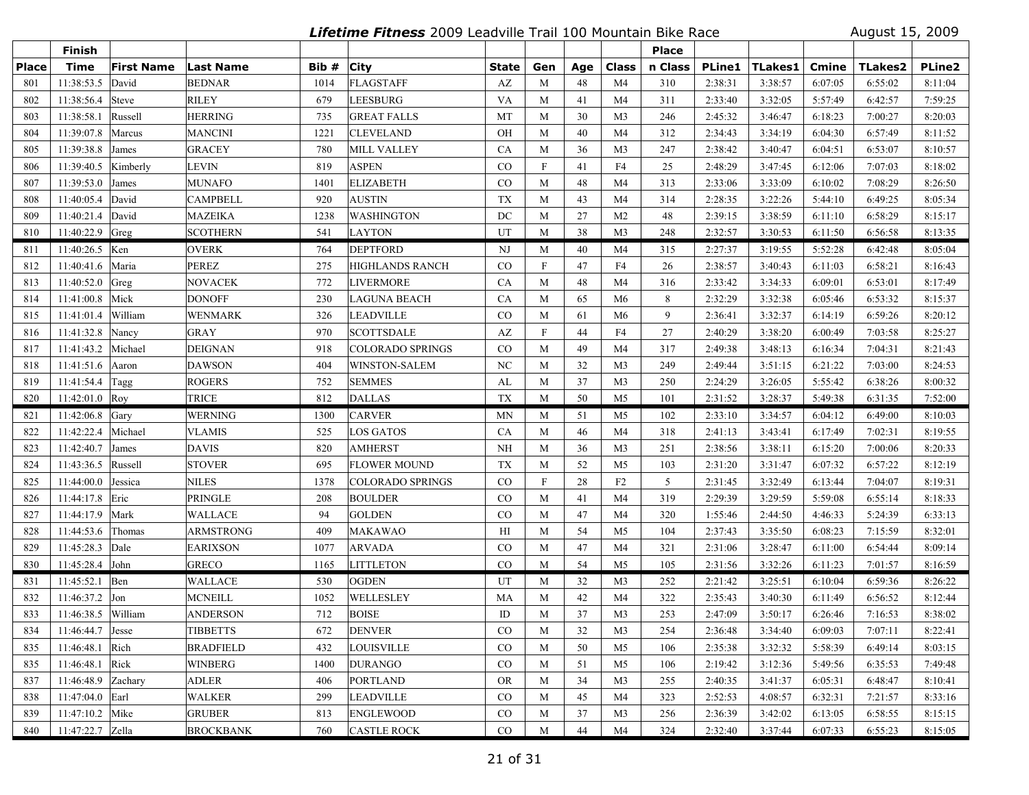# *Lifetime Fitness* 2009 Leadville Trail 100 Mountain Bike Race

August 15, 2009

| Place | Finish Time | First Name | Last Name | Bib # | City | State | Gen | Age | Class | Place n Class | PLine1 | TLakes1 | Cmine | TLakes2 | PLine2 |
|---|---|---|---|---|---|---|---|---|---|---|---|---|---|---|---|
| 801 | 11:38:53.5 | David | BEDNAR | 1014 | FLAGSTAFF | AZ | M | 48 | M4 | 310 | 2:38:31 | 3:38:57 | 6:07:05 | 6:55:02 | 8:11:04 |
| 802 | 11:38:56.4 | Steve | RILEY | 679 | LEESBURG | VA | M | 41 | M4 | 311 | 2:33:40 | 3:32:05 | 5:57:49 | 6:42:57 | 7:59:25 |
| 803 | 11:38:58.1 | Russell | HERRING | 735 | GREAT FALLS | MT | M | 30 | M3 | 246 | 2:45:32 | 3:46:47 | 6:18:23 | 7:00:27 | 8:20:03 |
| 804 | 11:39:07.8 | Marcus | MANCINI | 1221 | CLEVELAND | OH | M | 40 | M4 | 312 | 2:34:43 | 3:34:19 | 6:04:30 | 6:57:49 | 8:11:52 |
| 805 | 11:39:38.8 | James | GRACEY | 780 | MILL VALLEY | CA | M | 36 | M3 | 247 | 2:38:42 | 3:40:47 | 6:04:51 | 6:53:07 | 8:10:57 |
| 806 | 11:39:40.5 | Kimberly | LEVIN | 819 | ASPEN | CO | F | 41 | F4 | 25 | 2:48:29 | 3:47:45 | 6:12:06 | 7:07:03 | 8:18:02 |
| 807 | 11:39:53.0 | James | MUNAFO | 1401 | ELIZABETH | CO | M | 48 | M4 | 313 | 2:33:06 | 3:33:09 | 6:10:02 | 7:08:29 | 8:26:50 |
| 808 | 11:40:05.4 | David | CAMPBELL | 920 | AUSTIN | TX | M | 43 | M4 | 314 | 2:28:35 | 3:22:26 | 5:44:10 | 6:49:25 | 8:05:34 |
| 809 | 11:40:21.4 | David | MAZEIKA | 1238 | WASHINGTON | DC | M | 27 | M2 | 48 | 2:39:15 | 3:38:59 | 6:11:10 | 6:58:29 | 8:15:17 |
| 810 | 11:40:22.9 | Greg | SCOTHERN | 541 | LAYTON | UT | M | 38 | M3 | 248 | 2:32:57 | 3:30:53 | 6:11:50 | 6:56:58 | 8:13:35 |
| 811 | 11:40:26.5 | Ken | OVERK | 764 | DEPTFORD | NJ | M | 40 | M4 | 315 | 2:27:37 | 3:19:55 | 5:52:28 | 6:42:48 | 8:05:04 |
| 812 | 11:40:41.6 | Maria | PEREZ | 275 | HIGHLANDS RANCH | CO | F | 47 | F4 | 26 | 2:38:57 | 3:40:43 | 6:11:03 | 6:58:21 | 8:16:43 |
| 813 | 11:40:52.0 | Greg | NOVACEK | 772 | LIVERMORE | CA | M | 48 | M4 | 316 | 2:33:42 | 3:34:33 | 6:09:01 | 6:53:01 | 8:17:49 |
| 814 | 11:41:00.8 | Mick | DONOFF | 230 | LAGUNA BEACH | CA | M | 65 | M6 | 8 | 2:32:29 | 3:32:38 | 6:05:46 | 6:53:32 | 8:15:37 |
| 815 | 11:41:01.4 | William | WENMARK | 326 | LEADVILLE | CO | M | 61 | M6 | 9 | 2:36:41 | 3:32:37 | 6:14:19 | 6:59:26 | 8:20:12 |
| 816 | 11:41:32.8 | Nancy | GRAY | 970 | SCOTTSDALE | AZ | F | 44 | F4 | 27 | 2:40:29 | 3:38:20 | 6:00:49 | 7:03:58 | 8:25:27 |
| 817 | 11:41:43.2 | Michael | DEIGNAN | 918 | COLORADO SPRINGS | CO | M | 49 | M4 | 317 | 2:49:38 | 3:48:13 | 6:16:34 | 7:04:31 | 8:21:43 |
| 818 | 11:41:51.6 | Aaron | DAWSON | 404 | WINSTON-SALEM | NC | M | 32 | M3 | 249 | 2:49:44 | 3:51:15 | 6:21:22 | 7:03:00 | 8:24:53 |
| 819 | 11:41:54.4 | Tagg | ROGERS | 752 | SEMMES | AL | M | 37 | M3 | 250 | 2:24:29 | 3:26:05 | 5:55:42 | 6:38:26 | 8:00:32 |
| 820 | 11:42:01.0 | Roy | TRICE | 812 | DALLAS | TX | M | 50 | M5 | 101 | 2:31:52 | 3:28:37 | 5:49:38 | 6:31:35 | 7:52:00 |
| 821 | 11:42:06.8 | Gary | WERNING | 1300 | CARVER | MN | M | 51 | M5 | 102 | 2:33:10 | 3:34:57 | 6:04:12 | 6:49:00 | 8:10:03 |
| 822 | 11:42:22.4 | Michael | VLAMIS | 525 | LOS GATOS | CA | M | 46 | M4 | 318 | 2:41:13 | 3:43:41 | 6:17:49 | 7:02:31 | 8:19:55 |
| 823 | 11:42:40.7 | James | DAVIS | 820 | AMHERST | NH | M | 36 | M3 | 251 | 2:38:56 | 3:38:11 | 6:15:20 | 7:00:06 | 8:20:33 |
| 824 | 11:43:36.5 | Russell | STOVER | 695 | FLOWER MOUND | TX | M | 52 | M5 | 103 | 2:31:20 | 3:31:47 | 6:07:32 | 6:57:22 | 8:12:19 |
| 825 | 11:44:00.0 | Jessica | NILES | 1378 | COLORADO SPRINGS | CO | F | 28 | F2 | 5 | 2:31:45 | 3:32:49 | 6:13:44 | 7:04:07 | 8:19:31 |
| 826 | 11:44:17.8 | Eric | PRINGLE | 208 | BOULDER | CO | M | 41 | M4 | 319 | 2:29:39 | 3:29:59 | 5:59:08 | 6:55:14 | 8:18:33 |
| 827 | 11:44:17.9 | Mark | WALLACE | 94 | GOLDEN | CO | M | 47 | M4 | 320 | 1:55:46 | 2:44:50 | 4:46:33 | 5:24:39 | 6:33:13 |
| 828 | 11:44:53.6 | Thomas | ARMSTRONG | 409 | MAKAWAO | HI | M | 54 | M5 | 104 | 2:37:43 | 3:35:50 | 6:08:23 | 7:15:59 | 8:32:01 |
| 829 | 11:45:28.3 | Dale | EARIXSON | 1077 | ARVADA | CO | M | 47 | M4 | 321 | 2:31:06 | 3:28:47 | 6:11:00 | 6:54:44 | 8:09:14 |
| 830 | 11:45:28.4 | John | GRECO | 1165 | LITTLETON | CO | M | 54 | M5 | 105 | 2:31:56 | 3:32:26 | 6:11:23 | 7:01:57 | 8:16:59 |
| 831 | 11:45:52.1 | Ben | WALLACE | 530 | OGDEN | UT | M | 32 | M3 | 252 | 2:21:42 | 3:25:51 | 6:10:04 | 6:59:36 | 8:26:22 |
| 832 | 11:46:37.2 | Jon | MCNEILL | 1052 | WELLESLEY | MA | M | 42 | M4 | 322 | 2:35:43 | 3:40:30 | 6:11:49 | 6:56:52 | 8:12:44 |
| 833 | 11:46:38.5 | William | ANDERSON | 712 | BOISE | ID | M | 37 | M3 | 253 | 2:47:09 | 3:50:17 | 6:26:46 | 7:16:53 | 8:38:02 |
| 834 | 11:46:44.7 | Jesse | TIBBETTS | 672 | DENVER | CO | M | 32 | M3 | 254 | 2:36:48 | 3:34:40 | 6:09:03 | 7:07:11 | 8:22:41 |
| 835 | 11:46:48.1 | Rich | BRADFIELD | 432 | LOUISVILLE | CO | M | 50 | M5 | 106 | 2:35:38 | 3:32:32 | 5:58:39 | 6:49:14 | 8:03:15 |
| 835 | 11:46:48.1 | Rick | WINBERG | 1400 | DURANGO | CO | M | 51 | M5 | 106 | 2:19:42 | 3:12:36 | 5:49:56 | 6:35:53 | 7:49:48 |
| 837 | 11:46:48.9 | Zachary | ADLER | 406 | PORTLAND | OR | M | 34 | M3 | 255 | 2:40:35 | 3:41:37 | 6:05:31 | 6:48:47 | 8:10:41 |
| 838 | 11:47:04.0 | Earl | WALKER | 299 | LEADVILLE | CO | M | 45 | M4 | 323 | 2:52:53 | 4:08:57 | 6:32:31 | 7:21:57 | 8:33:16 |
| 839 | 11:47:10.2 | Mike | GRUBER | 813 | ENGLEWOOD | CO | M | 37 | M3 | 256 | 2:36:39 | 3:42:02 | 6:13:05 | 6:58:55 | 8:15:15 |
| 840 | 11:47:22.7 | Zella | BROCKBANK | 760 | CASTLE ROCK | CO | M | 44 | M4 | 324 | 2:32:40 | 3:37:44 | 6:07:33 | 6:55:23 | 8:15:05 |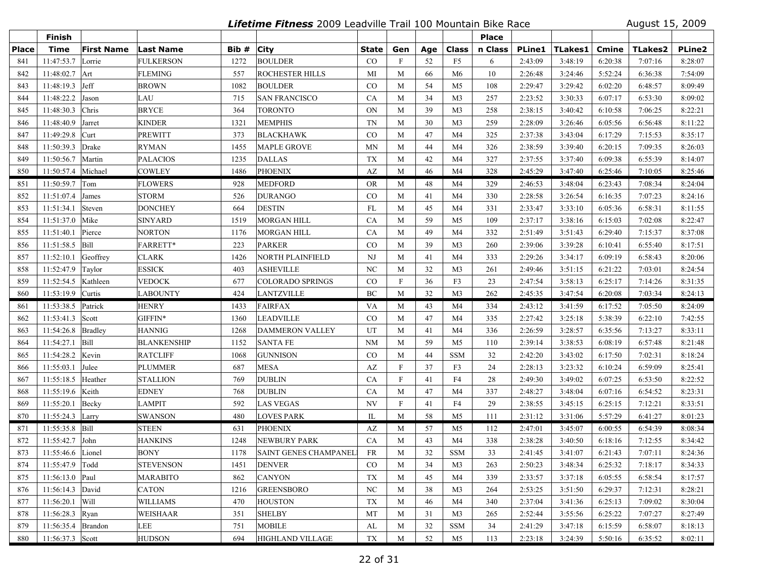## *Lifetime Fitness* 2009 Leadville Trail 100 Mountain Bike Race

August 15, 2009

| Place | Finish Time | First Name | Last Name | Bib # | City | State | Gen | Age | Class | Place n Class | PLine1 | TLakes1 | Cmine | TLakes2 | PLine2 |
|---|---|---|---|---|---|---|---|---|---|---|---|---|---|---|---|
| 841 | 11:47:53.7 | Lorrie | FULKERSON | 1272 | BOULDER | CO | F | 52 | F5 | 6 | 2:43:09 | 3:48:19 | 6:20:38 | 7:07:16 | 8:28:07 |
| 842 | 11:48:02.7 | Art | FLEMING | 557 | ROCHESTER HILLS | MI | M | 66 | M6 | 10 | 2:26:48 | 3:24:46 | 5:52:24 | 6:36:38 | 7:54:09 |
| 843 | 11:48:19.3 | Jeff | BROWN | 1082 | BOULDER | CO | M | 54 | M5 | 108 | 2:29:47 | 3:29:42 | 6:02:20 | 6:48:57 | 8:09:49 |
| 844 | 11:48:22.2 | Jason | LAU | 715 | SAN FRANCISCO | CA | M | 34 | M3 | 257 | 2:23:52 | 3:30:33 | 6:07:17 | 6:53:30 | 8:09:02 |
| 845 | 11:48:30.3 | Chris | BRYCE | 364 | TORONTO | ON | M | 39 | M3 | 258 | 2:38:15 | 3:40:42 | 6:10:58 | 7:06:25 | 8:22:21 |
| 846 | 11:48:40.9 | Jarret | KINDER | 1321 | MEMPHIS | TN | M | 30 | M3 | 259 | 2:28:09 | 3:26:46 | 6:05:56 | 6:56:48 | 8:11:22 |
| 847 | 11:49:29.8 | Curt | PREWITT | 373 | BLACKHAWK | CO | M | 47 | M4 | 325 | 2:37:38 | 3:43:04 | 6:17:29 | 7:15:53 | 8:35:17 |
| 848 | 11:50:39.3 | Drake | RYMAN | 1455 | MAPLE GROVE | MN | M | 44 | M4 | 326 | 2:38:59 | 3:39:40 | 6:20:15 | 7:09:35 | 8:26:03 |
| 849 | 11:50:56.7 | Martin | PALACIOS | 1235 | DALLAS | TX | M | 42 | M4 | 327 | 2:37:55 | 3:37:40 | 6:09:38 | 6:55:39 | 8:14:07 |
| 850 | 11:50:57.4 | Michael | COWLEY | 1486 | PHOENIX | AZ | M | 46 | M4 | 328 | 2:45:29 | 3:47:40 | 6:25:46 | 7:10:05 | 8:25:46 |
| 851 | 11:50:59.7 | Tom | FLOWERS | 928 | MEDFORD | OR | M | 48 | M4 | 329 | 2:46:53 | 3:48:04 | 6:23:43 | 7:08:34 | 8:24:04 |
| 852 | 11:51:07.4 | James | STORM | 526 | DURANGO | CO | M | 41 | M4 | 330 | 2:28:58 | 3:26:54 | 6:16:35 | 7:07:23 | 8:24:16 |
| 853 | 11:51:34.1 | Steven | DONCHEY | 664 | DESTIN | FL | M | 45 | M4 | 331 | 2:33:47 | 3:33:10 | 6:05:36 | 6:58:31 | 8:11:55 |
| 854 | 11:51:37.0 | Mike | SINYARD | 1519 | MORGAN HILL | CA | M | 59 | M5 | 109 | 2:37:17 | 3:38:16 | 6:15:03 | 7:02:08 | 8:22:47 |
| 855 | 11:51:40.1 | Pierce | NORTON | 1176 | MORGAN HILL | CA | M | 49 | M4 | 332 | 2:51:49 | 3:51:43 | 6:29:40 | 7:15:37 | 8:37:08 |
| 856 | 11:51:58.5 | Bill | FARRETT* | 223 | PARKER | CO | M | 39 | M3 | 260 | 2:39:06 | 3:39:28 | 6:10:41 | 6:55:40 | 8:17:51 |
| 857 | 11:52:10.1 | Geoffrey | CLARK | 1426 | NORTH PLAINFIELD | NJ | M | 41 | M4 | 333 | 2:29:26 | 3:34:17 | 6:09:19 | 6:58:43 | 8:20:06 |
| 858 | 11:52:47.9 | Taylor | ESSICK | 403 | ASHEVILLE | NC | M | 32 | M3 | 261 | 2:49:46 | 3:51:15 | 6:21:22 | 7:03:01 | 8:24:54 |
| 859 | 11:52:54.5 | Kathleen | VEDOCK | 677 | COLORADO SPRINGS | CO | F | 36 | F3 | 23 | 2:47:54 | 3:58:13 | 6:25:17 | 7:14:26 | 8:31:35 |
| 860 | 11:53:19.9 | Curtis | LABOUNTY | 424 | LANTZVILLE | BC | M | 32 | M3 | 262 | 2:45:35 | 3:47:54 | 6:20:08 | 7:03:34 | 8:24:13 |
| 861 | 11:53:38.5 | Patrick | HENRY | 1433 | FAIRFAX | VA | M | 43 | M4 | 334 | 2:43:12 | 3:41:59 | 6:17:52 | 7:05:50 | 8:24:09 |
| 862 | 11:53:41.3 | Scott | GIFFIN* | 1360 | LEADVILLE | CO | M | 47 | M4 | 335 | 2:27:42 | 3:25:18 | 5:38:39 | 6:22:10 | 7:42:55 |
| 863 | 11:54:26.8 | Bradley | HANNIG | 1268 | DAMMERON VALLEY | UT | M | 41 | M4 | 336 | 2:26:59 | 3:28:57 | 6:35:56 | 7:13:27 | 8:33:11 |
| 864 | 11:54:27.1 | Bill | BLANKENSHIP | 1152 | SANTA FE | NM | M | 59 | M5 | 110 | 2:39:14 | 3:38:53 | 6:08:19 | 6:57:48 | 8:21:48 |
| 865 | 11:54:28.2 | Kevin | RATCLIFF | 1068 | GUNNISON | CO | M | 44 | SSM | 32 | 2:42:20 | 3:43:02 | 6:17:50 | 7:02:31 | 8:18:24 |
| 866 | 11:55:03.1 | Julee | PLUMMER | 687 | MESA | AZ | F | 37 | F3 | 24 | 2:28:13 | 3:23:32 | 6:10:24 | 6:59:09 | 8:25:41 |
| 867 | 11:55:18.5 | Heather | STALLION | 769 | DUBLIN | CA | F | 41 | F4 | 28 | 2:49:30 | 3:49:02 | 6:07:25 | 6:53:50 | 8:22:52 |
| 868 | 11:55:19.6 | Keith | EDNEY | 768 | DUBLIN | CA | M | 47 | M4 | 337 | 2:48:27 | 3:48:04 | 6:07:16 | 6:54:52 | 8:23:31 |
| 869 | 11:55:20.1 | Becky | LAMPIT | 592 | LAS VEGAS | NV | F | 41 | F4 | 29 | 2:38:55 | 3:45:15 | 6:25:15 | 7:12:21 | 8:33:51 |
| 870 | 11:55:24.3 | Larry | SWANSON | 480 | LOVES PARK | IL | M | 58 | M5 | 111 | 2:31:12 | 3:31:06 | 5:57:29 | 6:41:27 | 8:01:23 |
| 871 | 11:55:35.8 | Bill | STEEN | 631 | PHOENIX | AZ | M | 57 | M5 | 112 | 2:47:01 | 3:45:07 | 6:00:55 | 6:54:39 | 8:08:34 |
| 872 | 11:55:42.7 | John | HANKINS | 1248 | NEWBURY PARK | CA | M | 43 | M4 | 338 | 2:38:28 | 3:40:50 | 6:18:16 | 7:12:55 | 8:34:42 |
| 873 | 11:55:46.6 | Lionel | BONY | 1178 | SAINT GENES CHAMPANEL | FR | M | 32 | SSM | 33 | 2:41:45 | 3:41:07 | 6:21:43 | 7:07:11 | 8:24:36 |
| 874 | 11:55:47.9 | Todd | STEVENSON | 1451 | DENVER | CO | M | 34 | M3 | 263 | 2:50:23 | 3:48:34 | 6:25:32 | 7:18:17 | 8:34:33 |
| 875 | 11:56:13.0 | Paul | MARABITO | 862 | CANYON | TX | M | 45 | M4 | 339 | 2:33:57 | 3:37:18 | 6:05:55 | 6:58:54 | 8:17:57 |
| 876 | 11:56:14.3 | David | CATON | 1216 | GREENSBORO | NC | M | 38 | M3 | 264 | 2:53:25 | 3:51:50 | 6:29:37 | 7:12:31 | 8:28:21 |
| 877 | 11:56:20.1 | Will | WILLIAMS | 470 | HOUSTON | TX | M | 46 | M4 | 340 | 2:37:04 | 3:41:36 | 6:25:13 | 7:09:02 | 8:30:04 |
| 878 | 11:56:28.3 | Ryan | WEISHAAR | 351 | SHELBY | MT | M | 31 | M3 | 265 | 2:52:44 | 3:55:56 | 6:25:22 | 7:07:27 | 8:27:49 |
| 879 | 11:56:35.4 | Brandon | LEE | 751 | MOBILE | AL | M | 32 | SSM | 34 | 2:41:29 | 3:47:18 | 6:15:59 | 6:58:07 | 8:18:13 |
| 880 | 11:56:37.3 | Scott | HUDSON | 694 | HIGHLAND VILLAGE | TX | M | 52 | M5 | 113 | 2:23:18 | 3:24:39 | 5:50:16 | 6:35:52 | 8:02:11 |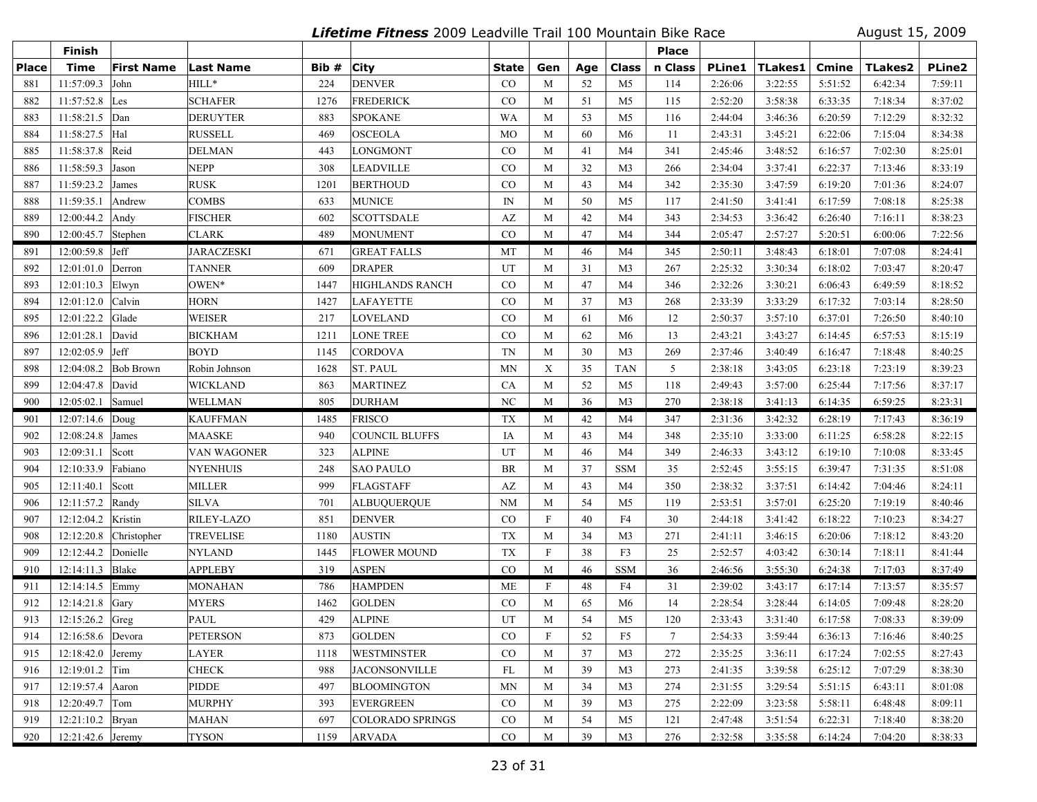***Lifetime Fitness* 2009 Leadville Trail 100 Mountain Bike Race** — August 15, 2009

| Place | Finish Time | First Name | Last Name | Bib # | City | State | Gen | Age | Class | Place n Class | PLine1 | TLakes1 | Cmine | TLakes2 | PLine2 |
|---|---|---|---|---|---|---|---|---|---|---|---|---|---|---|---|
| 881 | 11:57:09.3 | John | HILL* | 224 | DENVER | CO | M | 52 | M5 | 114 | 2:26:06 | 3:22:55 | 5:51:52 | 6:42:34 | 7:59:11 |
| 882 | 11:57:52.8 | Les | SCHAFER | 1276 | FREDERICK | CO | M | 51 | M5 | 115 | 2:52:20 | 3:58:38 | 6:33:35 | 7:18:34 | 8:37:02 |
| 883 | 11:58:21.5 | Dan | DERUYTER | 883 | SPOKANE | WA | M | 53 | M5 | 116 | 2:44:04 | 3:46:36 | 6:20:59 | 7:12:29 | 8:32:32 |
| 884 | 11:58:27.5 | Hal | RUSSELL | 469 | OSCEOLA | MO | M | 60 | M6 | 11 | 2:43:31 | 3:45:21 | 6:22:06 | 7:15:04 | 8:34:38 |
| 885 | 11:58:37.8 | Reid | DELMAN | 443 | LONGMONT | CO | M | 41 | M4 | 341 | 2:45:46 | 3:48:52 | 6:16:57 | 7:02:30 | 8:25:01 |
| 886 | 11:58:59.3 | Jason | NEPP | 308 | LEADVILLE | CO | M | 32 | M3 | 266 | 2:34:04 | 3:37:41 | 6:22:37 | 7:13:46 | 8:33:19 |
| 887 | 11:59:23.2 | James | RUSK | 1201 | BERTHOUD | CO | M | 43 | M4 | 342 | 2:35:30 | 3:47:59 | 6:19:20 | 7:01:36 | 8:24:07 |
| 888 | 11:59:35.1 | Andrew | COMBS | 633 | MUNICE | IN | M | 50 | M5 | 117 | 2:41:50 | 3:41:41 | 6:17:59 | 7:08:18 | 8:25:38 |
| 889 | 12:00:44.2 | Andy | FISCHER | 602 | SCOTTSDALE | AZ | M | 42 | M4 | 343 | 2:34:53 | 3:36:42 | 6:26:40 | 7:16:11 | 8:38:23 |
| 890 | 12:00:45.7 | Stephen | CLARK | 489 | MONUMENT | CO | M | 47 | M4 | 344 | 2:05:47 | 2:57:27 | 5:20:51 | 6:00:06 | 7:22:56 |
| 891 | 12:00:59.8 | Jeff | JARACZESKI | 671 | GREAT FALLS | MT | M | 46 | M4 | 345 | 2:50:11 | 3:48:43 | 6:18:01 | 7:07:08 | 8:24:41 |
| 892 | 12:01:01.0 | Derron | TANNER | 609 | DRAPER | UT | M | 31 | M3 | 267 | 2:25:32 | 3:30:34 | 6:18:02 | 7:03:47 | 8:20:47 |
| 893 | 12:01:10.3 | Elwyn | OWEN* | 1447 | HIGHLANDS RANCH | CO | M | 47 | M4 | 346 | 2:32:26 | 3:30:21 | 6:06:43 | 6:49:59 | 8:18:52 |
| 894 | 12:01:12.0 | Calvin | HORN | 1427 | LAFAYETTE | CO | M | 37 | M3 | 268 | 2:33:39 | 3:33:29 | 6:17:32 | 7:03:14 | 8:28:50 |
| 895 | 12:01:22.2 | Glade | WEISER | 217 | LOVELAND | CO | M | 61 | M6 | 12 | 2:50:37 | 3:57:10 | 6:37:01 | 7:26:50 | 8:40:10 |
| 896 | 12:01:28.1 | David | BICKHAM | 1211 | LONE TREE | CO | M | 62 | M6 | 13 | 2:43:21 | 3:43:27 | 6:14:45 | 6:57:53 | 8:15:19 |
| 897 | 12:02:05.9 | Jeff | BOYD | 1145 | CORDOVA | TN | M | 30 | M3 | 269 | 2:37:46 | 3:40:49 | 6:16:47 | 7:18:48 | 8:40:25 |
| 898 | 12:04:08.2 | Bob Brown | Robin Johnson | 1628 | ST. PAUL | MN | X | 35 | TAN | 5 | 2:38:18 | 3:43:05 | 6:23:18 | 7:23:19 | 8:39:23 |
| 899 | 12:04:47.8 | David | WICKLAND | 863 | MARTINEZ | CA | M | 52 | M5 | 118 | 2:49:43 | 3:57:00 | 6:25:44 | 7:17:56 | 8:37:17 |
| 900 | 12:05:02.1 | Samuel | WELLMAN | 805 | DURHAM | NC | M | 36 | M3 | 270 | 2:38:18 | 3:41:13 | 6:14:35 | 6:59:25 | 8:23:31 |
| 901 | 12:07:14.6 | Doug | KAUFFMAN | 1485 | FRISCO | TX | M | 42 | M4 | 347 | 2:31:36 | 3:42:32 | 6:28:19 | 7:17:43 | 8:36:19 |
| 902 | 12:08:24.8 | James | MAASKE | 940 | COUNCIL BLUFFS | IA | M | 43 | M4 | 348 | 2:35:10 | 3:33:00 | 6:11:25 | 6:58:28 | 8:22:15 |
| 903 | 12:09:31.1 | Scott | VAN WAGONER | 323 | ALPINE | UT | M | 46 | M4 | 349 | 2:46:33 | 3:43:12 | 6:19:10 | 7:10:08 | 8:33:45 |
| 904 | 12:10:33.9 | Fabiano | NYENHUIS | 248 | SAO PAULO | BR | M | 37 | SSM | 35 | 2:52:45 | 3:55:15 | 6:39:47 | 7:31:35 | 8:51:08 |
| 905 | 12:11:40.1 | Scott | MILLER | 999 | FLAGSTAFF | AZ | M | 43 | M4 | 350 | 2:38:32 | 3:37:51 | 6:14:42 | 7:04:46 | 8:24:11 |
| 906 | 12:11:57.2 | Randy | SILVA | 701 | ALBUQUERQUE | NM | M | 54 | M5 | 119 | 2:53:51 | 3:57:01 | 6:25:20 | 7:19:19 | 8:40:46 |
| 907 | 12:12:04.2 | Kristin | RILEY-LAZO | 851 | DENVER | CO | F | 40 | F4 | 30 | 2:44:18 | 3:41:42 | 6:18:22 | 7:10:23 | 8:34:27 |
| 908 | 12:12:20.8 | Christopher | TREVELISE | 1180 | AUSTIN | TX | M | 34 | M3 | 271 | 2:41:11 | 3:46:15 | 6:20:06 | 7:18:12 | 8:43:20 |
| 909 | 12:12:44.2 | Donielle | NYLAND | 1445 | FLOWER MOUND | TX | F | 38 | F3 | 25 | 2:52:57 | 4:03:42 | 6:30:14 | 7:18:11 | 8:41:44 |
| 910 | 12:14:11.3 | Blake | APPLEBY | 319 | ASPEN | CO | M | 46 | SSM | 36 | 2:46:56 | 3:55:30 | 6:24:38 | 7:17:03 | 8:37:49 |
| 911 | 12:14:14.5 | Emmy | MONAHAN | 786 | HAMPDEN | ME | F | 48 | F4 | 31 | 2:39:02 | 3:43:17 | 6:17:14 | 7:13:57 | 8:35:57 |
| 912 | 12:14:21.8 | Gary | MYERS | 1462 | GOLDEN | CO | M | 65 | M6 | 14 | 2:28:54 | 3:28:44 | 6:14:05 | 7:09:48 | 8:28:20 |
| 913 | 12:15:26.2 | Greg | PAUL | 429 | ALPINE | UT | M | 54 | M5 | 120 | 2:33:43 | 3:31:40 | 6:17:58 | 7:08:33 | 8:39:09 |
| 914 | 12:16:58.6 | Devora | PETERSON | 873 | GOLDEN | CO | F | 52 | F5 | 7 | 2:54:33 | 3:59:44 | 6:36:13 | 7:16:46 | 8:40:25 |
| 915 | 12:18:42.0 | Jeremy | LAYER | 1118 | WESTMINSTER | CO | M | 37 | M3 | 272 | 2:35:25 | 3:36:11 | 6:17:24 | 7:02:55 | 8:27:43 |
| 916 | 12:19:01.2 | Tim | CHECK | 988 | JACONSONVILLE | FL | M | 39 | M3 | 273 | 2:41:35 | 3:39:58 | 6:25:12 | 7:07:29 | 8:38:30 |
| 917 | 12:19:57.4 | Aaron | PIDDE | 497 | BLOOMINGTON | MN | M | 34 | M3 | 274 | 2:31:55 | 3:29:54 | 5:51:15 | 6:43:11 | 8:01:08 |
| 918 | 12:20:49.7 | Tom | MURPHY | 393 | EVERGREEN | CO | M | 39 | M3 | 275 | 2:22:09 | 3:23:58 | 5:58:11 | 6:48:48 | 8:09:11 |
| 919 | 12:21:10.2 | Bryan | MAHAN | 697 | COLORADO SPRINGS | CO | M | 54 | M5 | 121 | 2:47:48 | 3:51:54 | 6:22:31 | 7:18:40 | 8:38:20 |
| 920 | 12:21:42.6 | Jeremy | TYSON | 1159 | ARVADA | CO | M | 39 | M3 | 276 | 2:32:58 | 3:35:58 | 6:14:24 | 7:04:20 | 8:38:33 |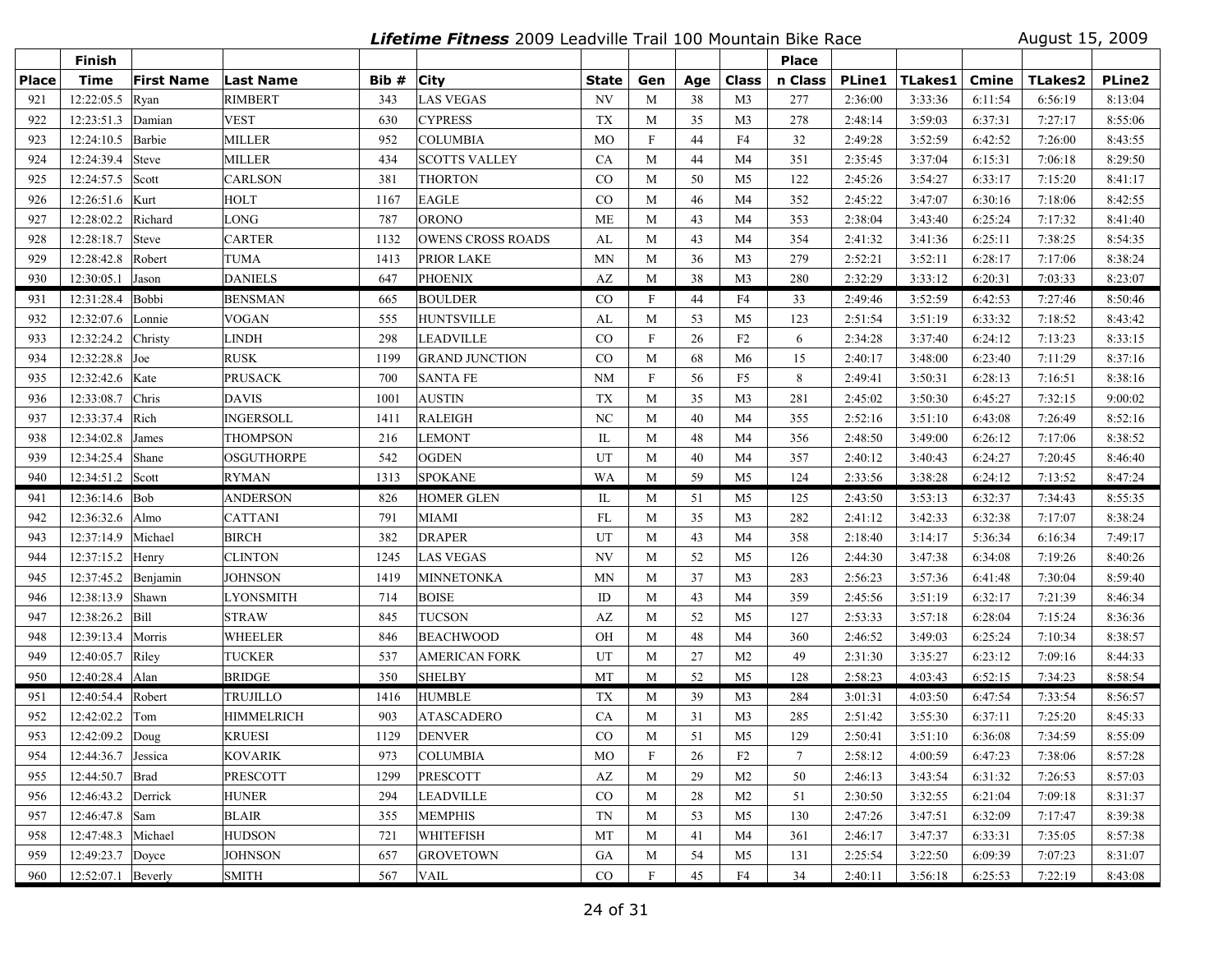## *Lifetime Fitness* 2009 Leadville Trail 100 Mountain Bike Race

August 15, 2009

| Place | Finish Time | First Name | Last Name | Bib # | City | State | Gen | Age | Class | Place n Class | PLine1 | TLakes1 | Cmine | TLakes2 | PLine2 |
|---|---|---|---|---|---|---|---|---|---|---|---|---|---|---|---|
| 921 | 12:22:05.5 | Ryan | RIMBERT | 343 | LAS VEGAS | NV | M | 38 | M3 | 277 | 2:36:00 | 3:33:36 | 6:11:54 | 6:56:19 | 8:13:04 |
| 922 | 12:23:51.3 | Damian | VEST | 630 | CYPRESS | TX | M | 35 | M3 | 278 | 2:48:14 | 3:59:03 | 6:37:31 | 7:27:17 | 8:55:06 |
| 923 | 12:24:10.5 | Barbie | MILLER | 952 | COLUMBIA | MO | F | 44 | F4 | 32 | 2:49:28 | 3:52:59 | 6:42:52 | 7:26:00 | 8:43:55 |
| 924 | 12:24:39.4 | Steve | MILLER | 434 | SCOTTS VALLEY | CA | M | 44 | M4 | 351 | 2:35:45 | 3:37:04 | 6:15:31 | 7:06:18 | 8:29:50 |
| 925 | 12:24:57.5 | Scott | CARLSON | 381 | THORTON | CO | M | 50 | M5 | 122 | 2:45:26 | 3:54:27 | 6:33:17 | 7:15:20 | 8:41:17 |
| 926 | 12:26:51.6 | Kurt | HOLT | 1167 | EAGLE | CO | M | 46 | M4 | 352 | 2:45:22 | 3:47:07 | 6:30:16 | 7:18:06 | 8:42:55 |
| 927 | 12:28:02.2 | Richard | LONG | 787 | ORONO | ME | M | 43 | M4 | 353 | 2:38:04 | 3:43:40 | 6:25:24 | 7:17:32 | 8:41:40 |
| 928 | 12:28:18.7 | Steve | CARTER | 1132 | OWENS CROSS ROADS | AL | M | 43 | M4 | 354 | 2:41:32 | 3:41:36 | 6:25:11 | 7:38:25 | 8:54:35 |
| 929 | 12:28:42.8 | Robert | TUMA | 1413 | PRIOR LAKE | MN | M | 36 | M3 | 279 | 2:52:21 | 3:52:11 | 6:28:17 | 7:17:06 | 8:38:24 |
| 930 | 12:30:05.1 | Jason | DANIELS | 647 | PHOENIX | AZ | M | 38 | M3 | 280 | 2:32:29 | 3:33:12 | 6:20:31 | 7:03:33 | 8:23:07 |
| 931 | 12:31:28.4 | Bobbi | BENSMAN | 665 | BOULDER | CO | F | 44 | F4 | 33 | 2:49:46 | 3:52:59 | 6:42:53 | 7:27:46 | 8:50:46 |
| 932 | 12:32:07.6 | Lonnie | VOGAN | 555 | HUNTSVILLE | AL | M | 53 | M5 | 123 | 2:51:54 | 3:51:19 | 6:33:32 | 7:18:52 | 8:43:42 |
| 933 | 12:32:24.2 | Christy | LINDH | 298 | LEADVILLE | CO | F | 26 | F2 | 6 | 2:34:28 | 3:37:40 | 6:24:12 | 7:13:23 | 8:33:15 |
| 934 | 12:32:28.8 | Joe | RUSK | 1199 | GRAND JUNCTION | CO | M | 68 | M6 | 15 | 2:40:17 | 3:48:00 | 6:23:40 | 7:11:29 | 8:37:16 |
| 935 | 12:32:42.6 | Kate | PRUSACK | 700 | SANTA FE | NM | F | 56 | F5 | 8 | 2:49:41 | 3:50:31 | 6:28:13 | 7:16:51 | 8:38:16 |
| 936 | 12:33:08.7 | Chris | DAVIS | 1001 | AUSTIN | TX | M | 35 | M3 | 281 | 2:45:02 | 3:50:30 | 6:45:27 | 7:32:15 | 9:00:02 |
| 937 | 12:33:37.4 | Rich | INGERSOLL | 1411 | RALEIGH | NC | M | 40 | M4 | 355 | 2:52:16 | 3:51:10 | 6:43:08 | 7:26:49 | 8:52:16 |
| 938 | 12:34:02.8 | James | THOMPSON | 216 | LEMONT | IL | M | 48 | M4 | 356 | 2:48:50 | 3:49:00 | 6:26:12 | 7:17:06 | 8:38:52 |
| 939 | 12:34:25.4 | Shane | OSGUTHORPE | 542 | OGDEN | UT | M | 40 | M4 | 357 | 2:40:12 | 3:40:43 | 6:24:27 | 7:20:45 | 8:46:40 |
| 940 | 12:34:51.2 | Scott | RYMAN | 1313 | SPOKANE | WA | M | 59 | M5 | 124 | 2:33:56 | 3:38:28 | 6:24:12 | 7:13:52 | 8:47:24 |
| 941 | 12:36:14.6 | Bob | ANDERSON | 826 | HOMER GLEN | IL | M | 51 | M5 | 125 | 2:43:50 | 3:53:13 | 6:32:37 | 7:34:43 | 8:55:35 |
| 942 | 12:36:32.6 | Almo | CATTANI | 791 | MIAMI | FL | M | 35 | M3 | 282 | 2:41:12 | 3:42:33 | 6:32:38 | 7:17:07 | 8:38:24 |
| 943 | 12:37:14.9 | Michael | BIRCH | 382 | DRAPER | UT | M | 43 | M4 | 358 | 2:18:40 | 3:14:17 | 5:36:34 | 6:16:34 | 7:49:17 |
| 944 | 12:37:15.2 | Henry | CLINTON | 1245 | LAS VEGAS | NV | M | 52 | M5 | 126 | 2:44:30 | 3:47:38 | 6:34:08 | 7:19:26 | 8:40:26 |
| 945 | 12:37:45.2 | Benjamin | JOHNSON | 1419 | MINNETONKA | MN | M | 37 | M3 | 283 | 2:56:23 | 3:57:36 | 6:41:48 | 7:30:04 | 8:59:40 |
| 946 | 12:38:13.9 | Shawn | LYONSMITH | 714 | BOISE | ID | M | 43 | M4 | 359 | 2:45:56 | 3:51:19 | 6:32:17 | 7:21:39 | 8:46:34 |
| 947 | 12:38:26.2 | Bill | STRAW | 845 | TUCSON | AZ | M | 52 | M5 | 127 | 2:53:33 | 3:57:18 | 6:28:04 | 7:15:24 | 8:36:36 |
| 948 | 12:39:13.4 | Morris | WHEELER | 846 | BEACHWOOD | OH | M | 48 | M4 | 360 | 2:46:52 | 3:49:03 | 6:25:24 | 7:10:34 | 8:38:57 |
| 949 | 12:40:05.7 | Riley | TUCKER | 537 | AMERICAN FORK | UT | M | 27 | M2 | 49 | 2:31:30 | 3:35:27 | 6:23:12 | 7:09:16 | 8:44:33 |
| 950 | 12:40:28.4 | Alan | BRIDGE | 350 | SHELBY | MT | M | 52 | M5 | 128 | 2:58:23 | 4:03:43 | 6:52:15 | 7:34:23 | 8:58:54 |
| 951 | 12:40:54.4 | Robert | TRUJILLO | 1416 | HUMBLE | TX | M | 39 | M3 | 284 | 3:01:31 | 4:03:50 | 6:47:54 | 7:33:54 | 8:56:57 |
| 952 | 12:42:02.2 | Tom | HIMMELRICH | 903 | ATASCADERO | CA | M | 31 | M3 | 285 | 2:51:42 | 3:55:30 | 6:37:11 | 7:25:20 | 8:45:33 |
| 953 | 12:42:09.2 | Doug | KRUESI | 1129 | DENVER | CO | M | 51 | M5 | 129 | 2:50:41 | 3:51:10 | 6:36:08 | 7:34:59 | 8:55:09 |
| 954 | 12:44:36.7 | Jessica | KOVARIK | 973 | COLUMBIA | MO | F | 26 | F2 | 7 | 2:58:12 | 4:00:59 | 6:47:23 | 7:38:06 | 8:57:28 |
| 955 | 12:44:50.7 | Brad | PRESCOTT | 1299 | PRESCOTT | AZ | M | 29 | M2 | 50 | 2:46:13 | 3:43:54 | 6:31:32 | 7:26:53 | 8:57:03 |
| 956 | 12:46:43.2 | Derrick | HUNER | 294 | LEADVILLE | CO | M | 28 | M2 | 51 | 2:30:50 | 3:32:55 | 6:21:04 | 7:09:18 | 8:31:37 |
| 957 | 12:46:47.8 | Sam | BLAIR | 355 | MEMPHIS | TN | M | 53 | M5 | 130 | 2:47:26 | 3:47:51 | 6:32:09 | 7:17:47 | 8:39:38 |
| 958 | 12:47:48.3 | Michael | HUDSON | 721 | WHITEFISH | MT | M | 41 | M4 | 361 | 2:46:17 | 3:47:37 | 6:33:31 | 7:35:05 | 8:57:38 |
| 959 | 12:49:23.7 | Doyce | JOHNSON | 657 | GROVETOWN | GA | M | 54 | M5 | 131 | 2:25:54 | 3:22:50 | 6:09:39 | 7:07:23 | 8:31:07 |
| 960 | 12:52:07.1 | Beverly | SMITH | 567 | VAIL | CO | F | 45 | F4 | 34 | 2:40:11 | 3:56:18 | 6:25:53 | 7:22:19 | 8:43:08 |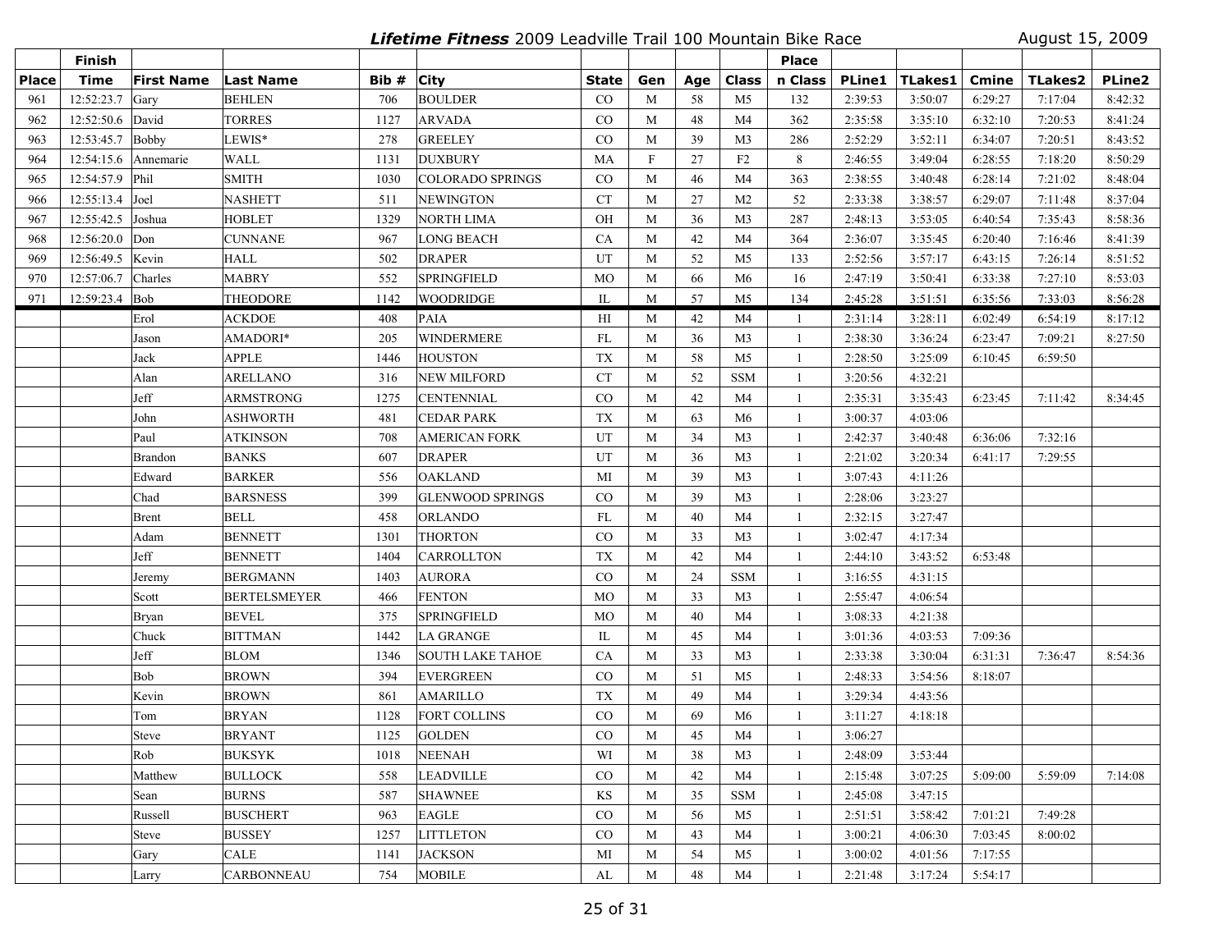# *Lifetime Fitness* 2009 Leadville Trail 100 Mountain Bike Race

August 15, 2009

| Place | Finish Time | First Name | Last Name | Bib # | City | State | Gen | Age | Class | Place n Class | PLine1 | TLakes1 | Cmine | TLakes2 | PLine2 |
|---|---|---|---|---|---|---|---|---|---|---|---|---|---|---|---|
| 961 | 12:52:23.7 | Gary | BEHLEN | 706 | BOULDER | CO | M | 58 | M5 | 132 | 2:39:53 | 3:50:07 | 6:29:27 | 7:17:04 | 8:42:32 |
| 962 | 12:52:50.6 | David | TORRES | 1127 | ARVADA | CO | M | 48 | M4 | 362 | 2:35:58 | 3:35:10 | 6:32:10 | 7:20:53 | 8:41:24 |
| 963 | 12:53:45.7 | Bobby | LEWIS* | 278 | GREELEY | CO | M | 39 | M3 | 286 | 2:52:29 | 3:52:11 | 6:34:07 | 7:20:51 | 8:43:52 |
| 964 | 12:54:15.6 | Annemarie | WALL | 1131 | DUXBURY | MA | F | 27 | F2 | 8 | 2:46:55 | 3:49:04 | 6:28:55 | 7:18:20 | 8:50:29 |
| 965 | 12:54:57.9 | Phil | SMITH | 1030 | COLORADO SPRINGS | CO | M | 46 | M4 | 363 | 2:38:55 | 3:40:48 | 6:28:14 | 7:21:02 | 8:48:04 |
| 966 | 12:55:13.4 | Joel | NASHETT | 511 | NEWINGTON | CT | M | 27 | M2 | 52 | 2:33:38 | 3:38:57 | 6:29:07 | 7:11:48 | 8:37:04 |
| 967 | 12:55:42.5 | Joshua | HOBLET | 1329 | NORTH LIMA | OH | M | 36 | M3 | 287 | 2:48:13 | 3:53:05 | 6:40:54 | 7:35:43 | 8:58:36 |
| 968 | 12:56:20.0 | Don | CUNNANE | 967 | LONG BEACH | CA | M | 42 | M4 | 364 | 2:36:07 | 3:35:45 | 6:20:40 | 7:16:46 | 8:41:39 |
| 969 | 12:56:49.5 | Kevin | HALL | 502 | DRAPER | UT | M | 52 | M5 | 133 | 2:52:56 | 3:57:17 | 6:43:15 | 7:26:14 | 8:51:52 |
| 970 | 12:57:06.7 | Charles | MABRY | 552 | SPRINGFIELD | MO | M | 66 | M6 | 16 | 2:47:19 | 3:50:41 | 6:33:38 | 7:27:10 | 8:53:03 |
| 971 | 12:59:23.4 | Bob | THEODORE | 1142 | WOODRIDGE | IL | M | 57 | M5 | 134 | 2:45:28 | 3:51:51 | 6:35:56 | 7:33:03 | 8:56:28 |
| | | Erol | ACKDOE | 408 | PAIA | HI | M | 42 | M4 | 1 | 2:31:14 | 3:28:11 | 6:02:49 | 6:54:19 | 8:17:12 |
| | | Jason | AMADORI* | 205 | WINDERMERE | FL | M | 36 | M3 | 1 | 2:38:30 | 3:36:24 | 6:23:47 | 7:09:21 | 8:27:50 |
| | | Jack | APPLE | 1446 | HOUSTON | TX | M | 58 | M5 | 1 | 2:28:50 | 3:25:09 | 6:10:45 | 6:59:50 | |
| | | Alan | ARELLANO | 316 | NEW MILFORD | CT | M | 52 | SSM | 1 | 3:20:56 | 4:32:21 | | | |
| | | Jeff | ARMSTRONG | 1275 | CENTENNIAL | CO | M | 42 | M4 | 1 | 2:35:31 | 3:35:43 | 6:23:45 | 7:11:42 | 8:34:45 |
| | | John | ASHWORTH | 481 | CEDAR PARK | TX | M | 63 | M6 | 1 | 3:00:37 | 4:03:06 | | | |
| | | Paul | ATKINSON | 708 | AMERICAN FORK | UT | M | 34 | M3 | 1 | 2:42:37 | 3:40:48 | 6:36:06 | 7:32:16 | |
| | | Brandon | BANKS | 607 | DRAPER | UT | M | 36 | M3 | 1 | 2:21:02 | 3:20:34 | 6:41:17 | 7:29:55 | |
| | | Edward | BARKER | 556 | OAKLAND | MI | M | 39 | M3 | 1 | 3:07:43 | 4:11:26 | | | |
| | | Chad | BARSNESS | 399 | GLENWOOD SPRINGS | CO | M | 39 | M3 | 1 | 2:28:06 | 3:23:27 | | | |
| | | Brent | BELL | 458 | ORLANDO | FL | M | 40 | M4 | 1 | 2:32:15 | 3:27:47 | | | |
| | | Adam | BENNETT | 1301 | THORTON | CO | M | 33 | M3 | 1 | 3:02:47 | 4:17:34 | | | |
| | | Jeff | BENNETT | 1404 | CARROLLTON | TX | M | 42 | M4 | 1 | 2:44:10 | 3:43:52 | 6:53:48 | | |
| | | Jeremy | BERGMANN | 1403 | AURORA | CO | M | 24 | SSM | 1 | 3:16:55 | 4:31:15 | | | |
| | | Scott | BERTELSMEYER | 466 | FENTON | MO | M | 33 | M3 | 1 | 2:55:47 | 4:06:54 | | | |
| | | Bryan | BEVEL | 375 | SPRINGFIELD | MO | M | 40 | M4 | 1 | 3:08:33 | 4:21:38 | | | |
| | | Chuck | BITTMAN | 1442 | LA GRANGE | IL | M | 45 | M4 | 1 | 3:01:36 | 4:03:53 | 7:09:36 | | |
| | | Jeff | BLOM | 1346 | SOUTH LAKE TAHOE | CA | M | 33 | M3 | 1 | 2:33:38 | 3:30:04 | 6:31:31 | 7:36:47 | 8:54:36 |
| | | Bob | BROWN | 394 | EVERGREEN | CO | M | 51 | M5 | 1 | 2:48:33 | 3:54:56 | 8:18:07 | | |
| | | Kevin | BROWN | 861 | AMARILLO | TX | M | 49 | M4 | 1 | 3:29:34 | 4:43:56 | | | |
| | | Tom | BRYAN | 1128 | FORT COLLINS | CO | M | 69 | M6 | 1 | 3:11:27 | 4:18:18 | | | |
| | | Steve | BRYANT | 1125 | GOLDEN | CO | M | 45 | M4 | 1 | 3:06:27 | | | | |
| | | Rob | BUKSYK | 1018 | NEENAH | WI | M | 38 | M3 | 1 | 2:48:09 | 3:53:44 | | | |
| | | Matthew | BULLOCK | 558 | LEADVILLE | CO | M | 42 | M4 | 1 | 2:15:48 | 3:07:25 | 5:09:00 | 5:59:09 | 7:14:08 |
| | | Sean | BURNS | 587 | SHAWNEE | KS | M | 35 | SSM | 1 | 2:45:08 | 3:47:15 | | | |
| | | Russell | BUSCHERT | 963 | EAGLE | CO | M | 56 | M5 | 1 | 2:51:51 | 3:58:42 | 7:01:21 | 7:49:28 | |
| | | Steve | BUSSEY | 1257 | LITTLETON | CO | M | 43 | M4 | 1 | 3:00:21 | 4:06:30 | 7:03:45 | 8:00:02 | |
| | | Gary | CALE | 1141 | JACKSON | MI | M | 54 | M5 | 1 | 3:00:02 | 4:01:56 | 7:17:55 | | |
| | | Larry | CARBONNEAU | 754 | MOBILE | AL | M | 48 | M4 | 1 | 2:21:48 | 3:17:24 | 5:54:17 | | |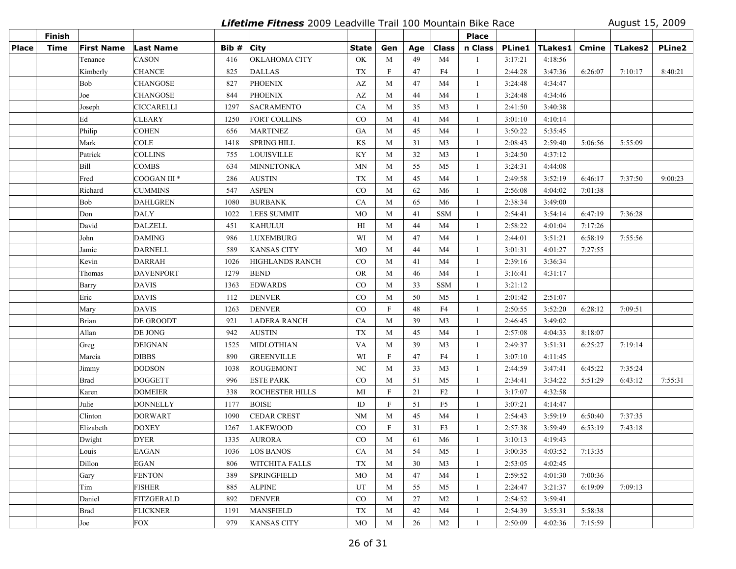*Lifetime Fitness* 2009 Leadville Trail 100 Mountain Bike Race — August 15, 2009

| Place | Finish Time | First Name | Last Name | Bib # | City | State | Gen | Age | Class | Place n Class | PLine1 | TLakes1 | Cmine | TLakes2 | PLine2 |
|---|---|---|---|---|---|---|---|---|---|---|---|---|---|---|---|
| | | Tenance | CASON | 416 | OKLAHOMA CITY | OK | M | 49 | M4 | 1 | 3:17:21 | 4:18:56 | | | |
| | | Kimberly | CHANCE | 825 | DALLAS | TX | F | 47 | F4 | 1 | 2:44:28 | 3:47:36 | 6:26:07 | 7:10:17 | 8:40:21 |
| | | Bob | CHANGOSE | 827 | PHOENIX | AZ | M | 47 | M4 | 1 | 3:24:48 | 4:34:47 | | | |
| | | Joe | CHANGOSE | 844 | PHOENIX | AZ | M | 44 | M4 | 1 | 3:24:48 | 4:34:46 | | | |
| | | Joseph | CICCARELLI | 1297 | SACRAMENTO | CA | M | 35 | M3 | 1 | 2:41:50 | 3:40:38 | | | |
| | | Ed | CLEARY | 1250 | FORT COLLINS | CO | M | 41 | M4 | 1 | 3:01:10 | 4:10:14 | | | |
| | | Philip | COHEN | 656 | MARTINEZ | GA | M | 45 | M4 | 1 | 3:50:22 | 5:35:45 | | | |
| | | Mark | COLE | 1418 | SPRING HILL | KS | M | 31 | M3 | 1 | 2:08:43 | 2:59:40 | 5:06:56 | 5:55:09 | |
| | | Patrick | COLLINS | 755 | LOUISVILLE | KY | M | 32 | M3 | 1 | 3:24:50 | 4:37:12 | | | |
| | | Bill | COMBS | 634 | MINNETONKA | MN | M | 55 | M5 | 1 | 3:24:31 | 4:44:08 | | | |
| | | Fred | COOGAN III * | 286 | AUSTIN | TX | M | 45 | M4 | 1 | 2:49:58 | 3:52:19 | 6:46:17 | 7:37:50 | 9:00:23 |
| | | Richard | CUMMINS | 547 | ASPEN | CO | M | 62 | M6 | 1 | 2:56:08 | 4:04:02 | 7:01:38 | | |
| | | Bob | DAHLGREN | 1080 | BURBANK | CA | M | 65 | M6 | 1 | 2:38:34 | 3:49:00 | | | |
| | | Don | DALY | 1022 | LEES SUMMIT | MO | M | 41 | SSM | 1 | 2:54:41 | 3:54:14 | 6:47:19 | 7:36:28 | |
| | | David | DALZELL | 451 | KAHULUI | HI | M | 44 | M4 | 1 | 2:58:22 | 4:01:04 | 7:17:26 | | |
| | | John | DAMING | 986 | LUXEMBURG | WI | M | 47 | M4 | 1 | 2:44:01 | 3:51:21 | 6:58:19 | 7:55:56 | |
| | | Jamie | DARNELL | 589 | KANSAS CITY | MO | M | 44 | M4 | 1 | 3:01:31 | 4:01:27 | 7:27:55 | | |
| | | Kevin | DARRAH | 1026 | HIGHLANDS RANCH | CO | M | 41 | M4 | 1 | 2:39:16 | 3:36:34 | | | |
| | | Thomas | DAVENPORT | 1279 | BEND | OR | M | 46 | M4 | 1 | 3:16:41 | 4:31:17 | | | |
| | | Barry | DAVIS | 1363 | EDWARDS | CO | M | 33 | SSM | 1 | 3:21:12 | | | | |
| | | Eric | DAVIS | 112 | DENVER | CO | M | 50 | M5 | 1 | 2:01:42 | 2:51:07 | | | |
| | | Mary | DAVIS | 1263 | DENVER | CO | F | 48 | F4 | 1 | 2:50:55 | 3:52:20 | 6:28:12 | 7:09:51 | |
| | | Brian | DE GROODT | 921 | LADERA RANCH | CA | M | 39 | M3 | 1 | 2:46:45 | 3:49:02 | | | |
| | | Allan | DE JONG | 942 | AUSTIN | TX | M | 45 | M4 | 1 | 2:57:08 | 4:04:33 | 8:18:07 | | |
| | | Greg | DEIGNAN | 1525 | MIDLOTHIAN | VA | M | 39 | M3 | 1 | 2:49:37 | 3:51:31 | 6:25:27 | 7:19:14 | |
| | | Marcia | DIBBS | 890 | GREENVILLE | WI | F | 47 | F4 | 1 | 3:07:10 | 4:11:45 | | | |
| | | Jimmy | DODSON | 1038 | ROUGEMONT | NC | M | 33 | M3 | 1 | 2:44:59 | 3:47:41 | 6:45:22 | 7:35:24 | |
| | | Brad | DOGGETT | 996 | ESTE PARK | CO | M | 51 | M5 | 1 | 2:34:41 | 3:34:22 | 5:51:29 | 6:43:12 | 7:55:31 |
| | | Karen | DOMEIER | 338 | ROCHESTER HILLS | MI | F | 21 | F2 | 1 | 3:17:07 | 4:32:58 | | | |
| | | Julie | DONNELLY | 1177 | BOISE | ID | F | 51 | F5 | 1 | 3:07:21 | 4:14:47 | | | |
| | | Clinton | DORWART | 1090 | CEDAR CREST | NM | M | 45 | M4 | 1 | 2:54:43 | 3:59:19 | 6:50:40 | 7:37:35 | |
| | | Elizabeth | DOXEY | 1267 | LAKEWOOD | CO | F | 31 | F3 | 1 | 2:57:38 | 3:59:49 | 6:53:19 | 7:43:18 | |
| | | Dwight | DYER | 1335 | AURORA | CO | M | 61 | M6 | 1 | 3:10:13 | 4:19:43 | | | |
| | | Louis | EAGAN | 1036 | LOS BANOS | CA | M | 54 | M5 | 1 | 3:00:35 | 4:03:52 | 7:13:35 | | |
| | | Dillon | EGAN | 806 | WITCHITA FALLS | TX | M | 30 | M3 | 1 | 2:53:05 | 4:02:45 | | | |
| | | Gary | FENTON | 389 | SPRINGFIELD | MO | M | 47 | M4 | 1 | 2:59:52 | 4:01:30 | 7:00:36 | | |
| | | Tim | FISHER | 885 | ALPINE | UT | M | 55 | M5 | 1 | 2:24:47 | 3:21:37 | 6:19:09 | 7:09:13 | |
| | | Daniel | FITZGERALD | 892 | DENVER | CO | M | 27 | M2 | 1 | 2:54:52 | 3:59:41 | | | |
| | | Brad | FLICKNER | 1191 | MANSFIELD | TX | M | 42 | M4 | 1 | 2:54:39 | 3:55:31 | 5:58:38 | | |
| | | Joe | FOX | 979 | KANSAS CITY | MO | M | 26 | M2 | 1 | 2:50:09 | 4:02:36 | 7:15:59 | | |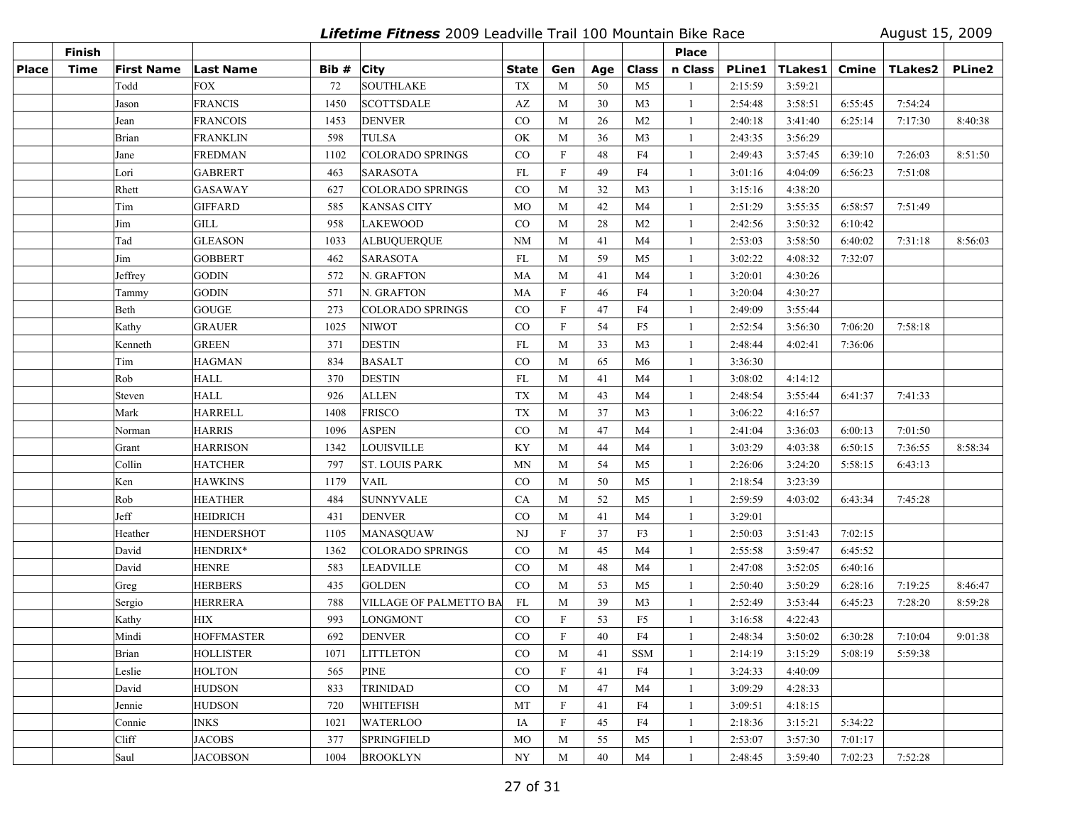***Lifetime Fitness*** 2009 Leadville Trail 100 Mountain Bike Race — August 15, 2009

| Place | Finish Time | First Name | Last Name | Bib # | City | State | Gen | Age | Class | Place n Class | PLine1 | TLakes1 | Cmine | TLakes2 | PLine2 |
|---|---|---|---|---|---|---|---|---|---|---|---|---|---|---|---|
| | | Todd | FOX | 72 | SOUTHLAKE | TX | M | 50 | M5 | 1 | 2:15:59 | 3:59:21 | | | |
| | | Jason | FRANCIS | 1450 | SCOTTSDALE | AZ | M | 30 | M3 | 1 | 2:54:48 | 3:58:51 | 6:55:45 | 7:54:24 | |
| | | Jean | FRANCOIS | 1453 | DENVER | CO | M | 26 | M2 | 1 | 2:40:18 | 3:41:40 | 6:25:14 | 7:17:30 | 8:40:38 |
| | | Brian | FRANKLIN | 598 | TULSA | OK | M | 36 | M3 | 1 | 2:43:35 | 3:56:29 | | | |
| | | Jane | FREDMAN | 1102 | COLORADO SPRINGS | CO | F | 48 | F4 | 1 | 2:49:43 | 3:57:45 | 6:39:10 | 7:26:03 | 8:51:50 |
| | | Lori | GABRERT | 463 | SARASOTA | FL | F | 49 | F4 | 1 | 3:01:16 | 4:04:09 | 6:56:23 | 7:51:08 | |
| | | Rhett | GASAWAY | 627 | COLORADO SPRINGS | CO | M | 32 | M3 | 1 | 3:15:16 | 4:38:20 | | | |
| | | Tim | GIFFARD | 585 | KANSAS CITY | MO | M | 42 | M4 | 1 | 2:51:29 | 3:55:35 | 6:58:57 | 7:51:49 | |
| | | Jim | GILL | 958 | LAKEWOOD | CO | M | 28 | M2 | 1 | 2:42:56 | 3:50:32 | 6:10:42 | | |
| | | Tad | GLEASON | 1033 | ALBUQUERQUE | NM | M | 41 | M4 | 1 | 2:53:03 | 3:58:50 | 6:40:02 | 7:31:18 | 8:56:03 |
| | | Jim | GOBBERT | 462 | SARASOTA | FL | M | 59 | M5 | 1 | 3:02:22 | 4:08:32 | 7:32:07 | | |
| | | Jeffrey | GODIN | 572 | N. GRAFTON | MA | M | 41 | M4 | 1 | 3:20:01 | 4:30:26 | | | |
| | | Tammy | GODIN | 571 | N. GRAFTON | MA | F | 46 | F4 | 1 | 3:20:04 | 4:30:27 | | | |
| | | Beth | GOUGE | 273 | COLORADO SPRINGS | CO | F | 47 | F4 | 1 | 2:49:09 | 3:55:44 | | | |
| | | Kathy | GRAUER | 1025 | NIWOT | CO | F | 54 | F5 | 1 | 2:52:54 | 3:56:30 | 7:06:20 | 7:58:18 | |
| | | Kenneth | GREEN | 371 | DESTIN | FL | M | 33 | M3 | 1 | 2:48:44 | 4:02:41 | 7:36:06 | | |
| | | Tim | HAGMAN | 834 | BASALT | CO | M | 65 | M6 | 1 | 3:36:30 | | | | |
| | | Rob | HALL | 370 | DESTIN | FL | M | 41 | M4 | 1 | 3:08:02 | 4:14:12 | | | |
| | | Steven | HALL | 926 | ALLEN | TX | M | 43 | M4 | 1 | 2:48:54 | 3:55:44 | 6:41:37 | 7:41:33 | |
| | | Mark | HARRELL | 1408 | FRISCO | TX | M | 37 | M3 | 1 | 3:06:22 | 4:16:57 | | | |
| | | Norman | HARRIS | 1096 | ASPEN | CO | M | 47 | M4 | 1 | 2:41:04 | 3:36:03 | 6:00:13 | 7:01:50 | |
| | | Grant | HARRISON | 1342 | LOUISVILLE | KY | M | 44 | M4 | 1 | 3:03:29 | 4:03:38 | 6:50:15 | 7:36:55 | 8:58:34 |
| | | Collin | HATCHER | 797 | ST. LOUIS PARK | MN | M | 54 | M5 | 1 | 2:26:06 | 3:24:20 | 5:58:15 | 6:43:13 | |
| | | Ken | HAWKINS | 1179 | VAIL | CO | M | 50 | M5 | 1 | 2:18:54 | 3:23:39 | | | |
| | | Rob | HEATHER | 484 | SUNNYVALE | CA | M | 52 | M5 | 1 | 2:59:59 | 4:03:02 | 6:43:34 | 7:45:28 | |
| | | Jeff | HEIDRICH | 431 | DENVER | CO | M | 41 | M4 | 1 | 3:29:01 | | | | |
| | | Heather | HENDERSHOT | 1105 | MANASQUAW | NJ | F | 37 | F3 | 1 | 2:50:03 | 3:51:43 | 7:02:15 | | |
| | | David | HENDRIX* | 1362 | COLORADO SPRINGS | CO | M | 45 | M4 | 1 | 2:55:58 | 3:59:47 | 6:45:52 | | |
| | | David | HENRE | 583 | LEADVILLE | CO | M | 48 | M4 | 1 | 2:47:08 | 3:52:05 | 6:40:16 | | |
| | | Greg | HERBERS | 435 | GOLDEN | CO | M | 53 | M5 | 1 | 2:50:40 | 3:50:29 | 6:28:16 | 7:19:25 | 8:46:47 |
| | | Sergio | HERRERA | 788 | VILLAGE OF PALMETTO BA | FL | M | 39 | M3 | 1 | 2:52:49 | 3:53:44 | 6:45:23 | 7:28:20 | 8:59:28 |
| | | Kathy | HIX | 993 | LONGMONT | CO | F | 53 | F5 | 1 | 3:16:58 | 4:22:43 | | | |
| | | Mindi | HOFFMASTER | 692 | DENVER | CO | F | 40 | F4 | 1 | 2:48:34 | 3:50:02 | 6:30:28 | 7:10:04 | 9:01:38 |
| | | Brian | HOLLISTER | 1071 | LITTLETON | CO | M | 41 | SSM | 1 | 2:14:19 | 3:15:29 | 5:08:19 | 5:59:38 | |
| | | Leslie | HOLTON | 565 | PINE | CO | F | 41 | F4 | 1 | 3:24:33 | 4:40:09 | | | |
| | | David | HUDSON | 833 | TRINIDAD | CO | M | 47 | M4 | 1 | 3:09:29 | 4:28:33 | | | |
| | | Jennie | HUDSON | 720 | WHITEFISH | MT | F | 41 | F4 | 1 | 3:09:51 | 4:18:15 | | | |
| | | Connie | INKS | 1021 | WATERLOO | IA | F | 45 | F4 | 1 | 2:18:36 | 3:15:21 | 5:34:22 | | |
| | | Cliff | JACOBS | 377 | SPRINGFIELD | MO | M | 55 | M5 | 1 | 2:53:07 | 3:57:30 | 7:01:17 | | |
| | | Saul | JACOBSON | 1004 | BROOKLYN | NY | M | 40 | M4 | 1 | 2:48:45 | 3:59:40 | 7:02:23 | 7:52:28 | |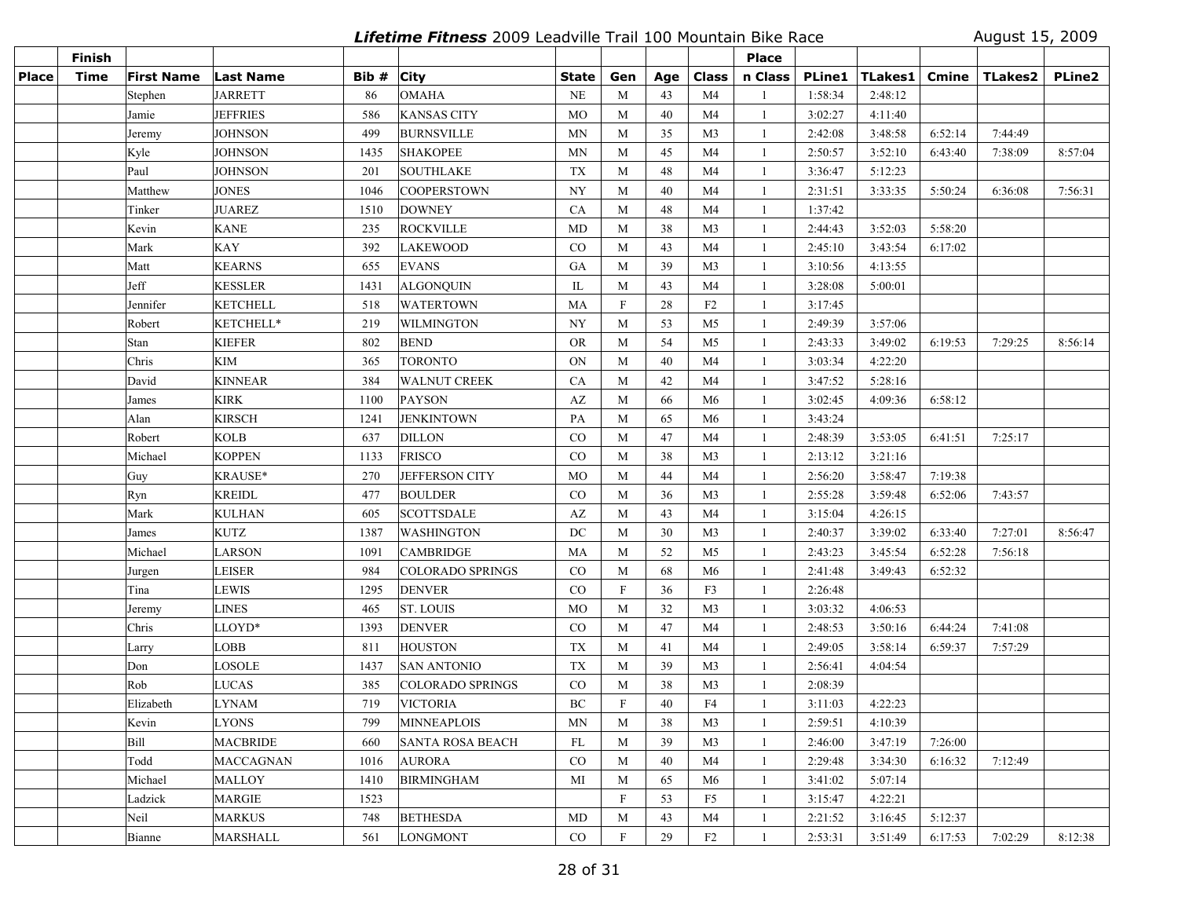# *Lifetime Fitness* 2009 Leadville Trail 100 Mountain Bike Race

August 15, 2009

| Place | Finish Time | First Name | Last Name | Bib # | City | State | Gen | Age | Class | Place n Class | PLine1 | TLakes1 | Cmine | TLakes2 | PLine2 |
|---|---|---|---|---|---|---|---|---|---|---|---|---|---|---|---|
| | | Stephen | JARRETT | 86 | OMAHA | NE | M | 43 | M4 | 1 | 1:58:34 | 2:48:12 | | | |
| | | Jamie | JEFFRIES | 586 | KANSAS CITY | MO | M | 40 | M4 | 1 | 3:02:27 | 4:11:40 | | | |
| | | Jeremy | JOHNSON | 499 | BURNSVILLE | MN | M | 35 | M3 | 1 | 2:42:08 | 3:48:58 | 6:52:14 | 7:44:49 | |
| | | Kyle | JOHNSON | 1435 | SHAKOPEE | MN | M | 45 | M4 | 1 | 2:50:57 | 3:52:10 | 6:43:40 | 7:38:09 | 8:57:04 |
| | | Paul | JOHNSON | 201 | SOUTHLAKE | TX | M | 48 | M4 | 1 | 3:36:47 | 5:12:23 | | | |
| | | Matthew | JONES | 1046 | COOPERSTOWN | NY | M | 40 | M4 | 1 | 2:31:51 | 3:33:35 | 5:50:24 | 6:36:08 | 7:56:31 |
| | | Tinker | JUAREZ | 1510 | DOWNEY | CA | M | 48 | M4 | 1 | 1:37:42 | | | | |
| | | Kevin | KANE | 235 | ROCKVILLE | MD | M | 38 | M3 | 1 | 2:44:43 | 3:52:03 | 5:58:20 | | |
| | | Mark | KAY | 392 | LAKEWOOD | CO | M | 43 | M4 | 1 | 2:45:10 | 3:43:54 | 6:17:02 | | |
| | | Matt | KEARNS | 655 | EVANS | GA | M | 39 | M3 | 1 | 3:10:56 | 4:13:55 | | | |
| | | Jeff | KESSLER | 1431 | ALGONQUIN | IL | M | 43 | M4 | 1 | 3:28:08 | 5:00:01 | | | |
| | | Jennifer | KETCHELL | 518 | WATERTOWN | MA | F | 28 | F2 | 1 | 3:17:45 | | | | |
| | | Robert | KETCHELL* | 219 | WILMINGTON | NY | M | 53 | M5 | 1 | 2:49:39 | 3:57:06 | | | |
| | | Stan | KIEFER | 802 | BEND | OR | M | 54 | M5 | 1 | 2:43:33 | 3:49:02 | 6:19:53 | 7:29:25 | 8:56:14 |
| | | Chris | KIM | 365 | TORONTO | ON | M | 40 | M4 | 1 | 3:03:34 | 4:22:20 | | | |
| | | David | KINNEAR | 384 | WALNUT CREEK | CA | M | 42 | M4 | 1 | 3:47:52 | 5:28:16 | | | |
| | | James | KIRK | 1100 | PAYSON | AZ | M | 66 | M6 | 1 | 3:02:45 | 4:09:36 | 6:58:12 | | |
| | | Alan | KIRSCH | 1241 | JENKINTOWN | PA | M | 65 | M6 | 1 | 3:43:24 | | | | |
| | | Robert | KOLB | 637 | DILLON | CO | M | 47 | M4 | 1 | 2:48:39 | 3:53:05 | 6:41:51 | 7:25:17 | |
| | | Michael | KOPPEN | 1133 | FRISCO | CO | M | 38 | M3 | 1 | 2:13:12 | 3:21:16 | | | |
| | | Guy | KRAUSE* | 270 | JEFFERSON CITY | MO | M | 44 | M4 | 1 | 2:56:20 | 3:58:47 | 7:19:38 | | |
| | | Ryn | KREIDL | 477 | BOULDER | CO | M | 36 | M3 | 1 | 2:55:28 | 3:59:48 | 6:52:06 | 7:43:57 | |
| | | Mark | KULHAN | 605 | SCOTTSDALE | AZ | M | 43 | M4 | 1 | 3:15:04 | 4:26:15 | | | |
| | | James | KUTZ | 1387 | WASHINGTON | DC | M | 30 | M3 | 1 | 2:40:37 | 3:39:02 | 6:33:40 | 7:27:01 | 8:56:47 |
| | | Michael | LARSON | 1091 | CAMBRIDGE | MA | M | 52 | M5 | 1 | 2:43:23 | 3:45:54 | 6:52:28 | 7:56:18 | |
| | | Jurgen | LEISER | 984 | COLORADO SPRINGS | CO | M | 68 | M6 | 1 | 2:41:48 | 3:49:43 | 6:52:32 | | |
| | | Tina | LEWIS | 1295 | DENVER | CO | F | 36 | F3 | 1 | 2:26:48 | | | | |
| | | Jeremy | LINES | 465 | ST. LOUIS | MO | M | 32 | M3 | 1 | 3:03:32 | 4:06:53 | | | |
| | | Chris | LLOYD* | 1393 | DENVER | CO | M | 47 | M4 | 1 | 2:48:53 | 3:50:16 | 6:44:24 | 7:41:08 | |
| | | Larry | LOBB | 811 | HOUSTON | TX | M | 41 | M4 | 1 | 2:49:05 | 3:58:14 | 6:59:37 | 7:57:29 | |
| | | Don | LOSOLE | 1437 | SAN ANTONIO | TX | M | 39 | M3 | 1 | 2:56:41 | 4:04:54 | | | |
| | | Rob | LUCAS | 385 | COLORADO SPRINGS | CO | M | 38 | M3 | 1 | 2:08:39 | | | | |
| | | Elizabeth | LYNAM | 719 | VICTORIA | BC | F | 40 | F4 | 1 | 3:11:03 | 4:22:23 | | | |
| | | Kevin | LYONS | 799 | MINNEAPLOIS | MN | M | 38 | M3 | 1 | 2:59:51 | 4:10:39 | | | |
| | | Bill | MACBRIDE | 660 | SANTA ROSA BEACH | FL | M | 39 | M3 | 1 | 2:46:00 | 3:47:19 | 7:26:00 | | |
| | | Todd | MACCAGNAN | 1016 | AURORA | CO | M | 40 | M4 | 1 | 2:29:48 | 3:34:30 | 6:16:32 | 7:12:49 | |
| | | Michael | MALLOY | 1410 | BIRMINGHAM | MI | M | 65 | M6 | 1 | 3:41:02 | 5:07:14 | | | |
| | | Ladzick | MARGIE | 1523 | | | F | 53 | F5 | 1 | 3:15:47 | 4:22:21 | | | |
| | | Neil | MARKUS | 748 | BETHESDA | MD | M | 43 | M4 | 1 | 2:21:52 | 3:16:45 | 5:12:37 | | |
| | | Bianne | MARSHALL | 561 | LONGMONT | CO | F | 29 | F2 | 1 | 2:53:31 | 3:51:49 | 6:17:53 | 7:02:29 | 8:12:38 |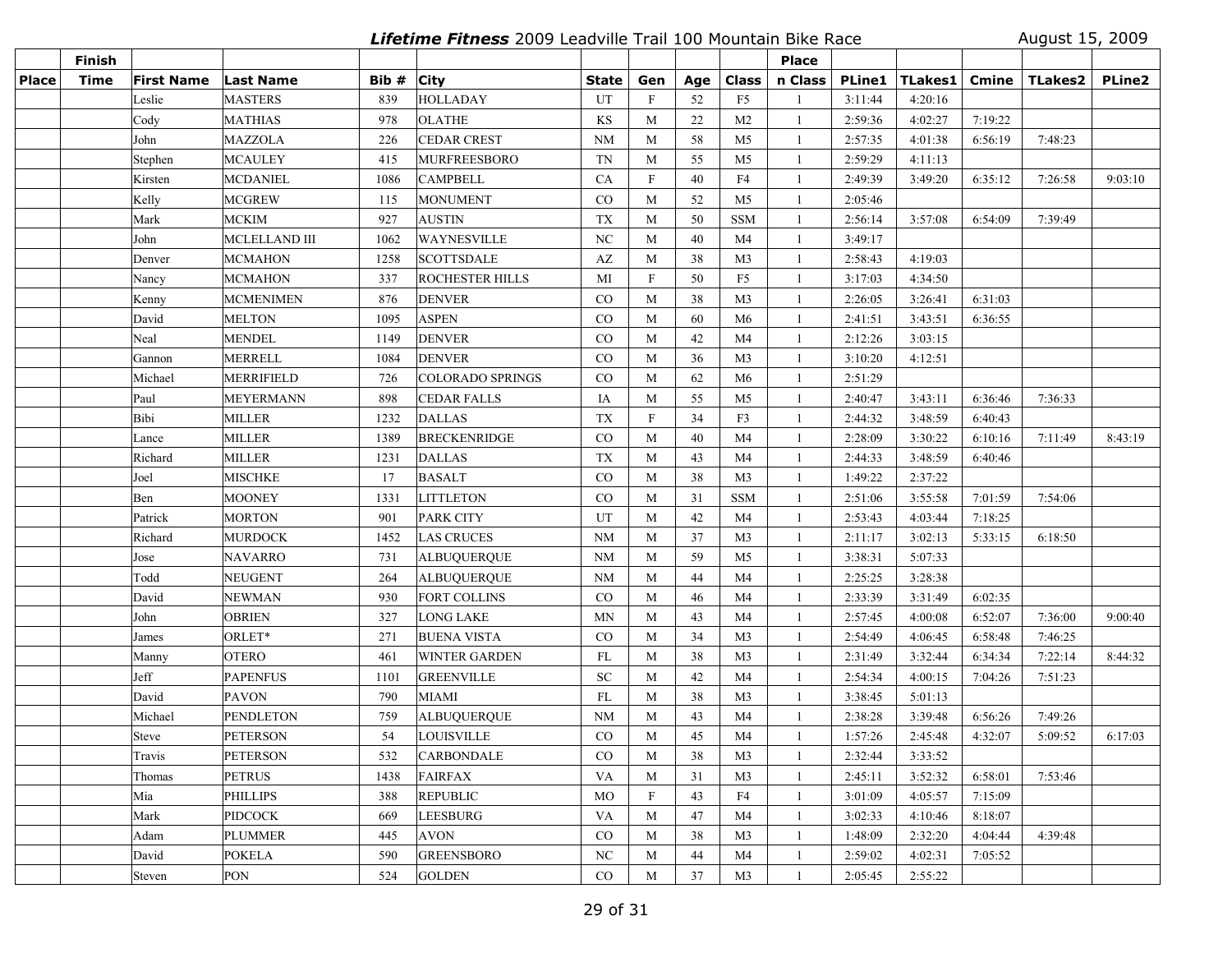***Lifetime Fitness*** 2009 Leadville Trail 100 Mountain Bike Race — August 15, 2009

| Place | Finish Time | First Name | Last Name | Bib # | City | State | Gen | Age | Class | Place n Class | PLine1 | TLakes1 | Cmine | TLakes2 | PLine2 |
|---|---|---|---|---|---|---|---|---|---|---|---|---|---|---|---|
| | | Leslie | MASTERS | 839 | HOLLADAY | UT | F | 52 | F5 | 1 | 3:11:44 | 4:20:16 | | | |
| | | Cody | MATHIAS | 978 | OLATHE | KS | M | 22 | M2 | 1 | 2:59:36 | 4:02:27 | 7:19:22 | | |
| | | John | MAZZOLA | 226 | CEDAR CREST | NM | M | 58 | M5 | 1 | 2:57:35 | 4:01:38 | 6:56:19 | 7:48:23 | |
| | | Stephen | MCAULEY | 415 | MURFREESBORO | TN | M | 55 | M5 | 1 | 2:59:29 | 4:11:13 | | | |
| | | Kirsten | MCDANIEL | 1086 | CAMPBELL | CA | F | 40 | F4 | 1 | 2:49:39 | 3:49:20 | 6:35:12 | 7:26:58 | 9:03:10 |
| | | Kelly | MCGREW | 115 | MONUMENT | CO | M | 52 | M5 | 1 | 2:05:46 | | | | |
| | | Mark | MCKIM | 927 | AUSTIN | TX | M | 50 | SSM | 1 | 2:56:14 | 3:57:08 | 6:54:09 | 7:39:49 | |
| | | John | MCLELLAND III | 1062 | WAYNESVILLE | NC | M | 40 | M4 | 1 | 3:49:17 | | | | |
| | | Denver | MCMAHON | 1258 | SCOTTSDALE | AZ | M | 38 | M3 | 1 | 2:58:43 | 4:19:03 | | | |
| | | Nancy | MCMAHON | 337 | ROCHESTER HILLS | MI | F | 50 | F5 | 1 | 3:17:03 | 4:34:50 | | | |
| | | Kenny | MCMENIMEN | 876 | DENVER | CO | M | 38 | M3 | 1 | 2:26:05 | 3:26:41 | 6:31:03 | | |
| | | David | MELTON | 1095 | ASPEN | CO | M | 60 | M6 | 1 | 2:41:51 | 3:43:51 | 6:36:55 | | |
| | | Neal | MENDEL | 1149 | DENVER | CO | M | 42 | M4 | 1 | 2:12:26 | 3:03:15 | | | |
| | | Gannon | MERRELL | 1084 | DENVER | CO | M | 36 | M3 | 1 | 3:10:20 | 4:12:51 | | | |
| | | Michael | MERRIFIELD | 726 | COLORADO SPRINGS | CO | M | 62 | M6 | 1 | 2:51:29 | | | | |
| | | Paul | MEYERMANN | 898 | CEDAR FALLS | IA | M | 55 | M5 | 1 | 2:40:47 | 3:43:11 | 6:36:46 | 7:36:33 | |
| | | Bibi | MILLER | 1232 | DALLAS | TX | F | 34 | F3 | 1 | 2:44:32 | 3:48:59 | 6:40:43 | | |
| | | Lance | MILLER | 1389 | BRECKENRIDGE | CO | M | 40 | M4 | 1 | 2:28:09 | 3:30:22 | 6:10:16 | 7:11:49 | 8:43:19 |
| | | Richard | MILLER | 1231 | DALLAS | TX | M | 43 | M4 | 1 | 2:44:33 | 3:48:59 | 6:40:46 | | |
| | | Joel | MISCHKE | 17 | BASALT | CO | M | 38 | M3 | 1 | 1:49:22 | 2:37:22 | | | |
| | | Ben | MOONEY | 1331 | LITTLETON | CO | M | 31 | SSM | 1 | 2:51:06 | 3:55:58 | 7:01:59 | 7:54:06 | |
| | | Patrick | MORTON | 901 | PARK CITY | UT | M | 42 | M4 | 1 | 2:53:43 | 4:03:44 | 7:18:25 | | |
| | | Richard | MURDOCK | 1452 | LAS CRUCES | NM | M | 37 | M3 | 1 | 2:11:17 | 3:02:13 | 5:33:15 | 6:18:50 | |
| | | Jose | NAVARRO | 731 | ALBUQUERQUE | NM | M | 59 | M5 | 1 | 3:38:31 | 5:07:33 | | | |
| | | Todd | NEUGENT | 264 | ALBUQUERQUE | NM | M | 44 | M4 | 1 | 2:25:25 | 3:28:38 | | | |
| | | David | NEWMAN | 930 | FORT COLLINS | CO | M | 46 | M4 | 1 | 2:33:39 | 3:31:49 | 6:02:35 | | |
| | | John | OBRIEN | 327 | LONG LAKE | MN | M | 43 | M4 | 1 | 2:57:45 | 4:00:08 | 6:52:07 | 7:36:00 | 9:00:40 |
| | | James | ORLET* | 271 | BUENA VISTA | CO | M | 34 | M3 | 1 | 2:54:49 | 4:06:45 | 6:58:48 | 7:46:25 | |
| | | Manny | OTERO | 461 | WINTER GARDEN | FL | M | 38 | M3 | 1 | 2:31:49 | 3:32:44 | 6:34:34 | 7:22:14 | 8:44:32 |
| | | Jeff | PAPENFUS | 1101 | GREENVILLE | SC | M | 42 | M4 | 1 | 2:54:34 | 4:00:15 | 7:04:26 | 7:51:23 | |
| | | David | PAVON | 790 | MIAMI | FL | M | 38 | M3 | 1 | 3:38:45 | 5:01:13 | | | |
| | | Michael | PENDLETON | 759 | ALBUQUERQUE | NM | M | 43 | M4 | 1 | 2:38:28 | 3:39:48 | 6:56:26 | 7:49:26 | |
| | | Steve | PETERSON | 54 | LOUISVILLE | CO | M | 45 | M4 | 1 | 1:57:26 | 2:45:48 | 4:32:07 | 5:09:52 | 6:17:03 |
| | | Travis | PETERSON | 532 | CARBONDALE | CO | M | 38 | M3 | 1 | 2:32:44 | 3:33:52 | | | |
| | | Thomas | PETRUS | 1438 | FAIRFAX | VA | M | 31 | M3 | 1 | 2:45:11 | 3:52:32 | 6:58:01 | 7:53:46 | |
| | | Mia | PHILLIPS | 388 | REPUBLIC | MO | F | 43 | F4 | 1 | 3:01:09 | 4:05:57 | 7:15:09 | | |
| | | Mark | PIDCOCK | 669 | LEESBURG | VA | M | 47 | M4 | 1 | 3:02:33 | 4:10:46 | 8:18:07 | | |
| | | Adam | PLUMMER | 445 | AVON | CO | M | 38 | M3 | 1 | 1:48:09 | 2:32:20 | 4:04:44 | 4:39:48 | |
| | | David | POKELA | 590 | GREENSBORO | NC | M | 44 | M4 | 1 | 2:59:02 | 4:02:31 | 7:05:52 | | |
| | | Steven | PON | 524 | GOLDEN | CO | M | 37 | M3 | 1 | 2:05:45 | 2:55:22 | | | |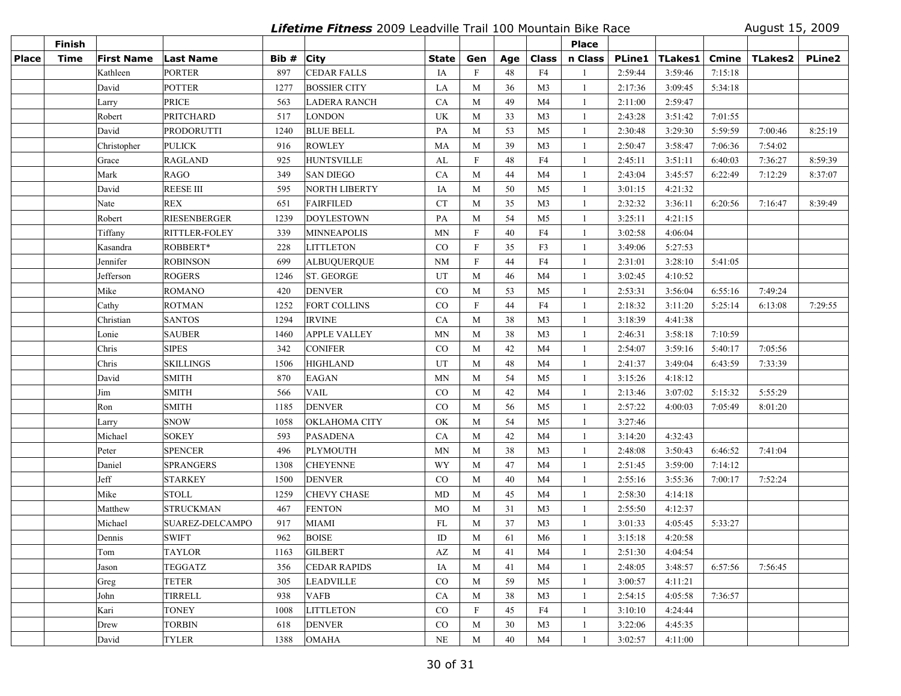# *Lifetime Fitness* 2009 Leadville Trail 100 Mountain Bike Race

August 15, 2009

| Place | Finish Time | First Name | Last Name | Bib # | City | State | Gen | Age | Class | Place n Class | PLine1 | TLakes1 | Cmine | TLakes2 | PLine2 |
|---|---|---|---|---|---|---|---|---|---|---|---|---|---|---|---|
| | | Kathleen | PORTER | 897 | CEDAR FALLS | IA | F | 48 | F4 | 1 | 2:59:44 | 3:59:46 | 7:15:18 | | |
| | | David | POTTER | 1277 | BOSSIER CITY | LA | M | 36 | M3 | 1 | 2:17:36 | 3:09:45 | 5:34:18 | | |
| | | Larry | PRICE | 563 | LADERA RANCH | CA | M | 49 | M4 | 1 | 2:11:00 | 2:59:47 | | | |
| | | Robert | PRITCHARD | 517 | LONDON | UK | M | 33 | M3 | 1 | 2:43:28 | 3:51:42 | 7:01:55 | | |
| | | David | PRODORUTTI | 1240 | BLUE BELL | PA | M | 53 | M5 | 1 | 2:30:48 | 3:29:30 | 5:59:59 | 7:00:46 | 8:25:19 |
| | | Christopher | PULICK | 916 | ROWLEY | MA | M | 39 | M3 | 1 | 2:50:47 | 3:58:47 | 7:06:36 | 7:54:02 | |
| | | Grace | RAGLAND | 925 | HUNTSVILLE | AL | F | 48 | F4 | 1 | 2:45:11 | 3:51:11 | 6:40:03 | 7:36:27 | 8:59:39 |
| | | Mark | RAGO | 349 | SAN DIEGO | CA | M | 44 | M4 | 1 | 2:43:04 | 3:45:57 | 6:22:49 | 7:12:29 | 8:37:07 |
| | | David | REESE III | 595 | NORTH LIBERTY | IA | M | 50 | M5 | 1 | 3:01:15 | 4:21:32 | | | |
| | | Nate | REX | 651 | FAIRFILED | CT | M | 35 | M3 | 1 | 2:32:32 | 3:36:11 | 6:20:56 | 7:16:47 | 8:39:49 |
| | | Robert | RIESENBERGER | 1239 | DOYLESTOWN | PA | M | 54 | M5 | 1 | 3:25:11 | 4:21:15 | | | |
| | | Tiffany | RITTLER-FOLEY | 339 | MINNEAPOLIS | MN | F | 40 | F4 | 1 | 3:02:58 | 4:06:04 | | | |
| | | Kasandra | ROBBERT* | 228 | LITTLETON | CO | F | 35 | F3 | 1 | 3:49:06 | 5:27:53 | | | |
| | | Jennifer | ROBINSON | 699 | ALBUQUERQUE | NM | F | 44 | F4 | 1 | 2:31:01 | 3:28:10 | 5:41:05 | | |
| | | Jefferson | ROGERS | 1246 | ST. GEORGE | UT | M | 46 | M4 | 1 | 3:02:45 | 4:10:52 | | | |
| | | Mike | ROMANO | 420 | DENVER | CO | M | 53 | M5 | 1 | 2:53:31 | 3:56:04 | 6:55:16 | 7:49:24 | |
| | | Cathy | ROTMAN | 1252 | FORT COLLINS | CO | F | 44 | F4 | 1 | 2:18:32 | 3:11:20 | 5:25:14 | 6:13:08 | 7:29:55 |
| | | Christian | SANTOS | 1294 | IRVINE | CA | M | 38 | M3 | 1 | 3:18:39 | 4:41:38 | | | |
| | | Lonie | SAUBER | 1460 | APPLE VALLEY | MN | M | 38 | M3 | 1 | 2:46:31 | 3:58:18 | 7:10:59 | | |
| | | Chris | SIPES | 342 | CONIFER | CO | M | 42 | M4 | 1 | 2:54:07 | 3:59:16 | 5:40:17 | 7:05:56 | |
| | | Chris | SKILLINGS | 1506 | HIGHLAND | UT | M | 48 | M4 | 1 | 2:41:37 | 3:49:04 | 6:43:59 | 7:33:39 | |
| | | David | SMITH | 870 | EAGAN | MN | M | 54 | M5 | 1 | 3:15:26 | 4:18:12 | | | |
| | | Jim | SMITH | 566 | VAIL | CO | M | 42 | M4 | 1 | 2:13:46 | 3:07:02 | 5:15:32 | 5:55:29 | |
| | | Ron | SMITH | 1185 | DENVER | CO | M | 56 | M5 | 1 | 2:57:22 | 4:00:03 | 7:05:49 | 8:01:20 | |
| | | Larry | SNOW | 1058 | OKLAHOMA CITY | OK | M | 54 | M5 | 1 | 3:27:46 | | | | |
| | | Michael | SOKEY | 593 | PASADENA | CA | M | 42 | M4 | 1 | 3:14:20 | 4:32:43 | | | |
| | | Peter | SPENCER | 496 | PLYMOUTH | MN | M | 38 | M3 | 1 | 2:48:08 | 3:50:43 | 6:46:52 | 7:41:04 | |
| | | Daniel | SPRANGERS | 1308 | CHEYENNE | WY | M | 47 | M4 | 1 | 2:51:45 | 3:59:00 | 7:14:12 | | |
| | | Jeff | STARKEY | 1500 | DENVER | CO | M | 40 | M4 | 1 | 2:55:16 | 3:55:36 | 7:00:17 | 7:52:24 | |
| | | Mike | STOLL | 1259 | CHEVY CHASE | MD | M | 45 | M4 | 1 | 2:58:30 | 4:14:18 | | | |
| | | Matthew | STRUCKMAN | 467 | FENTON | MO | M | 31 | M3 | 1 | 2:55:50 | 4:12:37 | | | |
| | | Michael | SUAREZ-DELCAMPO | 917 | MIAMI | FL | M | 37 | M3 | 1 | 3:01:33 | 4:05:45 | 5:33:27 | | |
| | | Dennis | SWIFT | 962 | BOISE | ID | M | 61 | M6 | 1 | 3:15:18 | 4:20:58 | | | |
| | | Tom | TAYLOR | 1163 | GILBERT | AZ | M | 41 | M4 | 1 | 2:51:30 | 4:04:54 | | | |
| | | Jason | TEGGATZ | 356 | CEDAR RAPIDS | IA | M | 41 | M4 | 1 | 2:48:05 | 3:48:57 | 6:57:56 | 7:56:45 | |
| | | Greg | TETER | 305 | LEADVILLE | CO | M | 59 | M5 | 1 | 3:00:57 | 4:11:21 | | | |
| | | John | TIRRELL | 938 | VAFB | CA | M | 38 | M3 | 1 | 2:54:15 | 4:05:58 | 7:36:57 | | |
| | | Kari | TONEY | 1008 | LITTLETON | CO | F | 45 | F4 | 1 | 3:10:10 | 4:24:44 | | | |
| | | Drew | TORBIN | 618 | DENVER | CO | M | 30 | M3 | 1 | 3:22:06 | 4:45:35 | | | |
| | | David | TYLER | 1388 | OMAHA | NE | M | 40 | M4 | 1 | 3:02:57 | 4:11:00 | | | |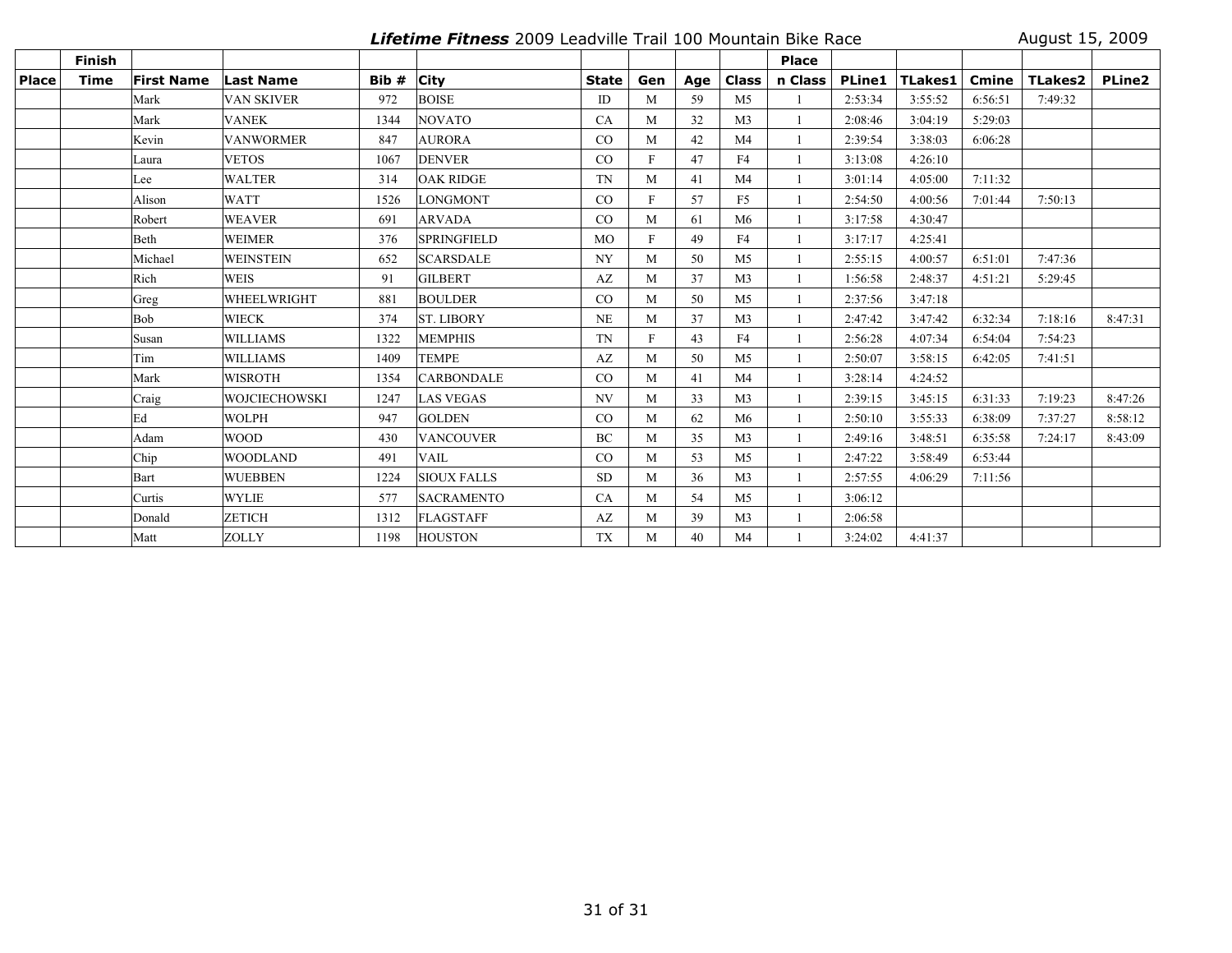***Lifetime Fitness*** 2009 Leadville Trail 100 Mountain Bike Race August 15, 2009

| Place | Finish Time | First Name | Last Name | Bib # | City | State | Gen | Age | Class | Place n Class | PLine1 | TLakes1 | Cmine | TLakes2 | PLine2 |
|---|---|---|---|---|---|---|---|---|---|---|---|---|---|---|---|
| | | Mark | VAN SKIVER | 972 | BOISE | ID | M | 59 | M5 | 1 | 2:53:34 | 3:55:52 | 6:56:51 | 7:49:32 | |
| | | Mark | VANEK | 1344 | NOVATO | CA | M | 32 | M3 | 1 | 2:08:46 | 3:04:19 | 5:29:03 | | |
| | | Kevin | VANWORMER | 847 | AURORA | CO | M | 42 | M4 | 1 | 2:39:54 | 3:38:03 | 6:06:28 | | |
| | | Laura | VETOS | 1067 | DENVER | CO | F | 47 | F4 | 1 | 3:13:08 | 4:26:10 | | | |
| | | Lee | WALTER | 314 | OAK RIDGE | TN | M | 41 | M4 | 1 | 3:01:14 | 4:05:00 | 7:11:32 | | |
| | | Alison | WATT | 1526 | LONGMONT | CO | F | 57 | F5 | 1 | 2:54:50 | 4:00:56 | 7:01:44 | 7:50:13 | |
| | | Robert | WEAVER | 691 | ARVADA | CO | M | 61 | M6 | 1 | 3:17:58 | 4:30:47 | | | |
| | | Beth | WEIMER | 376 | SPRINGFIELD | MO | F | 49 | F4 | 1 | 3:17:17 | 4:25:41 | | | |
| | | Michael | WEINSTEIN | 652 | SCARSDALE | NY | M | 50 | M5 | 1 | 2:55:15 | 4:00:57 | 6:51:01 | 7:47:36 | |
| | | Rich | WEIS | 91 | GILBERT | AZ | M | 37 | M3 | 1 | 1:56:58 | 2:48:37 | 4:51:21 | 5:29:45 | |
| | | Greg | WHEELWRIGHT | 881 | BOULDER | CO | M | 50 | M5 | 1 | 2:37:56 | 3:47:18 | | | |
| | | Bob | WIECK | 374 | ST. LIBORY | NE | M | 37 | M3 | 1 | 2:47:42 | 3:47:42 | 6:32:34 | 7:18:16 | 8:47:31 |
| | | Susan | WILLIAMS | 1322 | MEMPHIS | TN | F | 43 | F4 | 1 | 2:56:28 | 4:07:34 | 6:54:04 | 7:54:23 | |
| | | Tim | WILLIAMS | 1409 | TEMPE | AZ | M | 50 | M5 | 1 | 2:50:07 | 3:58:15 | 6:42:05 | 7:41:51 | |
| | | Mark | WISROTH | 1354 | CARBONDALE | CO | M | 41 | M4 | 1 | 3:28:14 | 4:24:52 | | | |
| | | Craig | WOJCIECHOWSKI | 1247 | LAS VEGAS | NV | M | 33 | M3 | 1 | 2:39:15 | 3:45:15 | 6:31:33 | 7:19:23 | 8:47:26 |
| | | Ed | WOLPH | 947 | GOLDEN | CO | M | 62 | M6 | 1 | 2:50:10 | 3:55:33 | 6:38:09 | 7:37:27 | 8:58:12 |
| | | Adam | WOOD | 430 | VANCOUVER | BC | M | 35 | M3 | 1 | 2:49:16 | 3:48:51 | 6:35:58 | 7:24:17 | 8:43:09 |
| | | Chip | WOODLAND | 491 | VAIL | CO | M | 53 | M5 | 1 | 2:47:22 | 3:58:49 | 6:53:44 | | |
| | | Bart | WUEBBEN | 1224 | SIOUX FALLS | SD | M | 36 | M3 | 1 | 2:57:55 | 4:06:29 | 7:11:56 | | |
| | | Curtis | WYLIE | 577 | SACRAMENTO | CA | M | 54 | M5 | 1 | 3:06:12 | | | | |
| | | Donald | ZETICH | 1312 | FLAGSTAFF | AZ | M | 39 | M3 | 1 | 2:06:58 | | | | |
| | | Matt | ZOLLY | 1198 | HOUSTON | TX | M | 40 | M4 | 1 | 3:24:02 | 4:41:37 | | | |